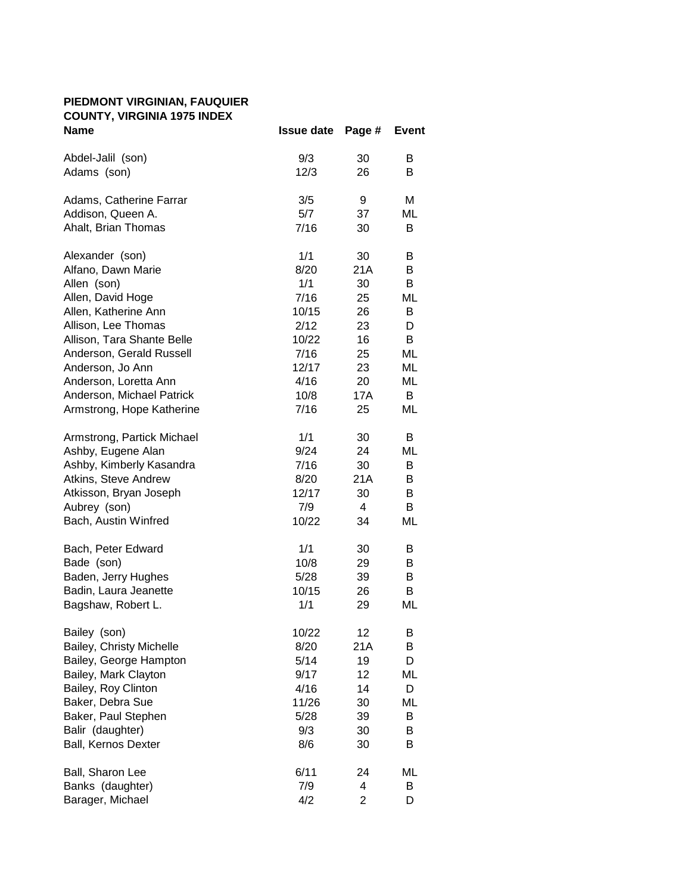**PIEDMONT VIRGINIAN, FAUQUIER COUNTY, VIRGINIA 1975 INDEX**

| Name | Issue date | Page # | Event |
|---|---|---|---|
| Abdel-Jalil (son) | 9/3 | 30 | B |
| Adams (son) | 12/3 | 26 | B |
| Adams, Catherine Farrar | 3/5 | 9 | M |
| Addison, Queen A. | 5/7 | 37 | ML |
| Ahalt, Brian Thomas | 7/16 | 30 | B |
| Alexander (son) | 1/1 | 30 | B |
| Alfano, Dawn Marie | 8/20 | 21A | B |
| Allen (son) | 1/1 | 30 | B |
| Allen, David Hoge | 7/16 | 25 | ML |
| Allen, Katherine Ann | 10/15 | 26 | B |
| Allison, Lee Thomas | 2/12 | 23 | D |
| Allison, Tara Shante Belle | 10/22 | 16 | B |
| Anderson, Gerald Russell | 7/16 | 25 | ML |
| Anderson, Jo Ann | 12/17 | 23 | ML |
| Anderson, Loretta Ann | 4/16 | 20 | ML |
| Anderson, Michael Patrick | 10/8 | 17A | B |
| Armstrong, Hope Katherine | 7/16 | 25 | ML |
| Armstrong, Partick Michael | 1/1 | 30 | B |
| Ashby, Eugene Alan | 9/24 | 24 | ML |
| Ashby, Kimberly Kasandra | 7/16 | 30 | B |
| Atkins, Steve Andrew | 8/20 | 21A | B |
| Atkisson, Bryan Joseph | 12/17 | 30 | B |
| Aubrey (son) | 7/9 | 4 | B |
| Bach, Austin Winfred | 10/22 | 34 | ML |
| Bach, Peter Edward | 1/1 | 30 | B |
| Bade (son) | 10/8 | 29 | B |
| Baden, Jerry Hughes | 5/28 | 39 | B |
| Badin, Laura Jeanette | 10/15 | 26 | B |
| Bagshaw, Robert L. | 1/1 | 29 | ML |
| Bailey (son) | 10/22 | 12 | B |
| Bailey, Christy Michelle | 8/20 | 21A | B |
| Bailey, George Hampton | 5/14 | 19 | D |
| Bailey, Mark Clayton | 9/17 | 12 | ML |
| Bailey, Roy Clinton | 4/16 | 14 | D |
| Baker, Debra Sue | 11/26 | 30 | ML |
| Baker, Paul Stephen | 5/28 | 39 | B |
| Balir (daughter) | 9/3 | 30 | B |
| Ball, Kernos Dexter | 8/6 | 30 | B |
| Ball, Sharon Lee | 6/11 | 24 | ML |
| Banks (daughter) | 7/9 | 4 | B |
| Barager, Michael | 4/2 | 2 | D |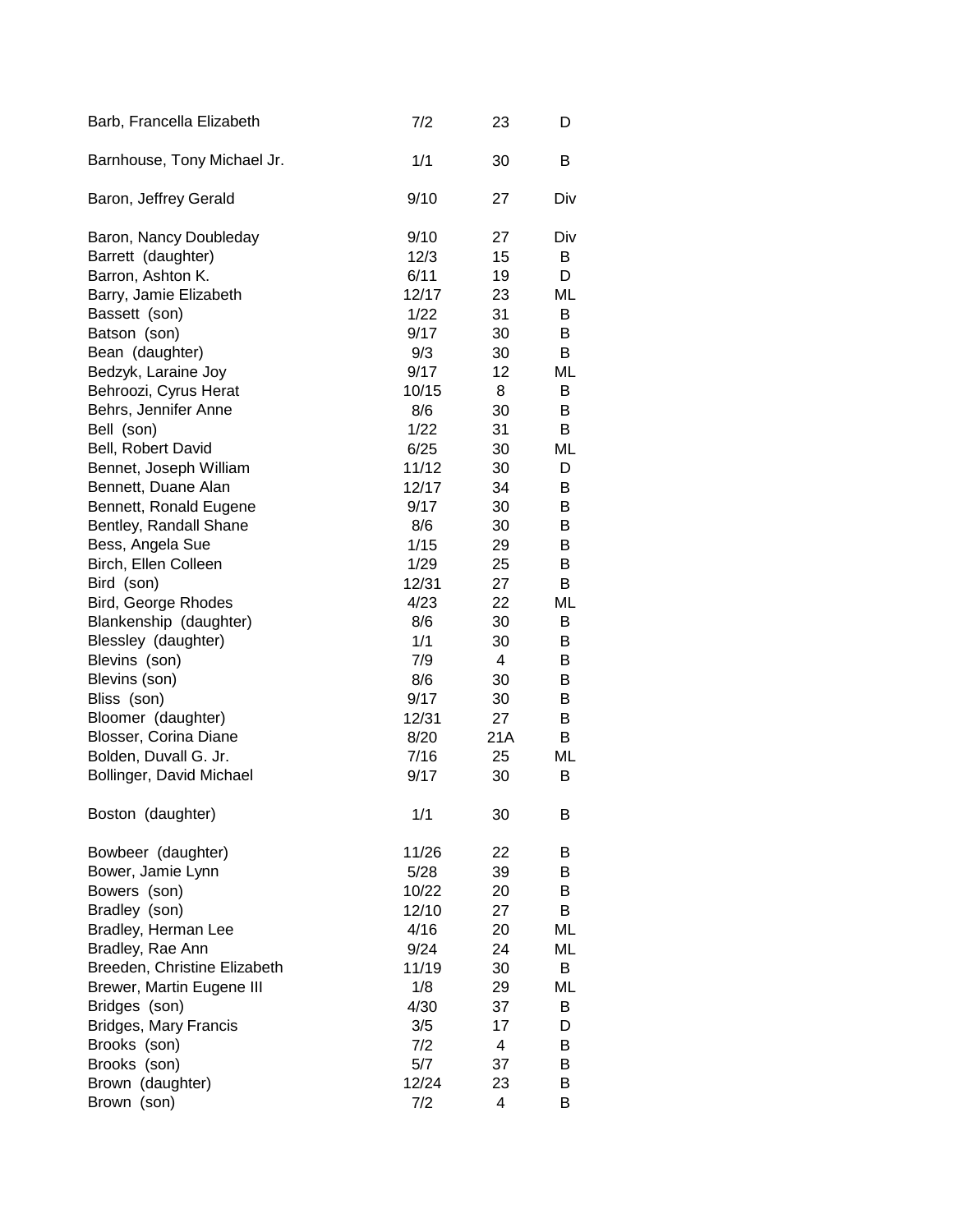| | | | |
|---|---|---|---|
| Barb, Francella Elizabeth | 7/2 | 23 | D |
| Barnhouse, Tony Michael Jr. | 1/1 | 30 | B |
| Baron, Jeffrey Gerald | 9/10 | 27 | Div |
| Baron, Nancy Doubleday | 9/10 | 27 | Div |
| Barrett (daughter) | 12/3 | 15 | B |
| Barron, Ashton K. | 6/11 | 19 | D |
| Barry, Jamie Elizabeth | 12/17 | 23 | ML |
| Bassett (son) | 1/22 | 31 | B |
| Batson (son) | 9/17 | 30 | B |
| Bean (daughter) | 9/3 | 30 | B |
| Bedzyk, Laraine Joy | 9/17 | 12 | ML |
| Behroozi, Cyrus Herat | 10/15 | 8 | B |
| Behrs, Jennifer Anne | 8/6 | 30 | B |
| Bell (son) | 1/22 | 31 | B |
| Bell, Robert David | 6/25 | 30 | ML |
| Bennet, Joseph William | 11/12 | 30 | D |
| Bennett, Duane Alan | 12/17 | 34 | B |
| Bennett, Ronald Eugene | 9/17 | 30 | B |
| Bentley, Randall Shane | 8/6 | 30 | B |
| Bess, Angela Sue | 1/15 | 29 | B |
| Birch, Ellen Colleen | 1/29 | 25 | B |
| Bird (son) | 12/31 | 27 | B |
| Bird, George Rhodes | 4/23 | 22 | ML |
| Blankenship (daughter) | 8/6 | 30 | B |
| Blessley (daughter) | 1/1 | 30 | B |
| Blevins (son) | 7/9 | 4 | B |
| Blevins (son) | 8/6 | 30 | B |
| Bliss (son) | 9/17 | 30 | B |
| Bloomer (daughter) | 12/31 | 27 | B |
| Blosser, Corina Diane | 8/20 | 21A | B |
| Bolden, Duvall G. Jr. | 7/16 | 25 | ML |
| Bollinger, David Michael | 9/17 | 30 | B |
| Boston (daughter) | 1/1 | 30 | B |
| Bowbeer (daughter) | 11/26 | 22 | B |
| Bower, Jamie Lynn | 5/28 | 39 | B |
| Bowers (son) | 10/22 | 20 | B |
| Bradley (son) | 12/10 | 27 | B |
| Bradley, Herman Lee | 4/16 | 20 | ML |
| Bradley, Rae Ann | 9/24 | 24 | ML |
| Breeden, Christine Elizabeth | 11/19 | 30 | B |
| Brewer, Martin Eugene III | 1/8 | 29 | ML |
| Bridges (son) | 4/30 | 37 | B |
| Bridges, Mary Francis | 3/5 | 17 | D |
| Brooks (son) | 7/2 | 4 | B |
| Brooks (son) | 5/7 | 37 | B |
| Brown (daughter) | 12/24 | 23 | B |
| Brown (son) | 7/2 | 4 | B |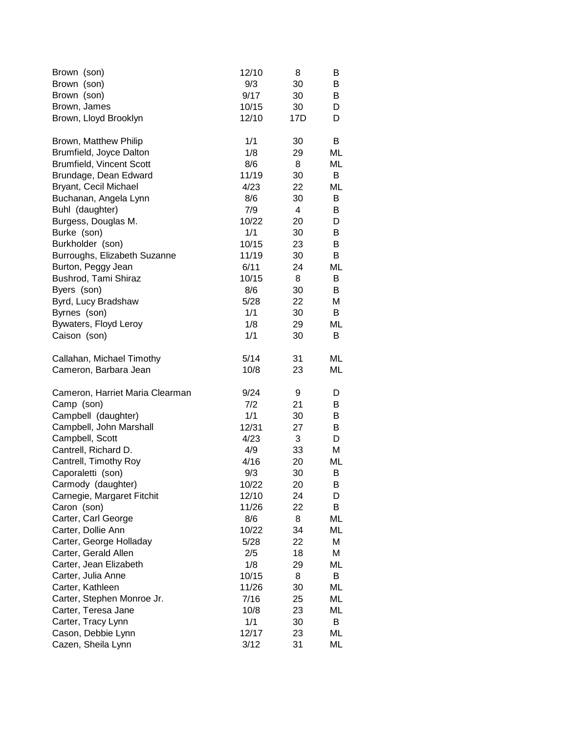| | | | |
|---|---|---|---|
| Brown (son) | 12/10 | 8 | B |
| Brown (son) | 9/3 | 30 | B |
| Brown (son) | 9/17 | 30 | B |
| Brown, James | 10/15 | 30 | D |
| Brown, Lloyd Brooklyn | 12/10 | 17D | D |
| Brown, Matthew Philip | 1/1 | 30 | B |
| Brumfield, Joyce Dalton | 1/8 | 29 | ML |
| Brumfield, Vincent Scott | 8/6 | 8 | ML |
| Brundage, Dean Edward | 11/19 | 30 | B |
| Bryant, Cecil Michael | 4/23 | 22 | ML |
| Buchanan, Angela Lynn | 8/6 | 30 | B |
| Buhl (daughter) | 7/9 | 4 | B |
| Burgess, Douglas M. | 10/22 | 20 | D |
| Burke (son) | 1/1 | 30 | B |
| Burkholder (son) | 10/15 | 23 | B |
| Burroughs, Elizabeth Suzanne | 11/19 | 30 | B |
| Burton, Peggy Jean | 6/11 | 24 | ML |
| Bushrod, Tami Shiraz | 10/15 | 8 | B |
| Byers (son) | 8/6 | 30 | B |
| Byrd, Lucy Bradshaw | 5/28 | 22 | M |
| Byrnes (son) | 1/1 | 30 | B |
| Bywaters, Floyd Leroy | 1/8 | 29 | ML |
| Caison (son) | 1/1 | 30 | B |
| Callahan, Michael Timothy | 5/14 | 31 | ML |
| Cameron, Barbara Jean | 10/8 | 23 | ML |
| Cameron, Harriet Maria Clearman | 9/24 | 9 | D |
| Camp (son) | 7/2 | 21 | B |
| Campbell (daughter) | 1/1 | 30 | B |
| Campbell, John Marshall | 12/31 | 27 | B |
| Campbell, Scott | 4/23 | 3 | D |
| Cantrell, Richard D. | 4/9 | 33 | M |
| Cantrell, Timothy Roy | 4/16 | 20 | ML |
| Caporaletti (son) | 9/3 | 30 | B |
| Carmody (daughter) | 10/22 | 20 | B |
| Carnegie, Margaret Fitchit | 12/10 | 24 | D |
| Caron (son) | 11/26 | 22 | B |
| Carter, Carl George | 8/6 | 8 | ML |
| Carter, Dollie Ann | 10/22 | 34 | ML |
| Carter, George Holladay | 5/28 | 22 | M |
| Carter, Gerald Allen | 2/5 | 18 | M |
| Carter, Jean Elizabeth | 1/8 | 29 | ML |
| Carter, Julia Anne | 10/15 | 8 | B |
| Carter, Kathleen | 11/26 | 30 | ML |
| Carter, Stephen Monroe Jr. | 7/16 | 25 | ML |
| Carter, Teresa Jane | 10/8 | 23 | ML |
| Carter, Tracy Lynn | 1/1 | 30 | B |
| Cason, Debbie Lynn | 12/17 | 23 | ML |
| Cazen, Sheila Lynn | 3/12 | 31 | ML |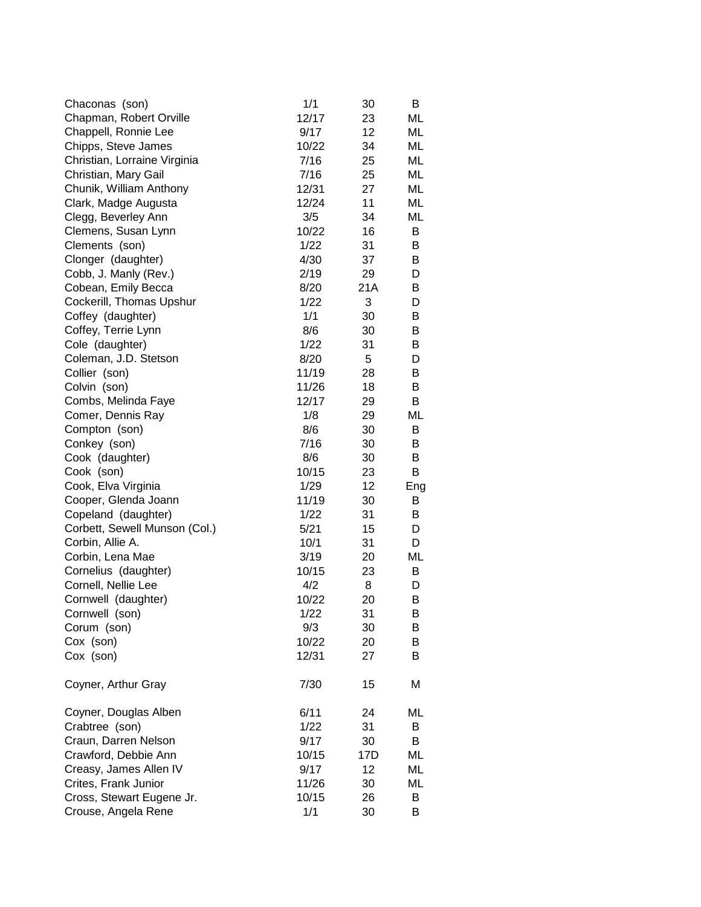| | | | |
|---|---|---|---|
| Chaconas (son) | 1/1 | 30 | B |
| Chapman, Robert Orville | 12/17 | 23 | ML |
| Chappell, Ronnie Lee | 9/17 | 12 | ML |
| Chipps, Steve James | 10/22 | 34 | ML |
| Christian, Lorraine Virginia | 7/16 | 25 | ML |
| Christian, Mary Gail | 7/16 | 25 | ML |
| Chunik, William Anthony | 12/31 | 27 | ML |
| Clark, Madge Augusta | 12/24 | 11 | ML |
| Clegg, Beverley Ann | 3/5 | 34 | ML |
| Clemens, Susan Lynn | 10/22 | 16 | B |
| Clements (son) | 1/22 | 31 | B |
| Clonger (daughter) | 4/30 | 37 | B |
| Cobb, J. Manly (Rev.) | 2/19 | 29 | D |
| Cobean, Emily Becca | 8/20 | 21A | B |
| Cockerill, Thomas Upshur | 1/22 | 3 | D |
| Coffey (daughter) | 1/1 | 30 | B |
| Coffey, Terrie Lynn | 8/6 | 30 | B |
| Cole (daughter) | 1/22 | 31 | B |
| Coleman, J.D. Stetson | 8/20 | 5 | D |
| Collier (son) | 11/19 | 28 | B |
| Colvin (son) | 11/26 | 18 | B |
| Combs, Melinda Faye | 12/17 | 29 | B |
| Comer, Dennis Ray | 1/8 | 29 | ML |
| Compton (son) | 8/6 | 30 | B |
| Conkey (son) | 7/16 | 30 | B |
| Cook (daughter) | 8/6 | 30 | B |
| Cook (son) | 10/15 | 23 | B |
| Cook, Elva Virginia | 1/29 | 12 | Eng |
| Cooper, Glenda Joann | 11/19 | 30 | B |
| Copeland (daughter) | 1/22 | 31 | B |
| Corbett, Sewell Munson (Col.) | 5/21 | 15 | D |
| Corbin, Allie A. | 10/1 | 31 | D |
| Corbin, Lena Mae | 3/19 | 20 | ML |
| Cornelius (daughter) | 10/15 | 23 | B |
| Cornell, Nellie Lee | 4/2 | 8 | D |
| Cornwell (daughter) | 10/22 | 20 | B |
| Cornwell (son) | 1/22 | 31 | B |
| Corum (son) | 9/3 | 30 | B |
| Cox (son) | 10/22 | 20 | B |
| Cox (son) | 12/31 | 27 | B |
| Coyner, Arthur Gray | 7/30 | 15 | M |
| Coyner, Douglas Alben | 6/11 | 24 | ML |
| Crabtree (son) | 1/22 | 31 | B |
| Craun, Darren Nelson | 9/17 | 30 | B |
| Crawford, Debbie Ann | 10/15 | 17D | ML |
| Creasy, James Allen IV | 9/17 | 12 | ML |
| Crites, Frank Junior | 11/26 | 30 | ML |
| Cross, Stewart Eugene Jr. | 10/15 | 26 | B |
| Crouse, Angela Rene | 1/1 | 30 | B |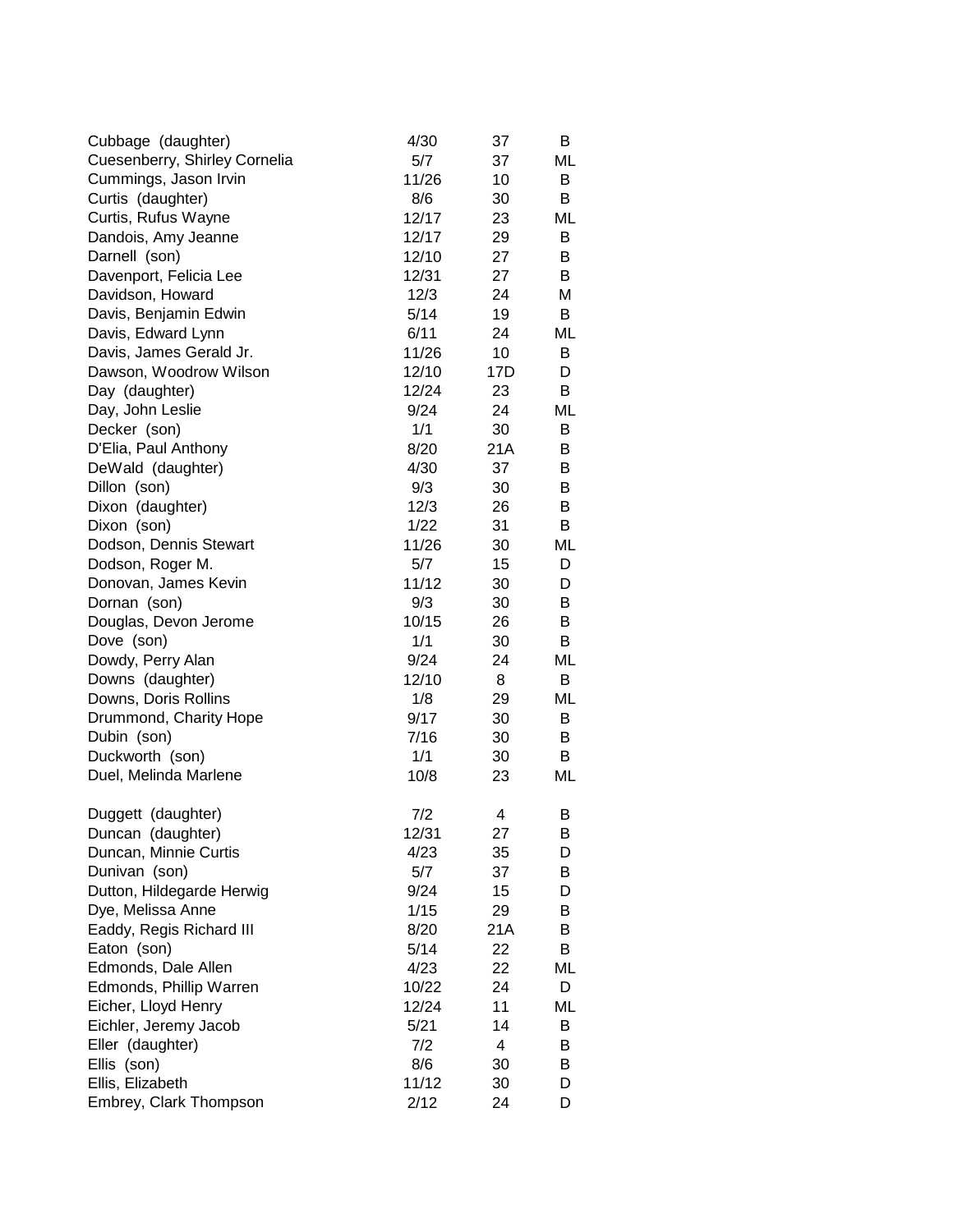| | | | |
|---|---|---|---|
| Cubbage (daughter) | 4/30 | 37 | B |
| Cuesenberry, Shirley Cornelia | 5/7 | 37 | ML |
| Cummings, Jason Irvin | 11/26 | 10 | B |
| Curtis (daughter) | 8/6 | 30 | B |
| Curtis, Rufus Wayne | 12/17 | 23 | ML |
| Dandois, Amy Jeanne | 12/17 | 29 | B |
| Darnell (son) | 12/10 | 27 | B |
| Davenport, Felicia Lee | 12/31 | 27 | B |
| Davidson, Howard | 12/3 | 24 | M |
| Davis, Benjamin Edwin | 5/14 | 19 | B |
| Davis, Edward Lynn | 6/11 | 24 | ML |
| Davis, James Gerald Jr. | 11/26 | 10 | B |
| Dawson, Woodrow Wilson | 12/10 | 17D | D |
| Day (daughter) | 12/24 | 23 | B |
| Day, John Leslie | 9/24 | 24 | ML |
| Decker (son) | 1/1 | 30 | B |
| D'Elia, Paul Anthony | 8/20 | 21A | B |
| DeWald (daughter) | 4/30 | 37 | B |
| Dillon (son) | 9/3 | 30 | B |
| Dixon (daughter) | 12/3 | 26 | B |
| Dixon (son) | 1/22 | 31 | B |
| Dodson, Dennis Stewart | 11/26 | 30 | ML |
| Dodson, Roger M. | 5/7 | 15 | D |
| Donovan, James Kevin | 11/12 | 30 | D |
| Dornan (son) | 9/3 | 30 | B |
| Douglas, Devon Jerome | 10/15 | 26 | B |
| Dove (son) | 1/1 | 30 | B |
| Dowdy, Perry Alan | 9/24 | 24 | ML |
| Downs (daughter) | 12/10 | 8 | B |
| Downs, Doris Rollins | 1/8 | 29 | ML |
| Drummond, Charity Hope | 9/17 | 30 | B |
| Dubin (son) | 7/16 | 30 | B |
| Duckworth (son) | 1/1 | 30 | B |
| Duel, Melinda Marlene | 10/8 | 23 | ML |
| Duggett (daughter) | 7/2 | 4 | B |
| Duncan (daughter) | 12/31 | 27 | B |
| Duncan, Minnie Curtis | 4/23 | 35 | D |
| Dunivan (son) | 5/7 | 37 | B |
| Dutton, Hildegarde Herwig | 9/24 | 15 | D |
| Dye, Melissa Anne | 1/15 | 29 | B |
| Eaddy, Regis Richard III | 8/20 | 21A | B |
| Eaton (son) | 5/14 | 22 | B |
| Edmonds, Dale Allen | 4/23 | 22 | ML |
| Edmonds, Phillip Warren | 10/22 | 24 | D |
| Eicher, Lloyd Henry | 12/24 | 11 | ML |
| Eichler, Jeremy Jacob | 5/21 | 14 | B |
| Eller (daughter) | 7/2 | 4 | B |
| Ellis (son) | 8/6 | 30 | B |
| Ellis, Elizabeth | 11/12 | 30 | D |
| Embrey, Clark Thompson | 2/12 | 24 | D |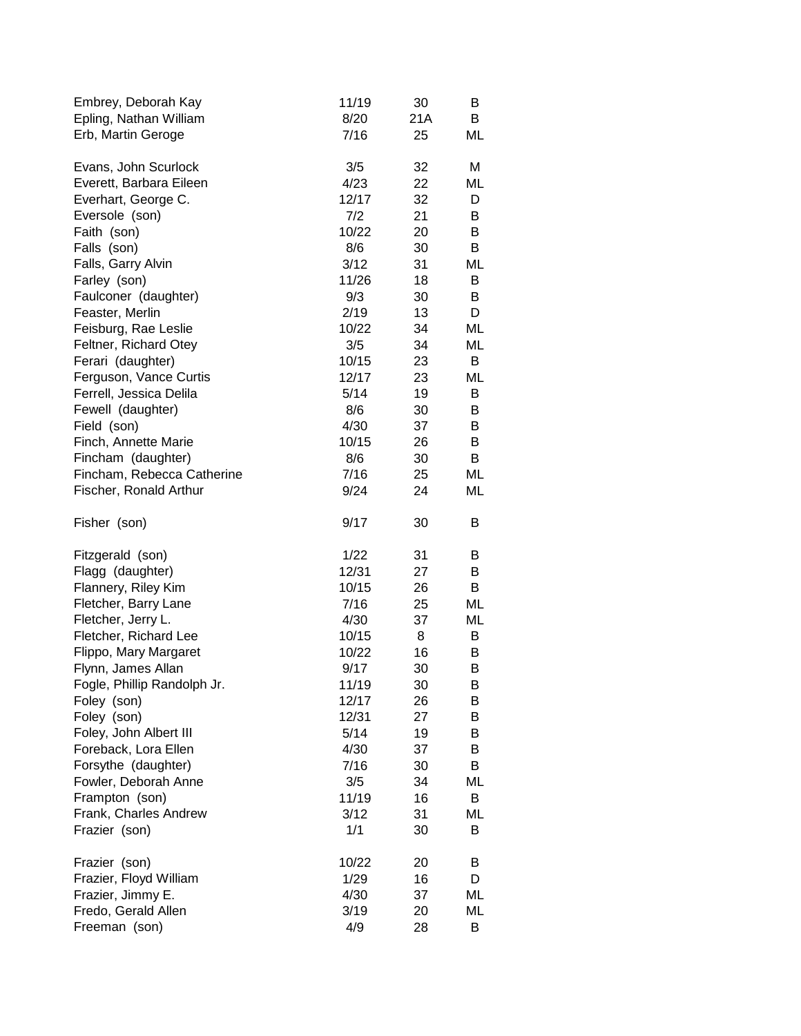| | | | |
|---|---|---|---|
| Embrey, Deborah Kay | 11/19 | 30 | B |
| Epling, Nathan William | 8/20 | 21A | B |
| Erb, Martin Geroge | 7/16 | 25 | ML |
| | | | |
| Evans, John Scurlock | 3/5 | 32 | M |
| Everett, Barbara Eileen | 4/23 | 22 | ML |
| Everhart, George C. | 12/17 | 32 | D |
| Eversole (son) | 7/2 | 21 | B |
| Faith (son) | 10/22 | 20 | B |
| Falls (son) | 8/6 | 30 | B |
| Falls, Garry Alvin | 3/12 | 31 | ML |
| Farley (son) | 11/26 | 18 | B |
| Faulconer (daughter) | 9/3 | 30 | B |
| Feaster, Merlin | 2/19 | 13 | D |
| Feisburg, Rae Leslie | 10/22 | 34 | ML |
| Feltner, Richard Otey | 3/5 | 34 | ML |
| Ferari (daughter) | 10/15 | 23 | B |
| Ferguson, Vance Curtis | 12/17 | 23 | ML |
| Ferrell, Jessica Delila | 5/14 | 19 | B |
| Fewell (daughter) | 8/6 | 30 | B |
| Field (son) | 4/30 | 37 | B |
| Finch, Annette Marie | 10/15 | 26 | B |
| Fincham (daughter) | 8/6 | 30 | B |
| Fincham, Rebecca Catherine | 7/16 | 25 | ML |
| Fischer, Ronald Arthur | 9/24 | 24 | ML |
| | | | |
| Fisher (son) | 9/17 | 30 | B |
| | | | |
| Fitzgerald (son) | 1/22 | 31 | B |
| Flagg (daughter) | 12/31 | 27 | B |
| Flannery, Riley Kim | 10/15 | 26 | B |
| Fletcher, Barry Lane | 7/16 | 25 | ML |
| Fletcher, Jerry L. | 4/30 | 37 | ML |
| Fletcher, Richard Lee | 10/15 | 8 | B |
| Flippo, Mary Margaret | 10/22 | 16 | B |
| Flynn, James Allan | 9/17 | 30 | B |
| Fogle, Phillip Randolph Jr. | 11/19 | 30 | B |
| Foley (son) | 12/17 | 26 | B |
| Foley (son) | 12/31 | 27 | B |
| Foley, John Albert III | 5/14 | 19 | B |
| Foreback, Lora Ellen | 4/30 | 37 | B |
| Forsythe (daughter) | 7/16 | 30 | B |
| Fowler, Deborah Anne | 3/5 | 34 | ML |
| Frampton (son) | 11/19 | 16 | B |
| Frank, Charles Andrew | 3/12 | 31 | ML |
| Frazier (son) | 1/1 | 30 | B |
| | | | |
| Frazier (son) | 10/22 | 20 | B |
| Frazier, Floyd William | 1/29 | 16 | D |
| Frazier, Jimmy E. | 4/30 | 37 | ML |
| Fredo, Gerald Allen | 3/19 | 20 | ML |
| Freeman (son) | 4/9 | 28 | B |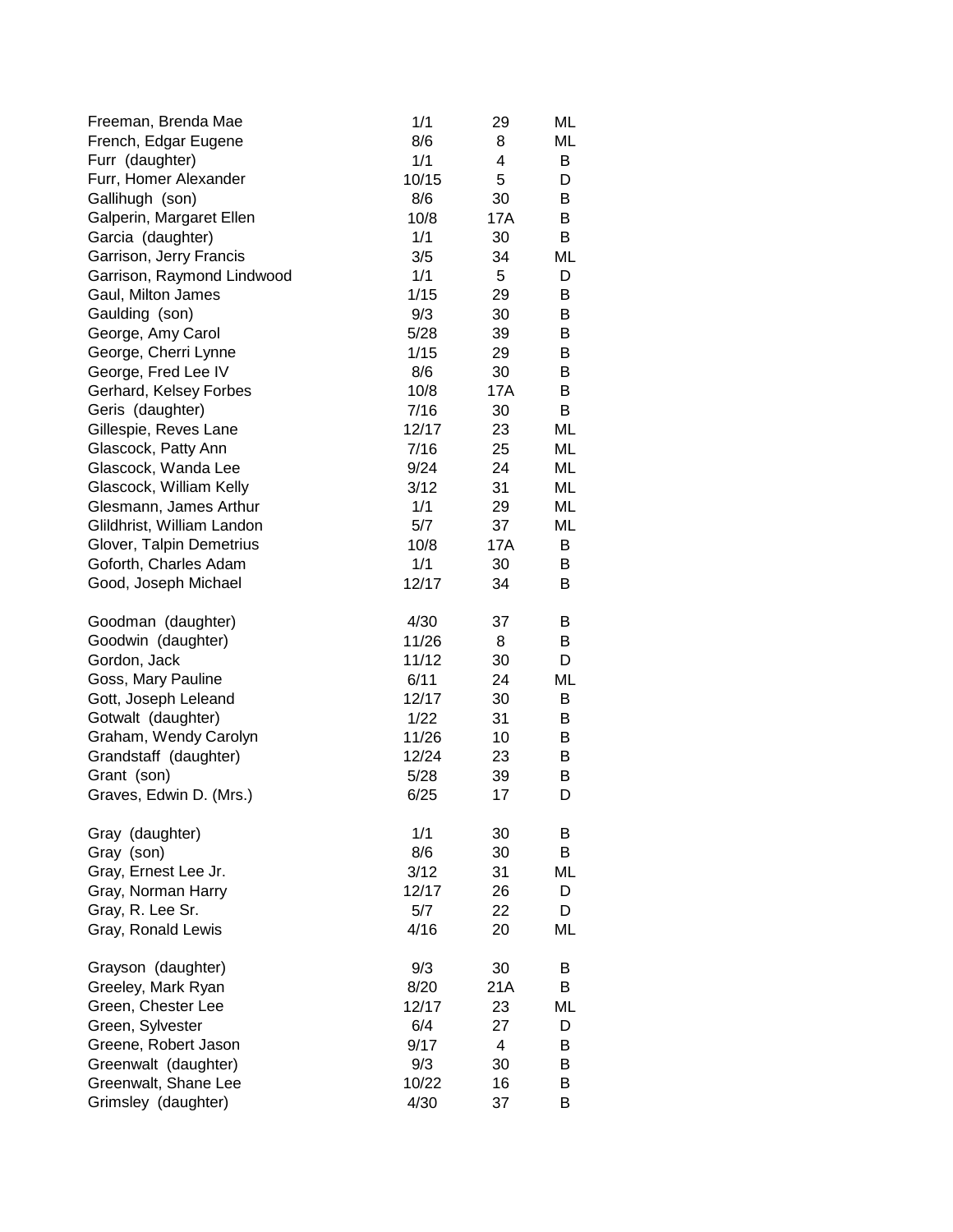| | | | |
|---|---|---|---|
| Freeman, Brenda Mae | 1/1 | 29 | ML |
| French, Edgar Eugene | 8/6 | 8 | ML |
| Furr (daughter) | 1/1 | 4 | B |
| Furr, Homer Alexander | 10/15 | 5 | D |
| Gallihugh (son) | 8/6 | 30 | B |
| Galperin, Margaret Ellen | 10/8 | 17A | B |
| Garcia (daughter) | 1/1 | 30 | B |
| Garrison, Jerry Francis | 3/5 | 34 | ML |
| Garrison, Raymond Lindwood | 1/1 | 5 | D |
| Gaul, Milton James | 1/15 | 29 | B |
| Gaulding (son) | 9/3 | 30 | B |
| George, Amy Carol | 5/28 | 39 | B |
| George, Cherri Lynne | 1/15 | 29 | B |
| George, Fred Lee IV | 8/6 | 30 | B |
| Gerhard, Kelsey Forbes | 10/8 | 17A | B |
| Geris (daughter) | 7/16 | 30 | B |
| Gillespie, Reves Lane | 12/17 | 23 | ML |
| Glascock, Patty Ann | 7/16 | 25 | ML |
| Glascock, Wanda Lee | 9/24 | 24 | ML |
| Glascock, William Kelly | 3/12 | 31 | ML |
| Glesmann, James Arthur | 1/1 | 29 | ML |
| Glildhrist, William Landon | 5/7 | 37 | ML |
| Glover, Talpin Demetrius | 10/8 | 17A | B |
| Goforth, Charles Adam | 1/1 | 30 | B |
| Good, Joseph Michael | 12/17 | 34 | B |
| | | | |
| Goodman (daughter) | 4/30 | 37 | B |
| Goodwin (daughter) | 11/26 | 8 | B |
| Gordon, Jack | 11/12 | 30 | D |
| Goss, Mary Pauline | 6/11 | 24 | ML |
| Gott, Joseph Leleand | 12/17 | 30 | B |
| Gotwalt (daughter) | 1/22 | 31 | B |
| Graham, Wendy Carolyn | 11/26 | 10 | B |
| Grandstaff (daughter) | 12/24 | 23 | B |
| Grant (son) | 5/28 | 39 | B |
| Graves, Edwin D. (Mrs.) | 6/25 | 17 | D |
| | | | |
| Gray (daughter) | 1/1 | 30 | B |
| Gray (son) | 8/6 | 30 | B |
| Gray, Ernest Lee Jr. | 3/12 | 31 | ML |
| Gray, Norman Harry | 12/17 | 26 | D |
| Gray, R. Lee Sr. | 5/7 | 22 | D |
| Gray, Ronald Lewis | 4/16 | 20 | ML |
| | | | |
| Grayson (daughter) | 9/3 | 30 | B |
| Greeley, Mark Ryan | 8/20 | 21A | B |
| Green, Chester Lee | 12/17 | 23 | ML |
| Green, Sylvester | 6/4 | 27 | D |
| Greene, Robert Jason | 9/17 | 4 | B |
| Greenwalt (daughter) | 9/3 | 30 | B |
| Greenwalt, Shane Lee | 10/22 | 16 | B |
| Grimsley (daughter) | 4/30 | 37 | B |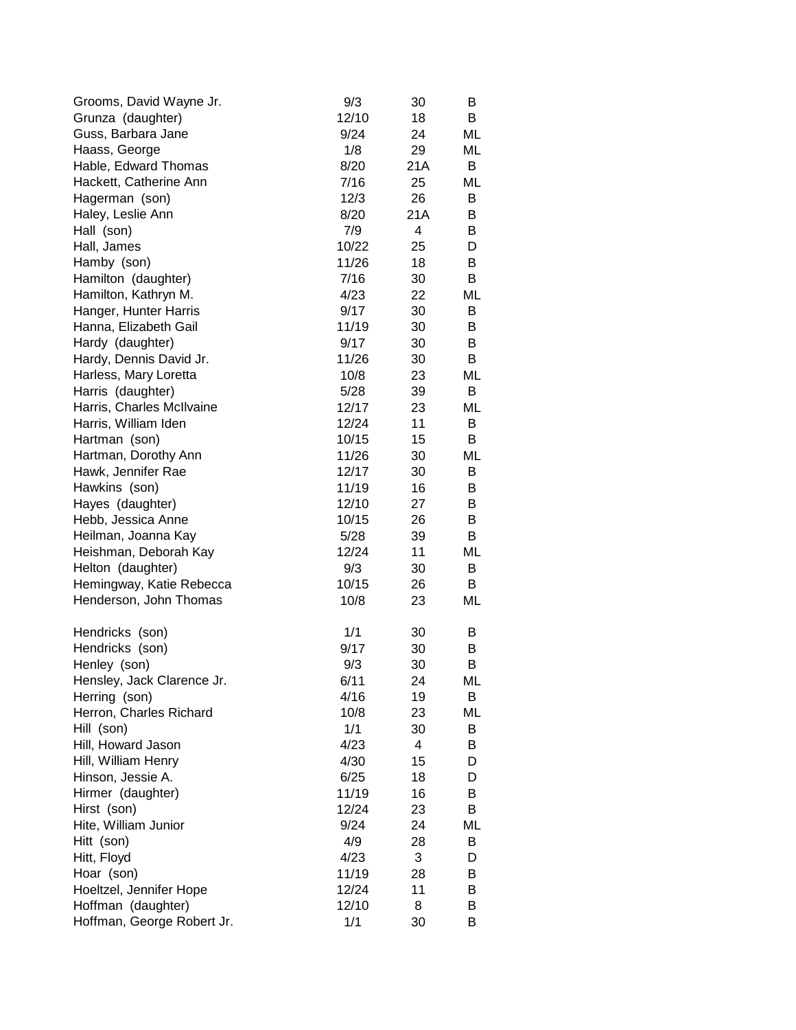| | | | |
|---|---|---|---|
| Grooms, David Wayne Jr. | 9/3 | 30 | B |
| Grunza (daughter) | 12/10 | 18 | B |
| Guss, Barbara Jane | 9/24 | 24 | ML |
| Haass, George | 1/8 | 29 | ML |
| Hable, Edward Thomas | 8/20 | 21A | B |
| Hackett, Catherine Ann | 7/16 | 25 | ML |
| Hagerman (son) | 12/3 | 26 | B |
| Haley, Leslie Ann | 8/20 | 21A | B |
| Hall (son) | 7/9 | 4 | B |
| Hall, James | 10/22 | 25 | D |
| Hamby (son) | 11/26 | 18 | B |
| Hamilton (daughter) | 7/16 | 30 | B |
| Hamilton, Kathryn M. | 4/23 | 22 | ML |
| Hanger, Hunter Harris | 9/17 | 30 | B |
| Hanna, Elizabeth Gail | 11/19 | 30 | B |
| Hardy (daughter) | 9/17 | 30 | B |
| Hardy, Dennis David Jr. | 11/26 | 30 | B |
| Harless, Mary Loretta | 10/8 | 23 | ML |
| Harris (daughter) | 5/28 | 39 | B |
| Harris, Charles McIlvaine | 12/17 | 23 | ML |
| Harris, William Iden | 12/24 | 11 | B |
| Hartman (son) | 10/15 | 15 | B |
| Hartman, Dorothy Ann | 11/26 | 30 | ML |
| Hawk, Jennifer Rae | 12/17 | 30 | B |
| Hawkins (son) | 11/19 | 16 | B |
| Hayes (daughter) | 12/10 | 27 | B |
| Hebb, Jessica Anne | 10/15 | 26 | B |
| Heilman, Joanna Kay | 5/28 | 39 | B |
| Heishman, Deborah Kay | 12/24 | 11 | ML |
| Helton (daughter) | 9/3 | 30 | B |
| Hemingway, Katie Rebecca | 10/15 | 26 | B |
| Henderson, John Thomas | 10/8 | 23 | ML |
| Hendricks (son) | 1/1 | 30 | B |
| Hendricks (son) | 9/17 | 30 | B |
| Henley (son) | 9/3 | 30 | B |
| Hensley, Jack Clarence Jr. | 6/11 | 24 | ML |
| Herring (son) | 4/16 | 19 | B |
| Herron, Charles Richard | 10/8 | 23 | ML |
| Hill (son) | 1/1 | 30 | B |
| Hill, Howard Jason | 4/23 | 4 | B |
| Hill, William Henry | 4/30 | 15 | D |
| Hinson, Jessie A. | 6/25 | 18 | D |
| Hirmer (daughter) | 11/19 | 16 | B |
| Hirst (son) | 12/24 | 23 | B |
| Hite, William Junior | 9/24 | 24 | ML |
| Hitt (son) | 4/9 | 28 | B |
| Hitt, Floyd | 4/23 | 3 | D |
| Hoar (son) | 11/19 | 28 | B |
| Hoeltzel, Jennifer Hope | 12/24 | 11 | B |
| Hoffman (daughter) | 12/10 | 8 | B |
| Hoffman, George Robert Jr. | 1/1 | 30 | B |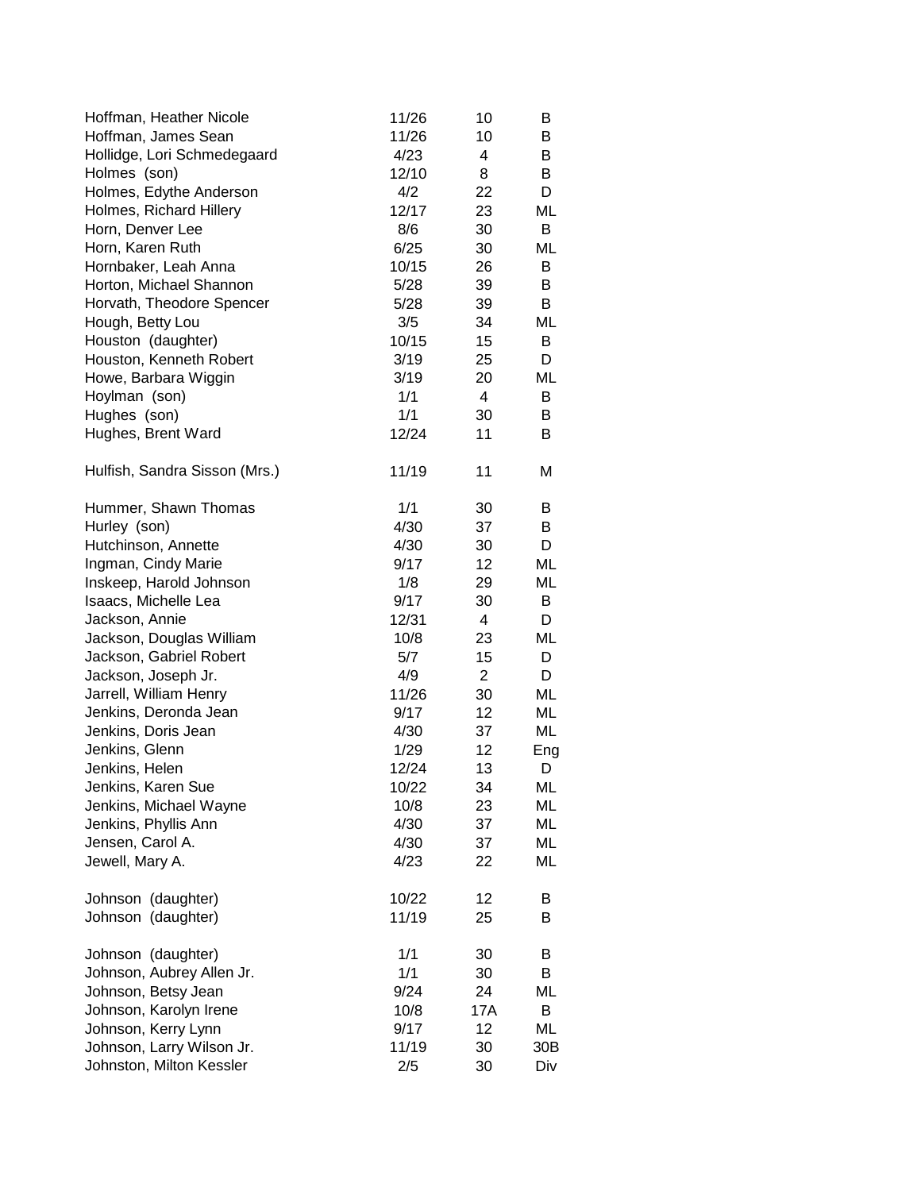| | | | |
|---|---|---|---|
| Hoffman, Heather Nicole | 11/26 | 10 | B |
| Hoffman, James Sean | 11/26 | 10 | B |
| Hollidge, Lori Schmedegaard | 4/23 | 4 | B |
| Holmes (son) | 12/10 | 8 | B |
| Holmes, Edythe Anderson | 4/2 | 22 | D |
| Holmes, Richard Hillery | 12/17 | 23 | ML |
| Horn, Denver Lee | 8/6 | 30 | B |
| Horn, Karen Ruth | 6/25 | 30 | ML |
| Hornbaker, Leah Anna | 10/15 | 26 | B |
| Horton, Michael Shannon | 5/28 | 39 | B |
| Horvath, Theodore Spencer | 5/28 | 39 | B |
| Hough, Betty Lou | 3/5 | 34 | ML |
| Houston (daughter) | 10/15 | 15 | B |
| Houston, Kenneth Robert | 3/19 | 25 | D |
| Howe, Barbara Wiggin | 3/19 | 20 | ML |
| Hoylman (son) | 1/1 | 4 | B |
| Hughes (son) | 1/1 | 30 | B |
| Hughes, Brent Ward | 12/24 | 11 | B |
| Hulfish, Sandra Sisson (Mrs.) | 11/19 | 11 | M |
| Hummer, Shawn Thomas | 1/1 | 30 | B |
| Hurley (son) | 4/30 | 37 | B |
| Hutchinson, Annette | 4/30 | 30 | D |
| Ingman, Cindy Marie | 9/17 | 12 | ML |
| Inskeep, Harold Johnson | 1/8 | 29 | ML |
| Isaacs, Michelle Lea | 9/17 | 30 | B |
| Jackson, Annie | 12/31 | 4 | D |
| Jackson, Douglas William | 10/8 | 23 | ML |
| Jackson, Gabriel Robert | 5/7 | 15 | D |
| Jackson, Joseph Jr. | 4/9 | 2 | D |
| Jarrell, William Henry | 11/26 | 30 | ML |
| Jenkins, Deronda Jean | 9/17 | 12 | ML |
| Jenkins, Doris Jean | 4/30 | 37 | ML |
| Jenkins, Glenn | 1/29 | 12 | Eng |
| Jenkins, Helen | 12/24 | 13 | D |
| Jenkins, Karen Sue | 10/22 | 34 | ML |
| Jenkins, Michael Wayne | 10/8 | 23 | ML |
| Jenkins, Phyllis Ann | 4/30 | 37 | ML |
| Jensen, Carol A. | 4/30 | 37 | ML |
| Jewell, Mary A. | 4/23 | 22 | ML |
| Johnson (daughter) | 10/22 | 12 | B |
| Johnson (daughter) | 11/19 | 25 | B |
| Johnson (daughter) | 1/1 | 30 | B |
| Johnson, Aubrey Allen Jr. | 1/1 | 30 | B |
| Johnson, Betsy Jean | 9/24 | 24 | ML |
| Johnson, Karolyn Irene | 10/8 | 17A | B |
| Johnson, Kerry Lynn | 9/17 | 12 | ML |
| Johnson, Larry Wilson Jr. | 11/19 | 30 | 30B |
| Johnston, Milton Kessler | 2/5 | 30 | Div |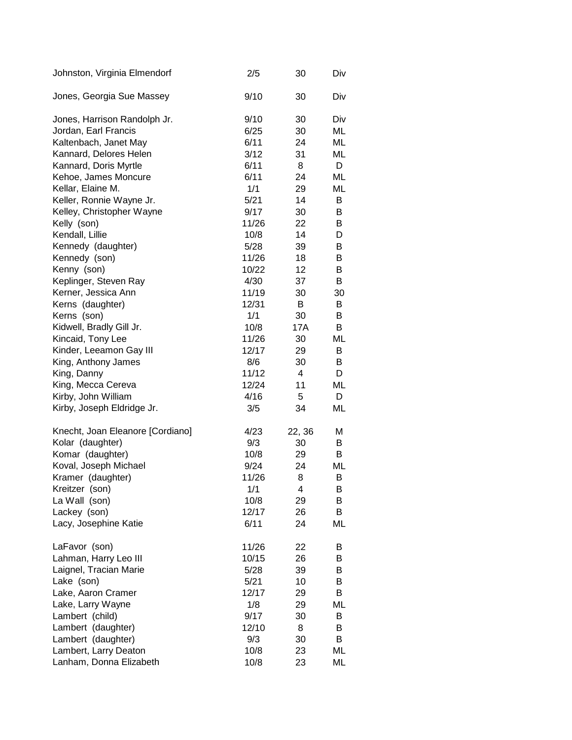| | | | |
|---|---|---|---|
| Johnston, Virginia Elmendorf | 2/5 | 30 | Div |
| Jones, Georgia Sue Massey | 9/10 | 30 | Div |
| Jones, Harrison Randolph Jr. | 9/10 | 30 | Div |
| Jordan, Earl Francis | 6/25 | 30 | ML |
| Kaltenbach, Janet May | 6/11 | 24 | ML |
| Kannard, Delores Helen | 3/12 | 31 | ML |
| Kannard, Doris Myrtle | 6/11 | 8 | D |
| Kehoe, James Moncure | 6/11 | 24 | ML |
| Kellar, Elaine M. | 1/1 | 29 | ML |
| Keller, Ronnie Wayne Jr. | 5/21 | 14 | B |
| Kelley, Christopher Wayne | 9/17 | 30 | B |
| Kelly (son) | 11/26 | 22 | B |
| Kendall, Lillie | 10/8 | 14 | D |
| Kennedy (daughter) | 5/28 | 39 | B |
| Kennedy (son) | 11/26 | 18 | B |
| Kenny (son) | 10/22 | 12 | B |
| Keplinger, Steven Ray | 4/30 | 37 | B |
| Kerner, Jessica Ann | 11/19 | 30 | 30 |
| Kerns (daughter) | 12/31 | B | B |
| Kerns (son) | 1/1 | 30 | B |
| Kidwell, Bradly Gill Jr. | 10/8 | 17A | B |
| Kincaid, Tony Lee | 11/26 | 30 | ML |
| Kinder, Leeamon Gay III | 12/17 | 29 | B |
| King, Anthony James | 8/6 | 30 | B |
| King, Danny | 11/12 | 4 | D |
| King, Mecca Cereva | 12/24 | 11 | ML |
| Kirby, John William | 4/16 | 5 | D |
| Kirby, Joseph Eldridge Jr. | 3/5 | 34 | ML |
| Knecht, Joan Eleanore [Cordiano] | 4/23 | 22, 36 | M |
| Kolar (daughter) | 9/3 | 30 | B |
| Komar (daughter) | 10/8 | 29 | B |
| Koval, Joseph Michael | 9/24 | 24 | ML |
| Kramer (daughter) | 11/26 | 8 | B |
| Kreitzer (son) | 1/1 | 4 | B |
| La Wall (son) | 10/8 | 29 | B |
| Lackey (son) | 12/17 | 26 | B |
| Lacy, Josephine Katie | 6/11 | 24 | ML |
| LaFavor (son) | 11/26 | 22 | B |
| Lahman, Harry Leo III | 10/15 | 26 | B |
| Laignel, Tracian Marie | 5/28 | 39 | B |
| Lake (son) | 5/21 | 10 | B |
| Lake, Aaron Cramer | 12/17 | 29 | B |
| Lake, Larry Wayne | 1/8 | 29 | ML |
| Lambert (child) | 9/17 | 30 | B |
| Lambert (daughter) | 12/10 | 8 | B |
| Lambert (daughter) | 9/3 | 30 | B |
| Lambert, Larry Deaton | 10/8 | 23 | ML |
| Lanham, Donna Elizabeth | 10/8 | 23 | ML |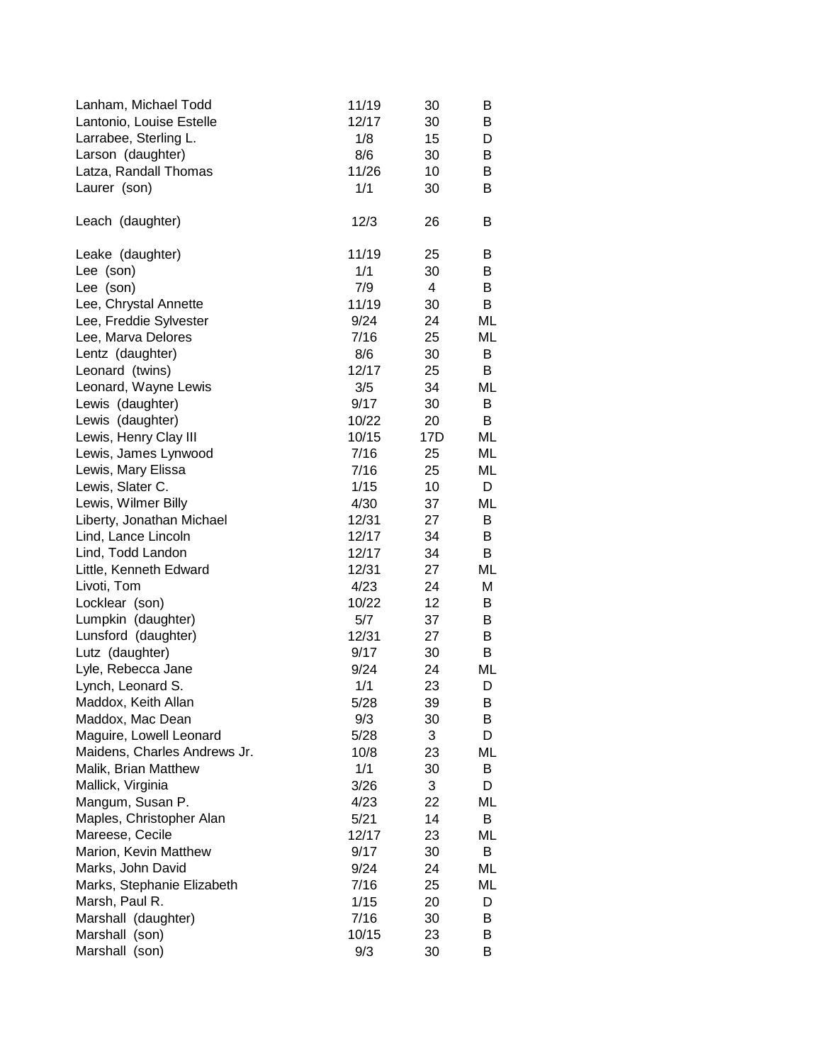| | | | |
|---|---|---|---|
| Lanham, Michael Todd | 11/19 | 30 | B |
| Lantonio, Louise Estelle | 12/17 | 30 | B |
| Larrabee, Sterling L. | 1/8 | 15 | D |
| Larson (daughter) | 8/6 | 30 | B |
| Latza, Randall Thomas | 11/26 | 10 | B |
| Laurer (son) | 1/1 | 30 | B |
| Leach (daughter) | 12/3 | 26 | B |
| Leake (daughter) | 11/19 | 25 | B |
| Lee (son) | 1/1 | 30 | B |
| Lee (son) | 7/9 | 4 | B |
| Lee, Chrystal Annette | 11/19 | 30 | B |
| Lee, Freddie Sylvester | 9/24 | 24 | ML |
| Lee, Marva Delores | 7/16 | 25 | ML |
| Lentz (daughter) | 8/6 | 30 | B |
| Leonard (twins) | 12/17 | 25 | B |
| Leonard, Wayne Lewis | 3/5 | 34 | ML |
| Lewis (daughter) | 9/17 | 30 | B |
| Lewis (daughter) | 10/22 | 20 | B |
| Lewis, Henry Clay III | 10/15 | 17D | ML |
| Lewis, James Lynwood | 7/16 | 25 | ML |
| Lewis, Mary Elissa | 7/16 | 25 | ML |
| Lewis, Slater C. | 1/15 | 10 | D |
| Lewis, Wilmer Billy | 4/30 | 37 | ML |
| Liberty, Jonathan Michael | 12/31 | 27 | B |
| Lind, Lance Lincoln | 12/17 | 34 | B |
| Lind, Todd Landon | 12/17 | 34 | B |
| Little, Kenneth Edward | 12/31 | 27 | ML |
| Livoti, Tom | 4/23 | 24 | M |
| Locklear (son) | 10/22 | 12 | B |
| Lumpkin (daughter) | 5/7 | 37 | B |
| Lunsford (daughter) | 12/31 | 27 | B |
| Lutz (daughter) | 9/17 | 30 | B |
| Lyle, Rebecca Jane | 9/24 | 24 | ML |
| Lynch, Leonard S. | 1/1 | 23 | D |
| Maddox, Keith Allan | 5/28 | 39 | B |
| Maddox, Mac Dean | 9/3 | 30 | B |
| Maguire, Lowell Leonard | 5/28 | 3 | D |
| Maidens, Charles Andrews Jr. | 10/8 | 23 | ML |
| Malik, Brian Matthew | 1/1 | 30 | B |
| Mallick, Virginia | 3/26 | 3 | D |
| Mangum, Susan P. | 4/23 | 22 | ML |
| Maples, Christopher Alan | 5/21 | 14 | B |
| Mareese, Cecile | 12/17 | 23 | ML |
| Marion, Kevin Matthew | 9/17 | 30 | B |
| Marks, John David | 9/24 | 24 | ML |
| Marks, Stephanie Elizabeth | 7/16 | 25 | ML |
| Marsh, Paul R. | 1/15 | 20 | D |
| Marshall (daughter) | 7/16 | 30 | B |
| Marshall (son) | 10/15 | 23 | B |
| Marshall (son) | 9/3 | 30 | B |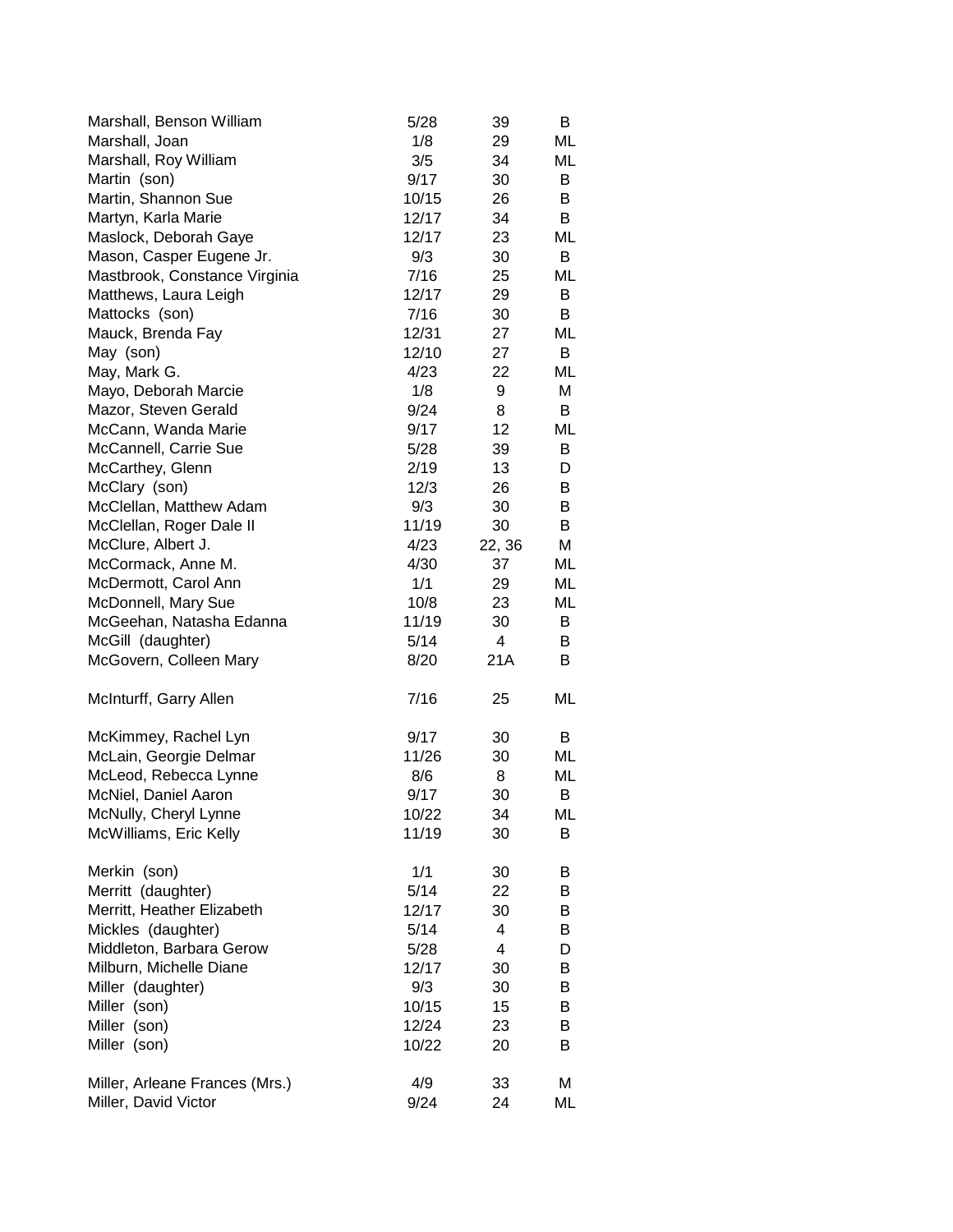| | | | |
|---|---|---|---|
| Marshall, Benson William | 5/28 | 39 | B |
| Marshall, Joan | 1/8 | 29 | ML |
| Marshall, Roy William | 3/5 | 34 | ML |
| Martin (son) | 9/17 | 30 | B |
| Martin, Shannon Sue | 10/15 | 26 | B |
| Martyn, Karla Marie | 12/17 | 34 | B |
| Maslock, Deborah Gaye | 12/17 | 23 | ML |
| Mason, Casper Eugene Jr. | 9/3 | 30 | B |
| Mastbrook, Constance Virginia | 7/16 | 25 | ML |
| Matthews, Laura Leigh | 12/17 | 29 | B |
| Mattocks (son) | 7/16 | 30 | B |
| Mauck, Brenda Fay | 12/31 | 27 | ML |
| May (son) | 12/10 | 27 | B |
| May, Mark G. | 4/23 | 22 | ML |
| Mayo, Deborah Marcie | 1/8 | 9 | M |
| Mazor, Steven Gerald | 9/24 | 8 | B |
| McCann, Wanda Marie | 9/17 | 12 | ML |
| McCannell, Carrie Sue | 5/28 | 39 | B |
| McCarthey, Glenn | 2/19 | 13 | D |
| McClary (son) | 12/3 | 26 | B |
| McClellan, Matthew Adam | 9/3 | 30 | B |
| McClellan, Roger Dale II | 11/19 | 30 | B |
| McClure, Albert J. | 4/23 | 22, 36 | M |
| McCormack, Anne M. | 4/30 | 37 | ML |
| McDermott, Carol Ann | 1/1 | 29 | ML |
| McDonnell, Mary Sue | 10/8 | 23 | ML |
| McGeehan, Natasha Edanna | 11/19 | 30 | B |
| McGill (daughter) | 5/14 | 4 | B |
| McGovern, Colleen Mary | 8/20 | 21A | B |
| McInturff, Garry Allen | 7/16 | 25 | ML |
| McKimmey, Rachel Lyn | 9/17 | 30 | B |
| McLain, Georgie Delmar | 11/26 | 30 | ML |
| McLeod, Rebecca Lynne | 8/6 | 8 | ML |
| McNiel, Daniel Aaron | 9/17 | 30 | B |
| McNully, Cheryl Lynne | 10/22 | 34 | ML |
| McWilliams, Eric Kelly | 11/19 | 30 | B |
| Merkin (son) | 1/1 | 30 | B |
| Merritt (daughter) | 5/14 | 22 | B |
| Merritt, Heather Elizabeth | 12/17 | 30 | B |
| Mickles (daughter) | 5/14 | 4 | B |
| Middleton, Barbara Gerow | 5/28 | 4 | D |
| Milburn, Michelle Diane | 12/17 | 30 | B |
| Miller (daughter) | 9/3 | 30 | B |
| Miller (son) | 10/15 | 15 | B |
| Miller (son) | 12/24 | 23 | B |
| Miller (son) | 10/22 | 20 | B |
| Miller, Arleane Frances (Mrs.) | 4/9 | 33 | M |
| Miller, David Victor | 9/24 | 24 | ML |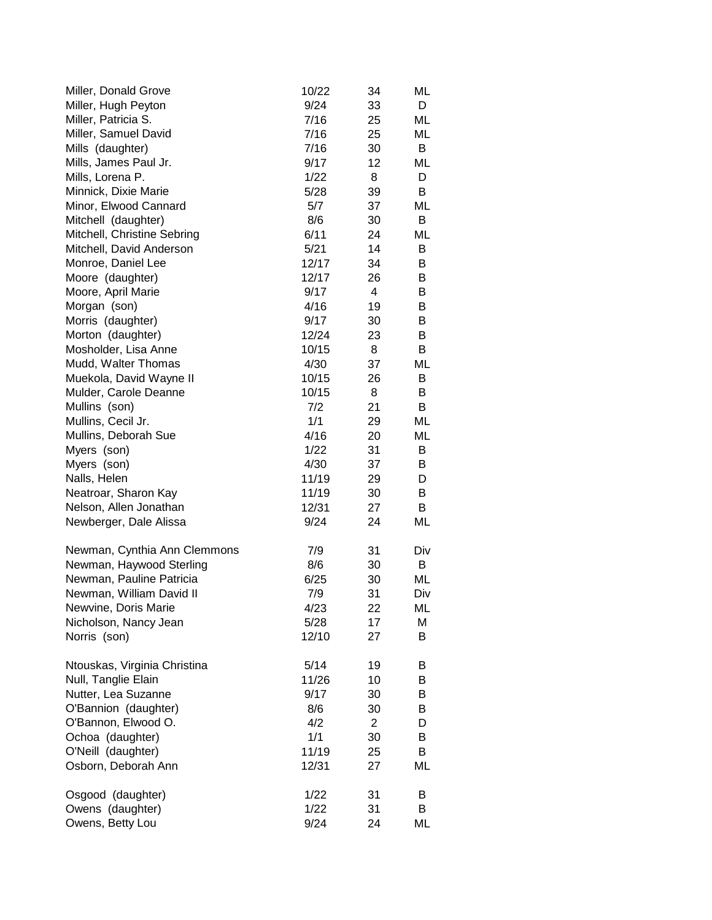| | | | |
|---|---|---|---|
| Miller, Donald Grove | 10/22 | 34 | ML |
| Miller, Hugh Peyton | 9/24 | 33 | D |
| Miller, Patricia S. | 7/16 | 25 | ML |
| Miller, Samuel David | 7/16 | 25 | ML |
| Mills (daughter) | 7/16 | 30 | B |
| Mills, James Paul Jr. | 9/17 | 12 | ML |
| Mills, Lorena P. | 1/22 | 8 | D |
| Minnick, Dixie Marie | 5/28 | 39 | B |
| Minor, Elwood Cannard | 5/7 | 37 | ML |
| Mitchell (daughter) | 8/6 | 30 | B |
| Mitchell, Christine Sebring | 6/11 | 24 | ML |
| Mitchell, David Anderson | 5/21 | 14 | B |
| Monroe, Daniel Lee | 12/17 | 34 | B |
| Moore (daughter) | 12/17 | 26 | B |
| Moore, April Marie | 9/17 | 4 | B |
| Morgan (son) | 4/16 | 19 | B |
| Morris (daughter) | 9/17 | 30 | B |
| Morton (daughter) | 12/24 | 23 | B |
| Mosholder, Lisa Anne | 10/15 | 8 | B |
| Mudd, Walter Thomas | 4/30 | 37 | ML |
| Muekola, David Wayne II | 10/15 | 26 | B |
| Mulder, Carole Deanne | 10/15 | 8 | B |
| Mullins (son) | 7/2 | 21 | B |
| Mullins, Cecil Jr. | 1/1 | 29 | ML |
| Mullins, Deborah Sue | 4/16 | 20 | ML |
| Myers (son) | 1/22 | 31 | B |
| Myers (son) | 4/30 | 37 | B |
| Nalls, Helen | 11/19 | 29 | D |
| Neatroar, Sharon Kay | 11/19 | 30 | B |
| Nelson, Allen Jonathan | 12/31 | 27 | B |
| Newberger, Dale Alissa | 9/24 | 24 | ML |
| Newman, Cynthia Ann Clemmons | 7/9 | 31 | Div |
| Newman, Haywood Sterling | 8/6 | 30 | B |
| Newman, Pauline Patricia | 6/25 | 30 | ML |
| Newman, William David II | 7/9 | 31 | Div |
| Newvine, Doris Marie | 4/23 | 22 | ML |
| Nicholson, Nancy Jean | 5/28 | 17 | M |
| Norris (son) | 12/10 | 27 | B |
| Ntouskas, Virginia Christina | 5/14 | 19 | B |
| Null, Tanglie Elain | 11/26 | 10 | B |
| Nutter, Lea Suzanne | 9/17 | 30 | B |
| O'Bannion (daughter) | 8/6 | 30 | B |
| O'Bannon, Elwood O. | 4/2 | 2 | D |
| Ochoa (daughter) | 1/1 | 30 | B |
| O'Neill (daughter) | 11/19 | 25 | B |
| Osborn, Deborah Ann | 12/31 | 27 | ML |
| Osgood (daughter) | 1/22 | 31 | B |
| Owens (daughter) | 1/22 | 31 | B |
| Owens, Betty Lou | 9/24 | 24 | ML |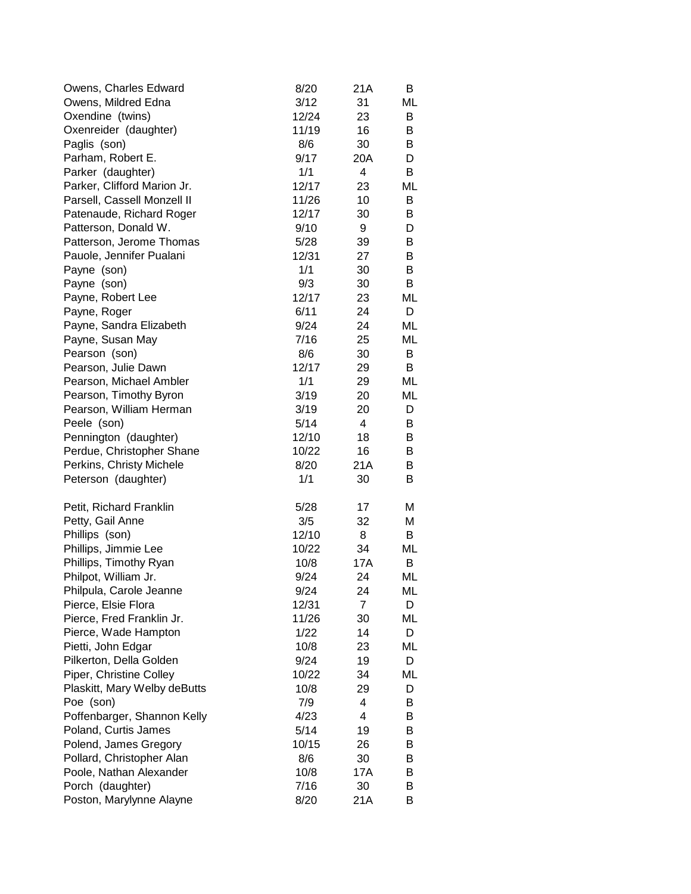| | | | |
|---|---|---|---|
| Owens, Charles Edward | 8/20 | 21A | B |
| Owens, Mildred Edna | 3/12 | 31 | ML |
| Oxendine  (twins) | 12/24 | 23 | B |
| Oxenreider  (daughter) | 11/19 | 16 | B |
| Paglis  (son) | 8/6 | 30 | B |
| Parham, Robert E. | 9/17 | 20A | D |
| Parker  (daughter) | 1/1 | 4 | B |
| Parker, Clifford Marion Jr. | 12/17 | 23 | ML |
| Parsell, Cassell Monzell II | 11/26 | 10 | B |
| Patenaude, Richard Roger | 12/17 | 30 | B |
| Patterson, Donald W. | 9/10 | 9 | D |
| Patterson, Jerome Thomas | 5/28 | 39 | B |
| Pauole, Jennifer Pualani | 12/31 | 27 | B |
| Payne  (son) | 1/1 | 30 | B |
| Payne  (son) | 9/3 | 30 | B |
| Payne, Robert Lee | 12/17 | 23 | ML |
| Payne, Roger | 6/11 | 24 | D |
| Payne, Sandra Elizabeth | 9/24 | 24 | ML |
| Payne, Susan May | 7/16 | 25 | ML |
| Pearson  (son) | 8/6 | 30 | B |
| Pearson, Julie Dawn | 12/17 | 29 | B |
| Pearson, Michael Ambler | 1/1 | 29 | ML |
| Pearson, Timothy Byron | 3/19 | 20 | ML |
| Pearson, William Herman | 3/19 | 20 | D |
| Peele  (son) | 5/14 | 4 | B |
| Pennington  (daughter) | 12/10 | 18 | B |
| Perdue, Christopher Shane | 10/22 | 16 | B |
| Perkins, Christy Michele | 8/20 | 21A | B |
| Peterson  (daughter) | 1/1 | 30 | B |
| Petit, Richard Franklin | 5/28 | 17 | M |
| Petty, Gail Anne | 3/5 | 32 | M |
| Phillips  (son) | 12/10 | 8 | B |
| Phillips, Jimmie Lee | 10/22 | 34 | ML |
| Phillips, Timothy Ryan | 10/8 | 17A | B |
| Philpot, William Jr. | 9/24 | 24 | ML |
| Philpula, Carole Jeanne | 9/24 | 24 | ML |
| Pierce, Elsie Flora | 12/31 | 7 | D |
| Pierce, Fred Franklin Jr. | 11/26 | 30 | ML |
| Pierce, Wade Hampton | 1/22 | 14 | D |
| Pietti, John Edgar | 10/8 | 23 | ML |
| Pilkerton, Della Golden | 9/24 | 19 | D |
| Piper, Christine Colley | 10/22 | 34 | ML |
| Plaskitt, Mary Welby deButts | 10/8 | 29 | D |
| Poe  (son) | 7/9 | 4 | B |
| Poffenbarger, Shannon Kelly | 4/23 | 4 | B |
| Poland, Curtis James | 5/14 | 19 | B |
| Polend, James Gregory | 10/15 | 26 | B |
| Pollard, Christopher Alan | 8/6 | 30 | B |
| Poole, Nathan Alexander | 10/8 | 17A | B |
| Porch  (daughter) | 7/16 | 30 | B |
| Poston, Marylynne Alayne | 8/20 | 21A | B |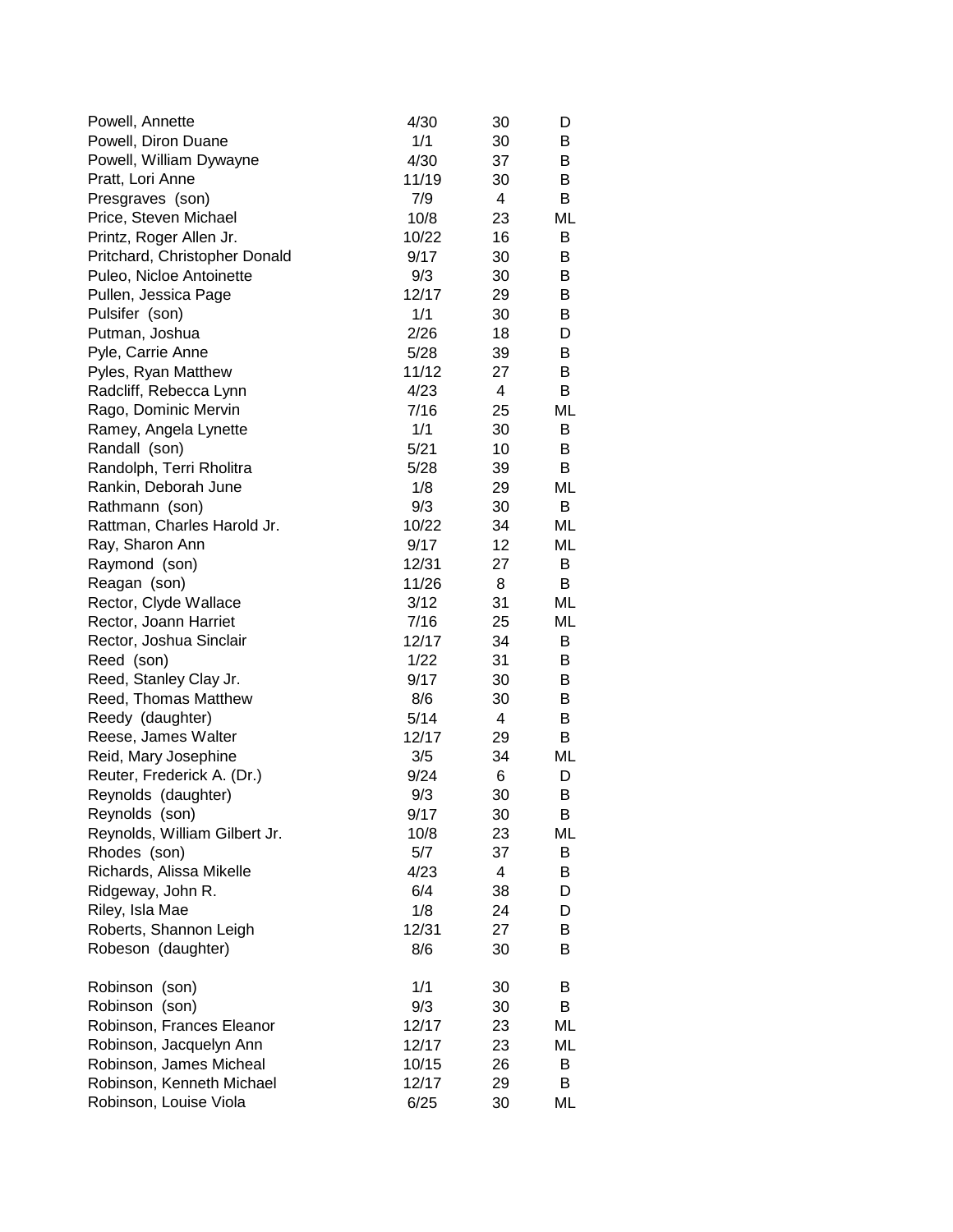| | | | |
|---|---|---|---|
| Powell, Annette | 4/30 | 30 | D |
| Powell, Diron Duane | 1/1 | 30 | B |
| Powell, William Dywayne | 4/30 | 37 | B |
| Pratt, Lori Anne | 11/19 | 30 | B |
| Presgraves (son) | 7/9 | 4 | B |
| Price, Steven Michael | 10/8 | 23 | ML |
| Printz, Roger Allen Jr. | 10/22 | 16 | B |
| Pritchard, Christopher Donald | 9/17 | 30 | B |
| Puleo, Nicloe Antoinette | 9/3 | 30 | B |
| Pullen, Jessica Page | 12/17 | 29 | B |
| Pulsifer (son) | 1/1 | 30 | B |
| Putman, Joshua | 2/26 | 18 | D |
| Pyle, Carrie Anne | 5/28 | 39 | B |
| Pyles, Ryan Matthew | 11/12 | 27 | B |
| Radcliff, Rebecca Lynn | 4/23 | 4 | B |
| Rago, Dominic Mervin | 7/16 | 25 | ML |
| Ramey, Angela Lynette | 1/1 | 30 | B |
| Randall (son) | 5/21 | 10 | B |
| Randolph, Terri Rholitra | 5/28 | 39 | B |
| Rankin, Deborah June | 1/8 | 29 | ML |
| Rathmann (son) | 9/3 | 30 | B |
| Rattman, Charles Harold Jr. | 10/22 | 34 | ML |
| Ray, Sharon Ann | 9/17 | 12 | ML |
| Raymond (son) | 12/31 | 27 | B |
| Reagan (son) | 11/26 | 8 | B |
| Rector, Clyde Wallace | 3/12 | 31 | ML |
| Rector, Joann Harriet | 7/16 | 25 | ML |
| Rector, Joshua Sinclair | 12/17 | 34 | B |
| Reed (son) | 1/22 | 31 | B |
| Reed, Stanley Clay Jr. | 9/17 | 30 | B |
| Reed, Thomas Matthew | 8/6 | 30 | B |
| Reedy (daughter) | 5/14 | 4 | B |
| Reese, James Walter | 12/17 | 29 | B |
| Reid, Mary Josephine | 3/5 | 34 | ML |
| Reuter, Frederick A. (Dr.) | 9/24 | 6 | D |
| Reynolds (daughter) | 9/3 | 30 | B |
| Reynolds (son) | 9/17 | 30 | B |
| Reynolds, William Gilbert Jr. | 10/8 | 23 | ML |
| Rhodes (son) | 5/7 | 37 | B |
| Richards, Alissa Mikelle | 4/23 | 4 | B |
| Ridgeway, John R. | 6/4 | 38 | D |
| Riley, Isla Mae | 1/8 | 24 | D |
| Roberts, Shannon Leigh | 12/31 | 27 | B |
| Robeson (daughter) | 8/6 | 30 | B |
| Robinson (son) | 1/1 | 30 | B |
| Robinson (son) | 9/3 | 30 | B |
| Robinson, Frances Eleanor | 12/17 | 23 | ML |
| Robinson, Jacquelyn Ann | 12/17 | 23 | ML |
| Robinson, James Micheal | 10/15 | 26 | B |
| Robinson, Kenneth Michael | 12/17 | 29 | B |
| Robinson, Louise Viola | 6/25 | 30 | ML |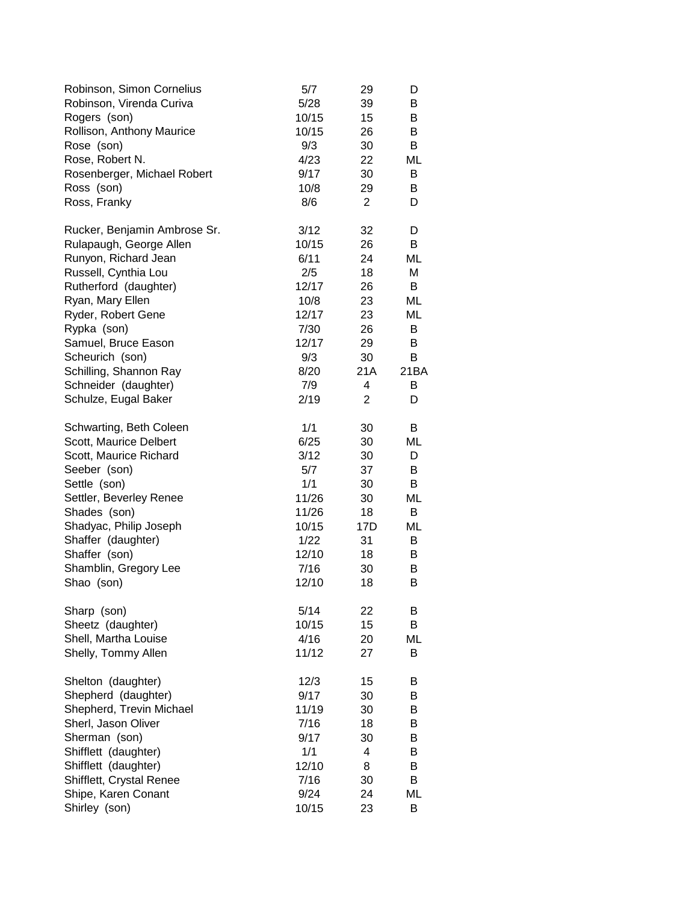| | | | |
|---|---|---|---|
| Robinson, Simon Cornelius | 5/7 | 29 | D |
| Robinson, Virenda Curiva | 5/28 | 39 | B |
| Rogers (son) | 10/15 | 15 | B |
| Rollison, Anthony Maurice | 10/15 | 26 | B |
| Rose (son) | 9/3 | 30 | B |
| Rose, Robert N. | 4/23 | 22 | ML |
| Rosenberger, Michael Robert | 9/17 | 30 | B |
| Ross (son) | 10/8 | 29 | B |
| Ross, Franky | 8/6 | 2 | D |
| | | | |
| Rucker, Benjamin Ambrose Sr. | 3/12 | 32 | D |
| Rulapaugh, George Allen | 10/15 | 26 | B |
| Runyon, Richard Jean | 6/11 | 24 | ML |
| Russell, Cynthia Lou | 2/5 | 18 | M |
| Rutherford (daughter) | 12/17 | 26 | B |
| Ryan, Mary Ellen | 10/8 | 23 | ML |
| Ryder, Robert Gene | 12/17 | 23 | ML |
| Rypka (son) | 7/30 | 26 | B |
| Samuel, Bruce Eason | 12/17 | 29 | B |
| Scheurich (son) | 9/3 | 30 | B |
| Schilling, Shannon Ray | 8/20 | 21A | 21BA |
| Schneider (daughter) | 7/9 | 4 | B |
| Schulze, Eugal Baker | 2/19 | 2 | D |
| | | | |
| Schwarting, Beth Coleen | 1/1 | 30 | B |
| Scott, Maurice Delbert | 6/25 | 30 | ML |
| Scott, Maurice Richard | 3/12 | 30 | D |
| Seeber (son) | 5/7 | 37 | B |
| Settle (son) | 1/1 | 30 | B |
| Settler, Beverley Renee | 11/26 | 30 | ML |
| Shades (son) | 11/26 | 18 | B |
| Shadyac, Philip Joseph | 10/15 | 17D | ML |
| Shaffer (daughter) | 1/22 | 31 | B |
| Shaffer (son) | 12/10 | 18 | B |
| Shamblin, Gregory Lee | 7/16 | 30 | B |
| Shao (son) | 12/10 | 18 | B |
| | | | |
| Sharp (son) | 5/14 | 22 | B |
| Sheetz (daughter) | 10/15 | 15 | B |
| Shell, Martha Louise | 4/16 | 20 | ML |
| Shelly, Tommy Allen | 11/12 | 27 | B |
| | | | |
| Shelton (daughter) | 12/3 | 15 | B |
| Shepherd (daughter) | 9/17 | 30 | B |
| Shepherd, Trevin Michael | 11/19 | 30 | B |
| Sherl, Jason Oliver | 7/16 | 18 | B |
| Sherman (son) | 9/17 | 30 | B |
| Shifflett (daughter) | 1/1 | 4 | B |
| Shifflett (daughter) | 12/10 | 8 | B |
| Shifflett, Crystal Renee | 7/16 | 30 | B |
| Shipe, Karen Conant | 9/24 | 24 | ML |
| Shirley (son) | 10/15 | 23 | B |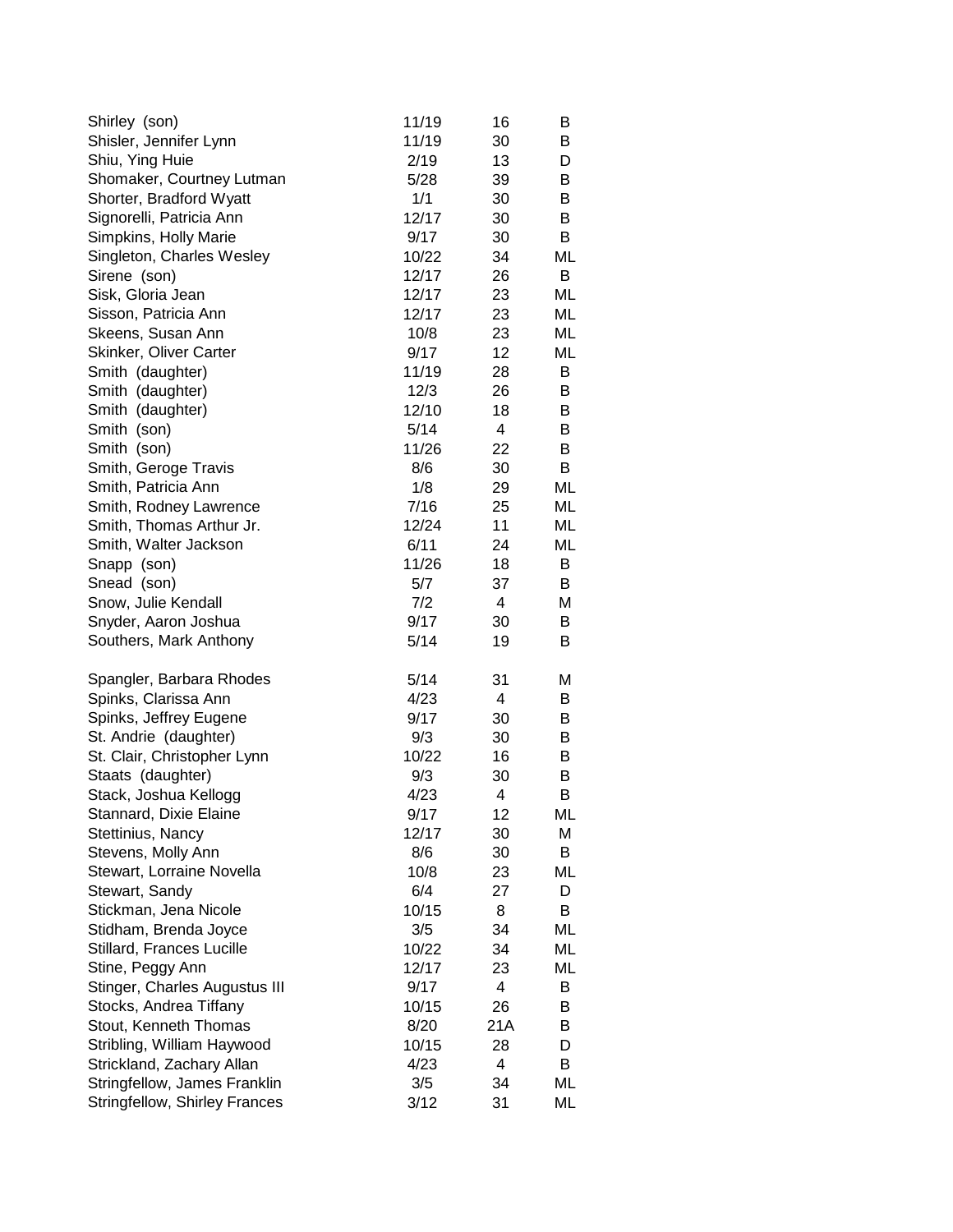| | | | |
|---|---|---|---|
| Shirley (son) | 11/19 | 16 | B |
| Shisler, Jennifer Lynn | 11/19 | 30 | B |
| Shiu, Ying Huie | 2/19 | 13 | D |
| Shomaker, Courtney Lutman | 5/28 | 39 | B |
| Shorter, Bradford Wyatt | 1/1 | 30 | B |
| Signorelli, Patricia Ann | 12/17 | 30 | B |
| Simpkins, Holly Marie | 9/17 | 30 | B |
| Singleton, Charles Wesley | 10/22 | 34 | ML |
| Sirene (son) | 12/17 | 26 | B |
| Sisk, Gloria Jean | 12/17 | 23 | ML |
| Sisson, Patricia Ann | 12/17 | 23 | ML |
| Skeens, Susan Ann | 10/8 | 23 | ML |
| Skinker, Oliver Carter | 9/17 | 12 | ML |
| Smith (daughter) | 11/19 | 28 | B |
| Smith (daughter) | 12/3 | 26 | B |
| Smith (daughter) | 12/10 | 18 | B |
| Smith (son) | 5/14 | 4 | B |
| Smith (son) | 11/26 | 22 | B |
| Smith, Geroge Travis | 8/6 | 30 | B |
| Smith, Patricia Ann | 1/8 | 29 | ML |
| Smith, Rodney Lawrence | 7/16 | 25 | ML |
| Smith, Thomas Arthur Jr. | 12/24 | 11 | ML |
| Smith, Walter Jackson | 6/11 | 24 | ML |
| Snapp (son) | 11/26 | 18 | B |
| Snead (son) | 5/7 | 37 | B |
| Snow, Julie Kendall | 7/2 | 4 | M |
| Snyder, Aaron Joshua | 9/17 | 30 | B |
| Southers, Mark Anthony | 5/14 | 19 | B |
| | | | |
| Spangler, Barbara Rhodes | 5/14 | 31 | M |
| Spinks, Clarissa Ann | 4/23 | 4 | B |
| Spinks, Jeffrey Eugene | 9/17 | 30 | B |
| St. Andrie (daughter) | 9/3 | 30 | B |
| St. Clair, Christopher Lynn | 10/22 | 16 | B |
| Staats (daughter) | 9/3 | 30 | B |
| Stack, Joshua Kellogg | 4/23 | 4 | B |
| Stannard, Dixie Elaine | 9/17 | 12 | ML |
| Stettinius, Nancy | 12/17 | 30 | M |
| Stevens, Molly Ann | 8/6 | 30 | B |
| Stewart, Lorraine Novella | 10/8 | 23 | ML |
| Stewart, Sandy | 6/4 | 27 | D |
| Stickman, Jena Nicole | 10/15 | 8 | B |
| Stidham, Brenda Joyce | 3/5 | 34 | ML |
| Stillard, Frances Lucille | 10/22 | 34 | ML |
| Stine, Peggy Ann | 12/17 | 23 | ML |
| Stinger, Charles Augustus III | 9/17 | 4 | B |
| Stocks, Andrea Tiffany | 10/15 | 26 | B |
| Stout, Kenneth Thomas | 8/20 | 21A | B |
| Stribling, William Haywood | 10/15 | 28 | D |
| Strickland, Zachary Allan | 4/23 | 4 | B |
| Stringfellow, James Franklin | 3/5 | 34 | ML |
| Stringfellow, Shirley Frances | 3/12 | 31 | ML |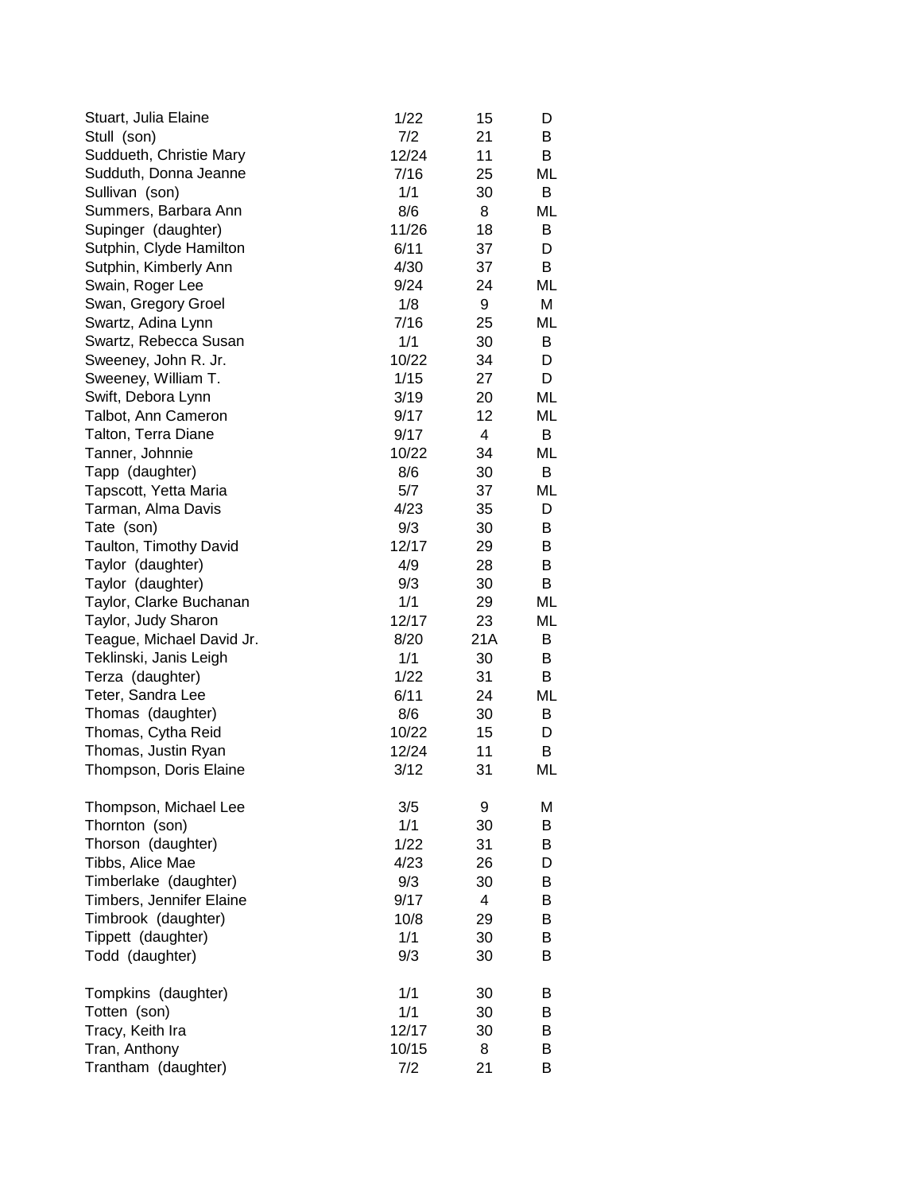| | | | |
|---|---|---|---|
| Stuart, Julia Elaine | 1/22 | 15 | D |
| Stull (son) | 7/2 | 21 | B |
| Suddueth, Christie Mary | 12/24 | 11 | B |
| Sudduth, Donna Jeanne | 7/16 | 25 | ML |
| Sullivan (son) | 1/1 | 30 | B |
| Summers, Barbara Ann | 8/6 | 8 | ML |
| Supinger (daughter) | 11/26 | 18 | B |
| Sutphin, Clyde Hamilton | 6/11 | 37 | D |
| Sutphin, Kimberly Ann | 4/30 | 37 | B |
| Swain, Roger Lee | 9/24 | 24 | ML |
| Swan, Gregory Groel | 1/8 | 9 | M |
| Swartz, Adina Lynn | 7/16 | 25 | ML |
| Swartz, Rebecca Susan | 1/1 | 30 | B |
| Sweeney, John R. Jr. | 10/22 | 34 | D |
| Sweeney, William T. | 1/15 | 27 | D |
| Swift, Debora Lynn | 3/19 | 20 | ML |
| Talbot, Ann Cameron | 9/17 | 12 | ML |
| Talton, Terra Diane | 9/17 | 4 | B |
| Tanner, Johnnie | 10/22 | 34 | ML |
| Tapp (daughter) | 8/6 | 30 | B |
| Tapscott, Yetta Maria | 5/7 | 37 | ML |
| Tarman, Alma Davis | 4/23 | 35 | D |
| Tate (son) | 9/3 | 30 | B |
| Taulton, Timothy David | 12/17 | 29 | B |
| Taylor (daughter) | 4/9 | 28 | B |
| Taylor (daughter) | 9/3 | 30 | B |
| Taylor, Clarke Buchanan | 1/1 | 29 | ML |
| Taylor, Judy Sharon | 12/17 | 23 | ML |
| Teague, Michael David Jr. | 8/20 | 21A | B |
| Teklinski, Janis Leigh | 1/1 | 30 | B |
| Terza (daughter) | 1/22 | 31 | B |
| Teter, Sandra Lee | 6/11 | 24 | ML |
| Thomas (daughter) | 8/6 | 30 | B |
| Thomas, Cytha Reid | 10/22 | 15 | D |
| Thomas, Justin Ryan | 12/24 | 11 | B |
| Thompson, Doris Elaine | 3/12 | 31 | ML |
| Thompson, Michael Lee | 3/5 | 9 | M |
| Thornton (son) | 1/1 | 30 | B |
| Thorson (daughter) | 1/22 | 31 | B |
| Tibbs, Alice Mae | 4/23 | 26 | D |
| Timberlake (daughter) | 9/3 | 30 | B |
| Timbers, Jennifer Elaine | 9/17 | 4 | B |
| Timbrook (daughter) | 10/8 | 29 | B |
| Tippett (daughter) | 1/1 | 30 | B |
| Todd (daughter) | 9/3 | 30 | B |
| Tompkins (daughter) | 1/1 | 30 | B |
| Totten (son) | 1/1 | 30 | B |
| Tracy, Keith Ira | 12/17 | 30 | B |
| Tran, Anthony | 10/15 | 8 | B |
| Trantham (daughter) | 7/2 | 21 | B |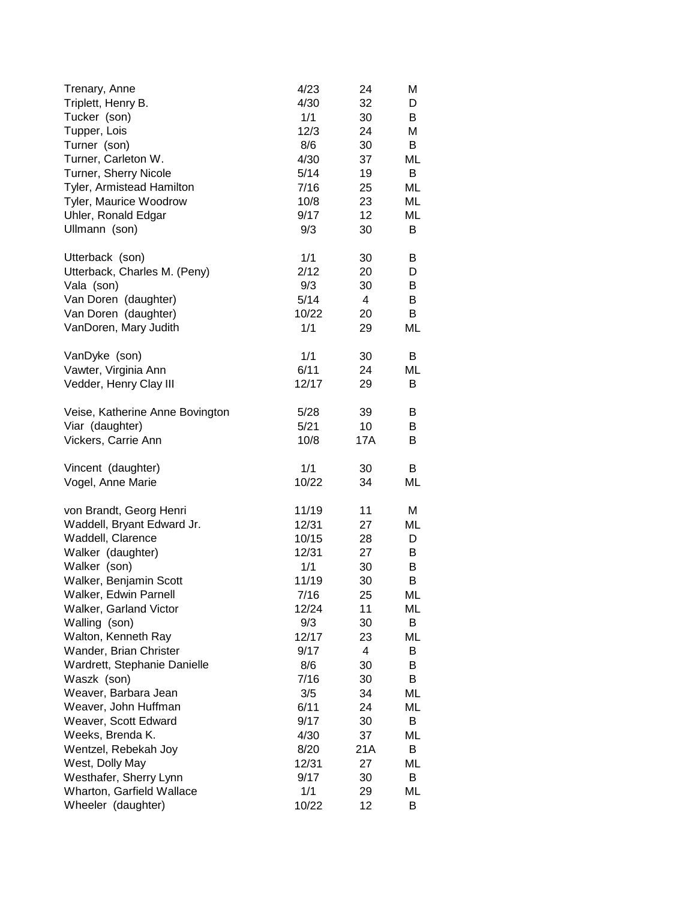| | | | |
|---|---|---|---|
| Trenary, Anne | 4/23 | 24 | M |
| Triplett, Henry B. | 4/30 | 32 | D |
| Tucker (son) | 1/1 | 30 | B |
| Tupper, Lois | 12/3 | 24 | M |
| Turner (son) | 8/6 | 30 | B |
| Turner, Carleton W. | 4/30 | 37 | ML |
| Turner, Sherry Nicole | 5/14 | 19 | B |
| Tyler, Armistead Hamilton | 7/16 | 25 | ML |
| Tyler, Maurice Woodrow | 10/8 | 23 | ML |
| Uhler, Ronald Edgar | 9/17 | 12 | ML |
| Ullmann (son) | 9/3 | 30 | B |
| Utterback (son) | 1/1 | 30 | B |
| Utterback, Charles M. (Peny) | 2/12 | 20 | D |
| Vala (son) | 9/3 | 30 | B |
| Van Doren (daughter) | 5/14 | 4 | B |
| Van Doren (daughter) | 10/22 | 20 | B |
| VanDoren, Mary Judith | 1/1 | 29 | ML |
| VanDyke (son) | 1/1 | 30 | B |
| Vawter, Virginia Ann | 6/11 | 24 | ML |
| Vedder, Henry Clay III | 12/17 | 29 | B |
| Veise, Katherine Anne Bovington | 5/28 | 39 | B |
| Viar (daughter) | 5/21 | 10 | B |
| Vickers, Carrie Ann | 10/8 | 17A | B |
| Vincent (daughter) | 1/1 | 30 | B |
| Vogel, Anne Marie | 10/22 | 34 | ML |
| von Brandt, Georg Henri | 11/19 | 11 | M |
| Waddell, Bryant Edward Jr. | 12/31 | 27 | ML |
| Waddell, Clarence | 10/15 | 28 | D |
| Walker (daughter) | 12/31 | 27 | B |
| Walker (son) | 1/1 | 30 | B |
| Walker, Benjamin Scott | 11/19 | 30 | B |
| Walker, Edwin Parnell | 7/16 | 25 | ML |
| Walker, Garland Victor | 12/24 | 11 | ML |
| Walling (son) | 9/3 | 30 | B |
| Walton, Kenneth Ray | 12/17 | 23 | ML |
| Wander, Brian Christer | 9/17 | 4 | B |
| Wardrett, Stephanie Danielle | 8/6 | 30 | B |
| Waszk (son) | 7/16 | 30 | B |
| Weaver, Barbara Jean | 3/5 | 34 | ML |
| Weaver, John Huffman | 6/11 | 24 | ML |
| Weaver, Scott Edward | 9/17 | 30 | B |
| Weeks, Brenda K. | 4/30 | 37 | ML |
| Wentzel, Rebekah Joy | 8/20 | 21A | B |
| West, Dolly May | 12/31 | 27 | ML |
| Westhafer, Sherry Lynn | 9/17 | 30 | B |
| Wharton, Garfield Wallace | 1/1 | 29 | ML |
| Wheeler (daughter) | 10/22 | 12 | B |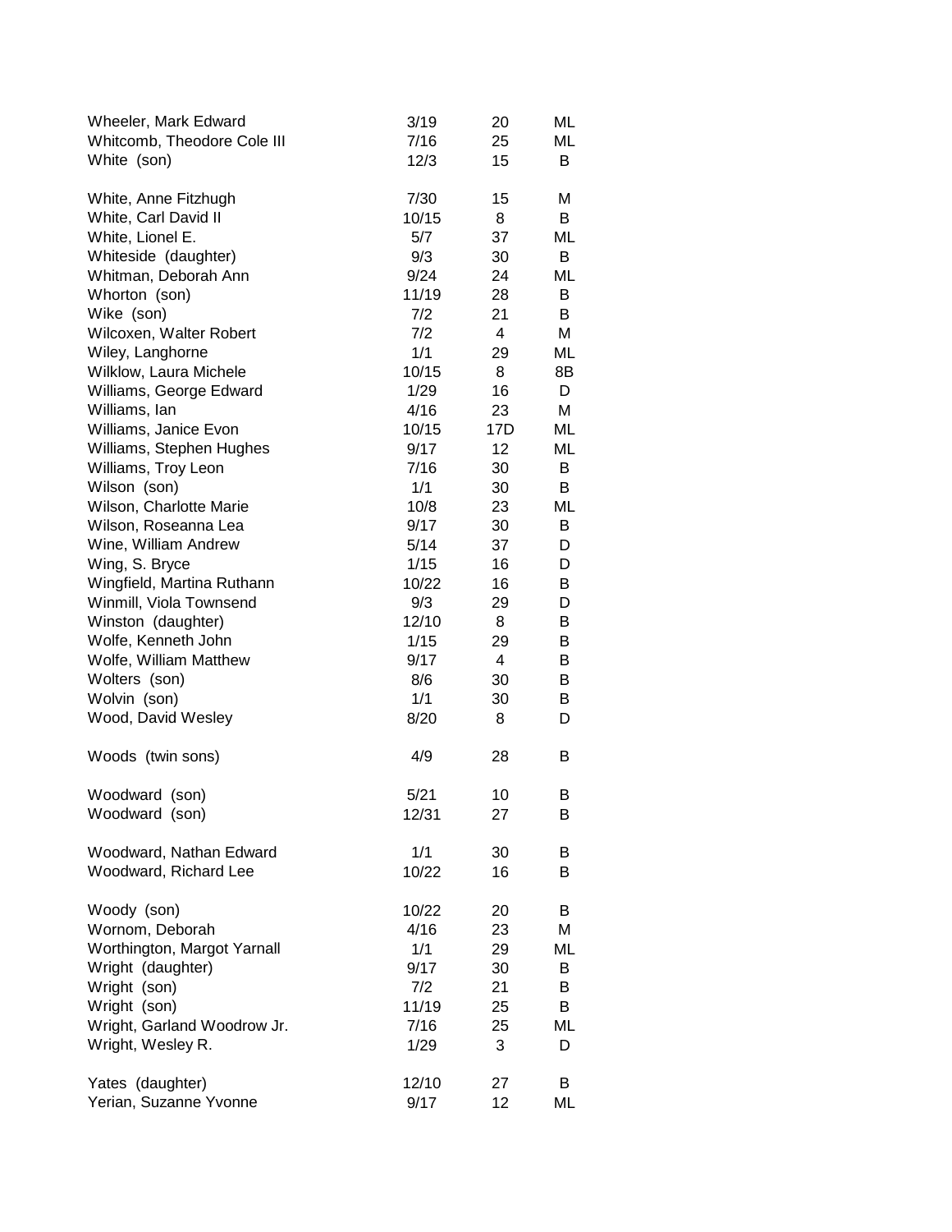| | | | |
|---|---|---|---|
| Wheeler, Mark Edward | 3/19 | 20 | ML |
| Whitcomb, Theodore Cole III | 7/16 | 25 | ML |
| White (son) | 12/3 | 15 | B |
| White, Anne Fitzhugh | 7/30 | 15 | M |
| White, Carl David II | 10/15 | 8 | B |
| White, Lionel E. | 5/7 | 37 | ML |
| Whiteside (daughter) | 9/3 | 30 | B |
| Whitman, Deborah Ann | 9/24 | 24 | ML |
| Whorton (son) | 11/19 | 28 | B |
| Wike (son) | 7/2 | 21 | B |
| Wilcoxen, Walter Robert | 7/2 | 4 | M |
| Wiley, Langhorne | 1/1 | 29 | ML |
| Wilklow, Laura Michele | 10/15 | 8 | 8B |
| Williams, George Edward | 1/29 | 16 | D |
| Williams, Ian | 4/16 | 23 | M |
| Williams, Janice Evon | 10/15 | 17D | ML |
| Williams, Stephen Hughes | 9/17 | 12 | ML |
| Williams, Troy Leon | 7/16 | 30 | B |
| Wilson (son) | 1/1 | 30 | B |
| Wilson, Charlotte Marie | 10/8 | 23 | ML |
| Wilson, Roseanna Lea | 9/17 | 30 | B |
| Wine, William Andrew | 5/14 | 37 | D |
| Wing, S. Bryce | 1/15 | 16 | D |
| Wingfield, Martina Ruthann | 10/22 | 16 | B |
| Winmill, Viola Townsend | 9/3 | 29 | D |
| Winston (daughter) | 12/10 | 8 | B |
| Wolfe, Kenneth John | 1/15 | 29 | B |
| Wolfe, William Matthew | 9/17 | 4 | B |
| Wolters (son) | 8/6 | 30 | B |
| Wolvin (son) | 1/1 | 30 | B |
| Wood, David Wesley | 8/20 | 8 | D |
| Woods (twin sons) | 4/9 | 28 | B |
| Woodward (son) | 5/21 | 10 | B |
| Woodward (son) | 12/31 | 27 | B |
| Woodward, Nathan Edward | 1/1 | 30 | B |
| Woodward, Richard Lee | 10/22 | 16 | B |
| Woody (son) | 10/22 | 20 | B |
| Wornom, Deborah | 4/16 | 23 | M |
| Worthington, Margot Yarnall | 1/1 | 29 | ML |
| Wright (daughter) | 9/17 | 30 | B |
| Wright (son) | 7/2 | 21 | B |
| Wright (son) | 11/19 | 25 | B |
| Wright, Garland Woodrow Jr. | 7/16 | 25 | ML |
| Wright, Wesley R. | 1/29 | 3 | D |
| Yates (daughter) | 12/10 | 27 | B |
| Yerian, Suzanne Yvonne | 9/17 | 12 | ML |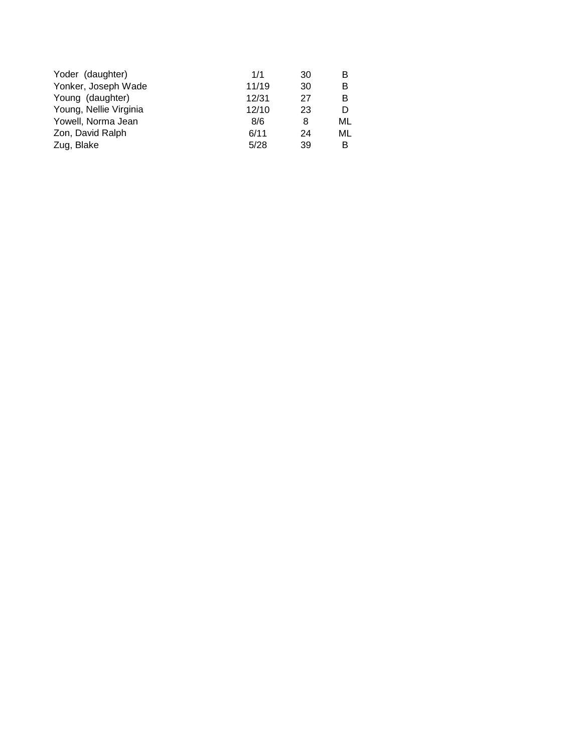| | | | |
|---|---|---|---|
| Yoder (daughter) | 1/1 | 30 | B |
| Yonker, Joseph Wade | 11/19 | 30 | B |
| Young (daughter) | 12/31 | 27 | B |
| Young, Nellie Virginia | 12/10 | 23 | D |
| Yowell, Norma Jean | 8/6 | 8 | ML |
| Zon, David Ralph | 6/11 | 24 | ML |
| Zug, Blake | 5/28 | 39 | B |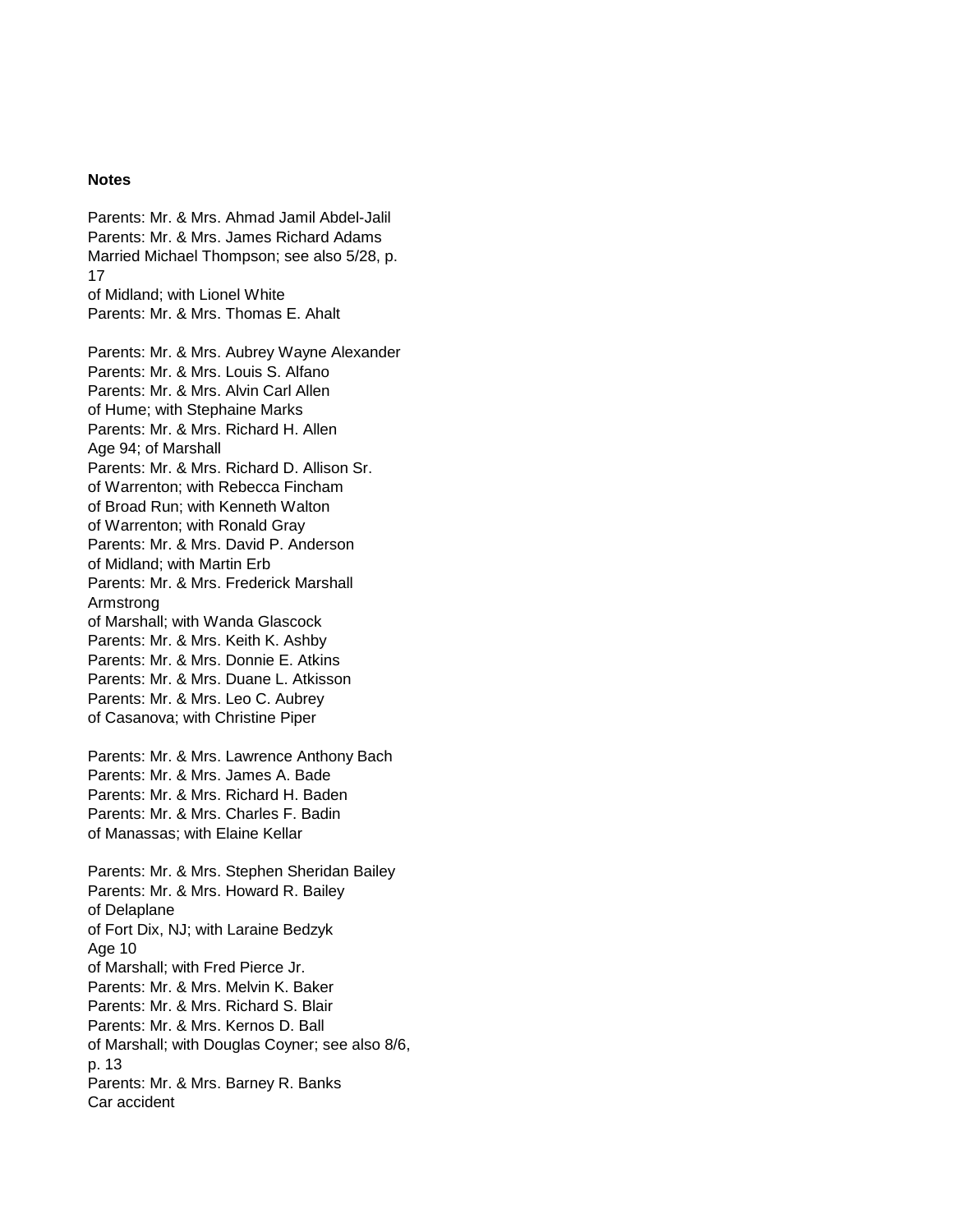**Notes**

Parents: Mr. & Mrs. Ahmad Jamil Abdel-Jalil
Parents: Mr. & Mrs. James Richard Adams
Married Michael Thompson; see also 5/28, p. 17
of Midland; with Lionel White
Parents: Mr. & Mrs. Thomas E. Ahalt

Parents: Mr. & Mrs. Aubrey Wayne Alexander
Parents: Mr. & Mrs. Louis S. Alfano
Parents: Mr. & Mrs. Alvin Carl Allen
of Hume; with Stephaine Marks
Parents: Mr. & Mrs. Richard H. Allen
Age 94; of Marshall
Parents: Mr. & Mrs. Richard D. Allison Sr.
of Warrenton; with Rebecca Fincham
of Broad Run; with Kenneth Walton
of Warrenton; with Ronald Gray
Parents: Mr. & Mrs. David P. Anderson
of Midland; with Martin Erb
Parents: Mr. & Mrs. Frederick Marshall Armstrong
of Marshall; with Wanda Glascock
Parents: Mr. & Mrs. Keith K. Ashby
Parents: Mr. & Mrs. Donnie E. Atkins
Parents: Mr. & Mrs. Duane L. Atkisson
Parents: Mr. & Mrs. Leo C. Aubrey
of Casanova; with Christine Piper

Parents: Mr. & Mrs. Lawrence Anthony Bach
Parents: Mr. & Mrs. James A. Bade
Parents: Mr. & Mrs. Richard H. Baden
Parents: Mr. & Mrs. Charles F. Badin
of Manassas; with Elaine Kellar

Parents: Mr. & Mrs. Stephen Sheridan Bailey
Parents: Mr. & Mrs. Howard R. Bailey
of Delaplane
of Fort Dix, NJ; with Laraine Bedzyk
Age 10
of Marshall; with Fred Pierce Jr.
Parents: Mr. & Mrs. Melvin K. Baker
Parents: Mr. & Mrs. Richard S. Blair
Parents: Mr. & Mrs. Kernos D. Ball
of Marshall; with Douglas Coyner; see also 8/6, p. 13
Parents: Mr. & Mrs. Barney R. Banks
Car accident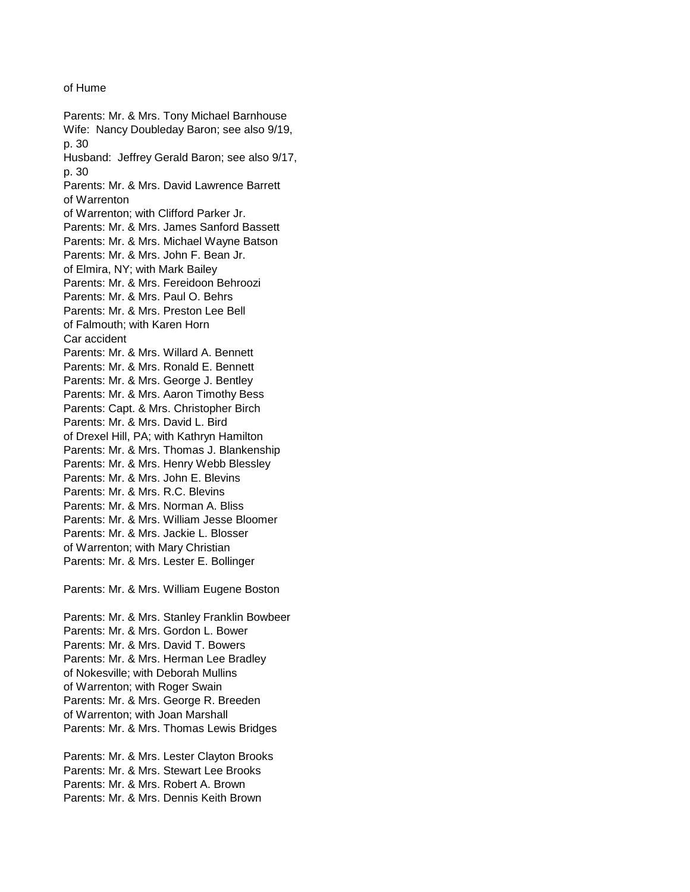of Hume

Parents: Mr. & Mrs. Tony Michael Barnhouse
Wife: Nancy Doubleday Baron; see also 9/19, p. 30
Husband: Jeffrey Gerald Baron; see also 9/17, p. 30
Parents: Mr. & Mrs. David Lawrence Barrett
of Warrenton
of Warrenton; with Clifford Parker Jr.
Parents: Mr. & Mrs. James Sanford Bassett
Parents: Mr. & Mrs. Michael Wayne Batson
Parents: Mr. & Mrs. John F. Bean Jr.
of Elmira, NY; with Mark Bailey
Parents: Mr. & Mrs. Fereidoon Behroozi
Parents: Mr. & Mrs. Paul O. Behrs
Parents: Mr. & Mrs. Preston Lee Bell
of Falmouth; with Karen Horn
Car accident
Parents: Mr. & Mrs. Willard A. Bennett
Parents: Mr. & Mrs. Ronald E. Bennett
Parents: Mr. & Mrs. George J. Bentley
Parents: Mr. & Mrs. Aaron Timothy Bess
Parents: Capt. & Mrs. Christopher Birch
Parents: Mr. & Mrs. David L. Bird
of Drexel Hill, PA; with Kathryn Hamilton
Parents: Mr. & Mrs. Thomas J. Blankenship
Parents: Mr. & Mrs. Henry Webb Blessley
Parents: Mr. & Mrs. John E. Blevins
Parents: Mr. & Mrs. R.C. Blevins
Parents: Mr. & Mrs. Norman A. Bliss
Parents: Mr. & Mrs. William Jesse Bloomer
Parents: Mr. & Mrs. Jackie L. Blosser
of Warrenton; with Mary Christian
Parents: Mr. & Mrs. Lester E. Bollinger

Parents: Mr. & Mrs. William Eugene Boston

Parents: Mr. & Mrs. Stanley Franklin Bowbeer
Parents: Mr. & Mrs. Gordon L. Bower
Parents: Mr. & Mrs. David T. Bowers
Parents: Mr. & Mrs. Herman Lee Bradley
of Nokesville; with Deborah Mullins
of Warrenton; with Roger Swain
Parents: Mr. & Mrs. George R. Breeden
of Warrenton; with Joan Marshall
Parents: Mr. & Mrs. Thomas Lewis Bridges

Parents: Mr. & Mrs. Lester Clayton Brooks
Parents: Mr. & Mrs. Stewart Lee Brooks
Parents: Mr. & Mrs. Robert A. Brown
Parents: Mr. & Mrs. Dennis Keith Brown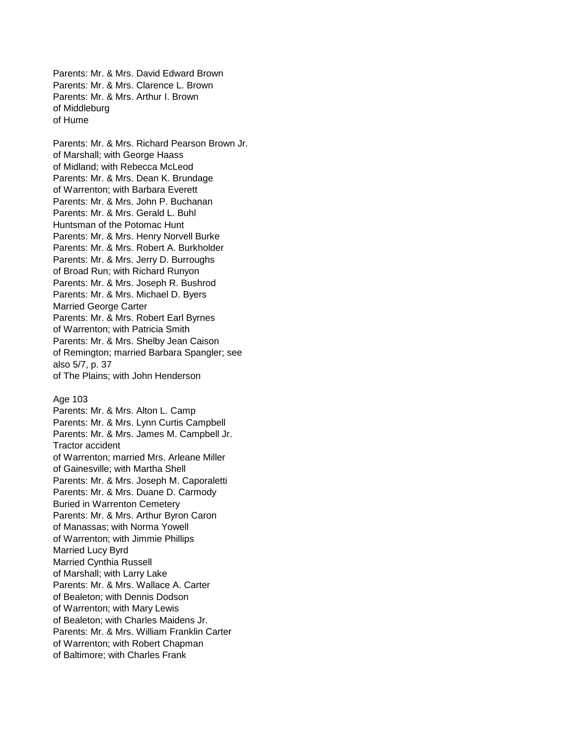Parents: Mr. & Mrs. David Edward Brown
Parents: Mr. & Mrs. Clarence L. Brown
Parents: Mr. & Mrs. Arthur I. Brown
of Middleburg
of Hume

Parents: Mr. & Mrs. Richard Pearson Brown Jr.
of Marshall; with George Haass
of Midland; with Rebecca McLeod
Parents: Mr. & Mrs. Dean K. Brundage
of Warrenton; with Barbara Everett
Parents: Mr. & Mrs. John P. Buchanan
Parents: Mr. & Mrs. Gerald L. Buhl
Huntsman of the Potomac Hunt
Parents: Mr. & Mrs. Henry Norvell Burke
Parents: Mr. & Mrs. Robert A. Burkholder
Parents: Mr. & Mrs. Jerry D. Burroughs
of Broad Run; with Richard Runyon
Parents: Mr. & Mrs. Joseph R. Bushrod
Parents: Mr. & Mrs. Michael D. Byers
Married George Carter
Parents: Mr. & Mrs. Robert Earl Byrnes
of Warrenton; with Patricia Smith
Parents: Mr. & Mrs. Shelby Jean Caison
of Remington; married Barbara Spangler; see also 5/7, p. 37
of The Plains; with John Henderson

Age 103
Parents: Mr. & Mrs. Alton L. Camp
Parents: Mr. & Mrs. Lynn Curtis Campbell
Parents: Mr. & Mrs. James M. Campbell Jr.
Tractor accident
of Warrenton; married Mrs. Arleane Miller
of Gainesville; with Martha Shell
Parents: Mr. & Mrs. Joseph M. Caporaletti
Parents: Mr. & Mrs. Duane D. Carmody
Buried in Warrenton Cemetery
Parents: Mr. & Mrs. Arthur Byron Caron
of Manassas; with Norma Yowell
of Warrenton; with Jimmie Phillips
Married Lucy Byrd
Married Cynthia Russell
of Marshall; with Larry Lake
Parents: Mr. & Mrs. Wallace A. Carter
of Bealeton; with Dennis Dodson
of Warrenton; with Mary Lewis
of Bealeton; with Charles Maidens Jr.
Parents: Mr. & Mrs. William Franklin Carter
of Warrenton; with Robert Chapman
of Baltimore; with Charles Frank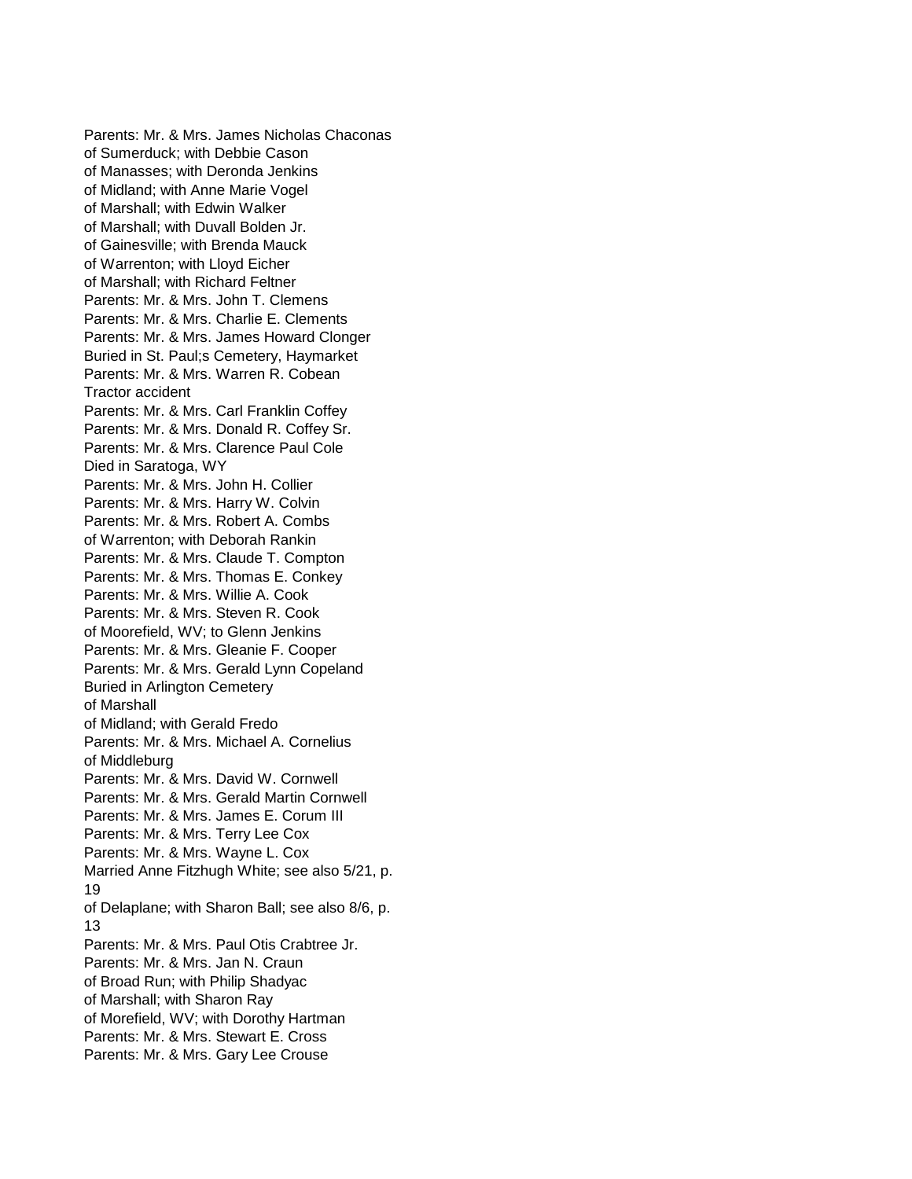Parents: Mr. & Mrs. James Nicholas Chaconas
of Sumerduck; with Debbie Cason
of Manasses; with Deronda Jenkins
of Midland; with Anne Marie Vogel
of Marshall; with Edwin Walker
of Marshall; with Duvall Bolden Jr.
of Gainesville; with Brenda Mauck
of Warrenton; with Lloyd Eicher
of Marshall; with Richard Feltner
Parents: Mr. & Mrs. John T. Clemens
Parents: Mr. & Mrs. Charlie E. Clements
Parents: Mr. & Mrs. James Howard Clonger
Buried in St. Paul;s Cemetery, Haymarket
Parents: Mr. & Mrs. Warren R. Cobean
Tractor accident
Parents: Mr. & Mrs. Carl Franklin Coffey
Parents: Mr. & Mrs. Donald R. Coffey Sr.
Parents: Mr. & Mrs. Clarence Paul Cole
Died in Saratoga, WY
Parents: Mr. & Mrs. John H. Collier
Parents: Mr. & Mrs. Harry W. Colvin
Parents: Mr. & Mrs. Robert A. Combs
of Warrenton; with Deborah Rankin
Parents: Mr. & Mrs. Claude T. Compton
Parents: Mr. & Mrs. Thomas E. Conkey
Parents: Mr. & Mrs. Willie A. Cook
Parents: Mr. & Mrs. Steven R. Cook
of Moorefield, WV; to Glenn Jenkins
Parents: Mr. & Mrs. Gleanie F. Cooper
Parents: Mr. & Mrs. Gerald Lynn Copeland
Buried in Arlington Cemetery
of Marshall
of Midland; with Gerald Fredo
Parents: Mr. & Mrs. Michael A. Cornelius
of Middleburg
Parents: Mr. & Mrs. David W. Cornwell
Parents: Mr. & Mrs. Gerald Martin Cornwell
Parents: Mr. & Mrs. James E. Corum III
Parents: Mr. & Mrs. Terry Lee Cox
Parents: Mr. & Mrs. Wayne L. Cox
Married Anne Fitzhugh White; see also 5/21, p. 19
of Delaplane; with Sharon Ball; see also 8/6, p. 13
Parents: Mr. & Mrs. Paul Otis Crabtree Jr.
Parents: Mr. & Mrs. Jan N. Craun
of Broad Run; with Philip Shadyac
of Marshall; with Sharon Ray
of Morefield, WV; with Dorothy Hartman
Parents: Mr. & Mrs. Stewart E. Cross
Parents: Mr. & Mrs. Gary Lee Crouse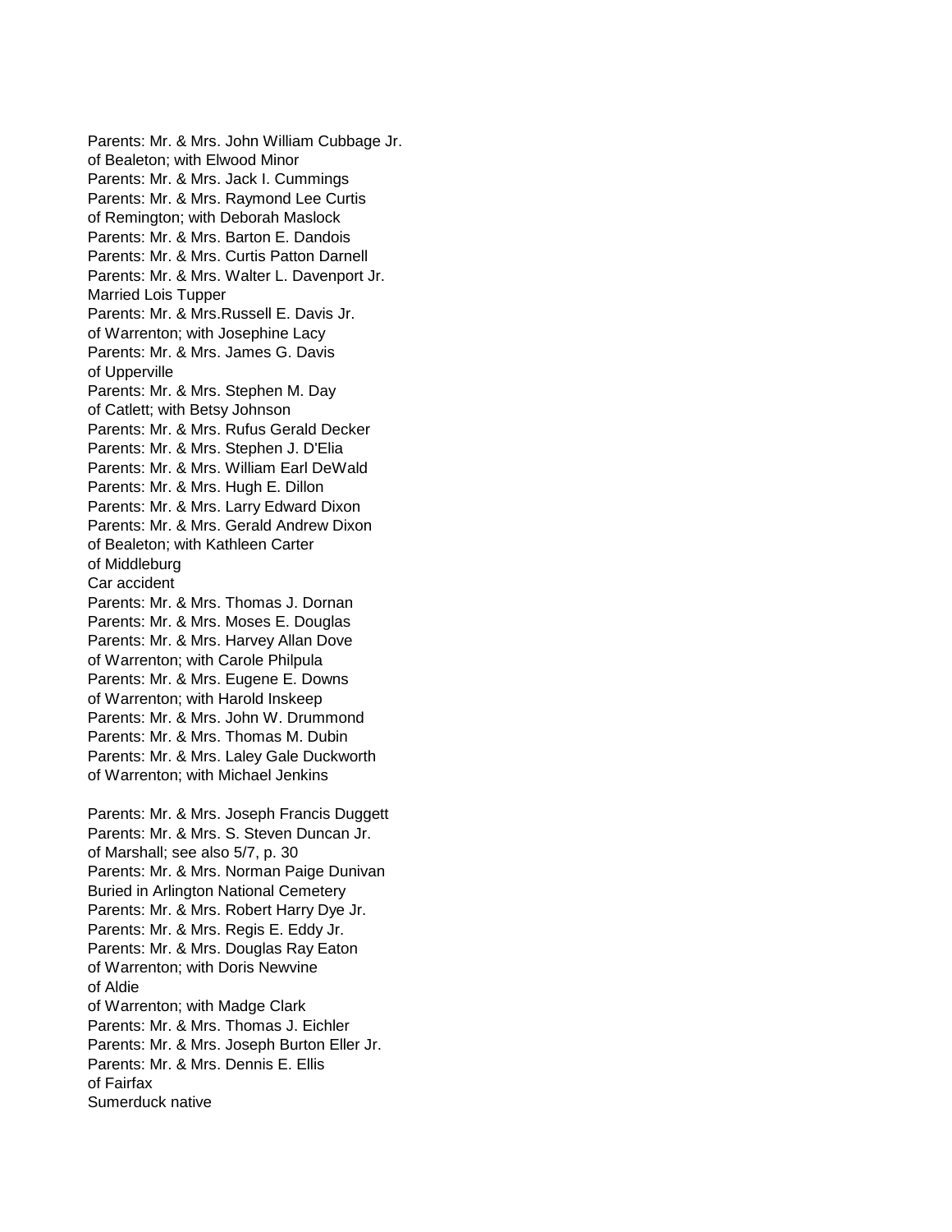Parents: Mr. & Mrs. John William Cubbage Jr.
of Bealeton; with Elwood Minor
Parents: Mr. & Mrs. Jack I. Cummings
Parents: Mr. & Mrs. Raymond Lee Curtis
of Remington; with Deborah Maslock
Parents: Mr. & Mrs. Barton E. Dandois
Parents: Mr. & Mrs. Curtis Patton Darnell
Parents: Mr. & Mrs. Walter L. Davenport Jr.
Married Lois Tupper
Parents: Mr. & Mrs.Russell E. Davis Jr.
of Warrenton; with Josephine Lacy
Parents: Mr. & Mrs. James G. Davis
of Upperville
Parents: Mr. & Mrs. Stephen M. Day
of Catlett; with Betsy Johnson
Parents: Mr. & Mrs. Rufus Gerald Decker
Parents: Mr. & Mrs. Stephen J. D'Elia
Parents: Mr. & Mrs. William Earl DeWald
Parents: Mr. & Mrs. Hugh E. Dillon
Parents: Mr. & Mrs. Larry Edward Dixon
Parents: Mr. & Mrs. Gerald Andrew Dixon
of Bealeton; with Kathleen Carter
of Middleburg
Car accident
Parents: Mr. & Mrs. Thomas J. Dornan
Parents: Mr. & Mrs. Moses E. Douglas
Parents: Mr. & Mrs. Harvey Allan Dove
of Warrenton; with Carole Philpula
Parents: Mr. & Mrs. Eugene E. Downs
of Warrenton; with Harold Inskeep
Parents: Mr. & Mrs. John W. Drummond
Parents: Mr. & Mrs. Thomas M. Dubin
Parents: Mr. & Mrs. Laley Gale Duckworth
of Warrenton; with Michael Jenkins

Parents: Mr. & Mrs. Joseph Francis Duggett
Parents: Mr. & Mrs. S. Steven Duncan Jr.
of Marshall; see also 5/7, p. 30
Parents: Mr. & Mrs. Norman Paige Dunivan
Buried in Arlington National Cemetery
Parents: Mr. & Mrs. Robert Harry Dye Jr.
Parents: Mr. & Mrs. Regis E. Eddy Jr.
Parents: Mr. & Mrs. Douglas Ray Eaton
of Warrenton; with Doris Newvine
of Aldie
of Warrenton; with Madge Clark
Parents: Mr. & Mrs. Thomas J. Eichler
Parents: Mr. & Mrs. Joseph Burton Eller Jr.
Parents: Mr. & Mrs. Dennis E. Ellis
of Fairfax
Sumerduck native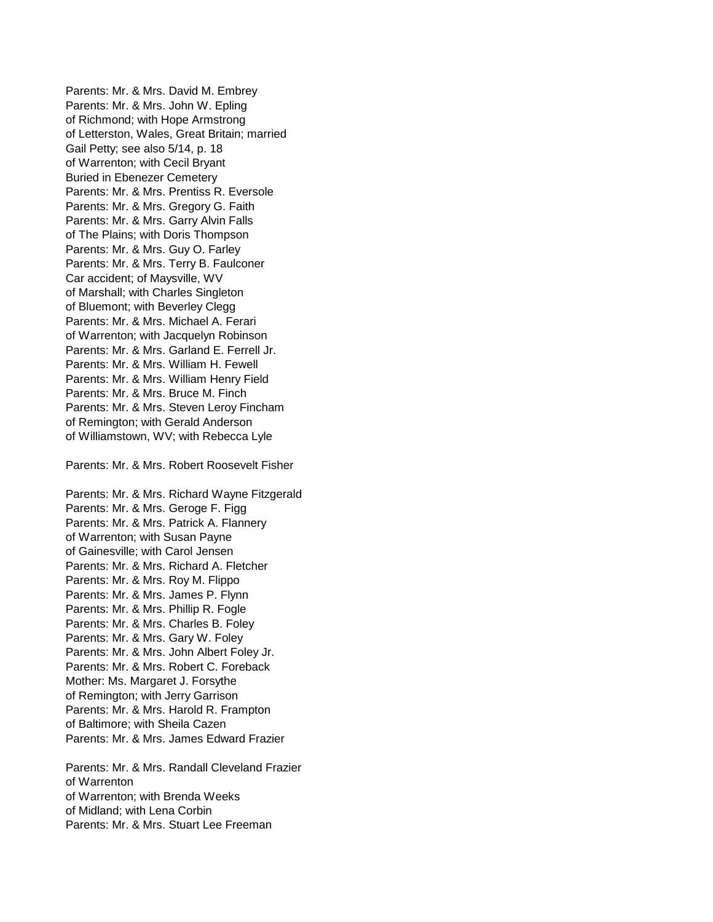Parents: Mr. & Mrs. David M. Embrey
Parents: Mr. & Mrs. John W. Epling
of Richmond; with Hope Armstrong
of Letterston, Wales, Great Britain; married
Gail Petty; see also 5/14, p. 18
of Warrenton; with Cecil Bryant
Buried in Ebenezer Cemetery
Parents: Mr. & Mrs. Prentiss R. Eversole
Parents: Mr. & Mrs. Gregory G. Faith
Parents: Mr. & Mrs. Garry Alvin Falls
of The Plains; with Doris Thompson
Parents: Mr. & Mrs. Guy O. Farley
Parents: Mr. & Mrs. Terry B. Faulconer
Car accident; of Maysville, WV
of Marshall; with Charles Singleton
of Bluemont; with Beverley Clegg
Parents: Mr. & Mrs. Michael A. Ferari
of Warrenton; with Jacquelyn Robinson
Parents: Mr. & Mrs. Garland E. Ferrell Jr.
Parents: Mr. & Mrs. William H. Fewell
Parents: Mr. & Mrs. William Henry Field
Parents: Mr. & Mrs. Bruce M. Finch
Parents: Mr. & Mrs. Steven Leroy Fincham
of Remington; with Gerald Anderson
of Williamstown, WV; with Rebecca Lyle

Parents: Mr. & Mrs. Robert Roosevelt Fisher

Parents: Mr. & Mrs. Richard Wayne Fitzgerald
Parents: Mr. & Mrs. Geroge F. Figg
Parents: Mr. & Mrs. Patrick A. Flannery
of Warrenton; with Susan Payne
of Gainesville; with Carol Jensen
Parents: Mr. & Mrs. Richard A. Fletcher
Parents: Mr. & Mrs. Roy M. Flippo
Parents: Mr. & Mrs. James P. Flynn
Parents: Mr. & Mrs. Phillip R. Fogle
Parents: Mr. & Mrs. Charles B. Foley
Parents: Mr. & Mrs. Gary W. Foley
Parents: Mr. & Mrs. John Albert Foley Jr.
Parents: Mr. & Mrs. Robert C. Foreback
Mother: Ms. Margaret J. Forsythe
of Remington; with Jerry Garrison
Parents: Mr. & Mrs. Harold R. Frampton
of Baltimore; with Sheila Cazen
Parents: Mr. & Mrs. James Edward Frazier

Parents: Mr. & Mrs. Randall Cleveland Frazier
of Warrenton
of Warrenton; with Brenda Weeks
of Midland; with Lena Corbin
Parents: Mr. & Mrs. Stuart Lee Freeman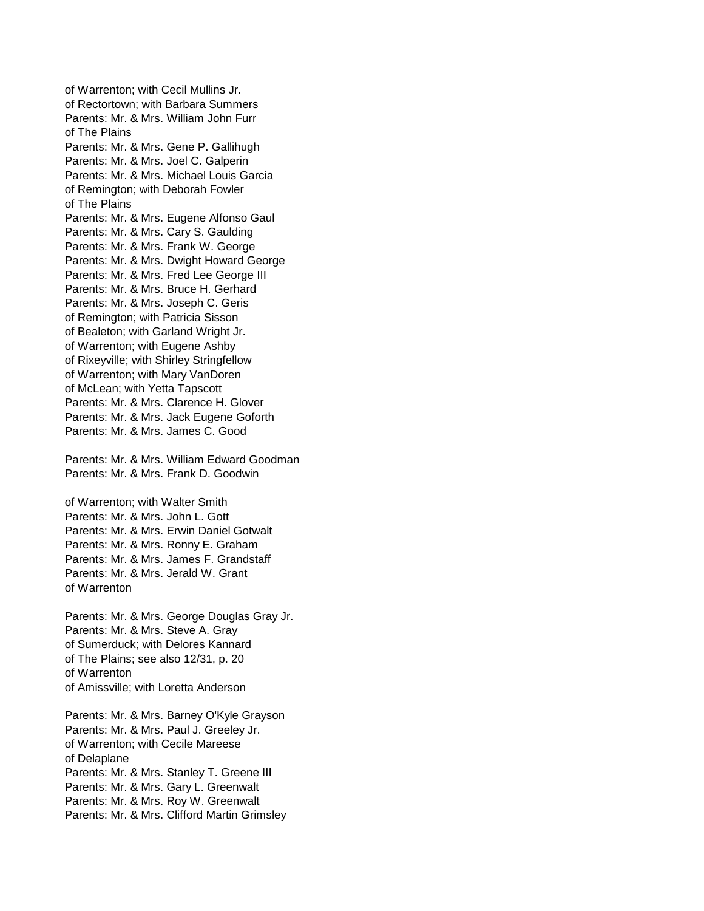of Warrenton; with Cecil Mullins Jr.
of Rectortown; with Barbara Summers
Parents: Mr. & Mrs. William John Furr
of The Plains
Parents: Mr. & Mrs. Gene P. Gallihugh
Parents: Mr. & Mrs. Joel C. Galperin
Parents: Mr. & Mrs. Michael Louis Garcia
of Remington; with Deborah Fowler
of The Plains
Parents: Mr. & Mrs. Eugene Alfonso Gaul
Parents: Mr. & Mrs. Cary S. Gaulding
Parents: Mr. & Mrs. Frank W. George
Parents: Mr. & Mrs. Dwight Howard George
Parents: Mr. & Mrs. Fred Lee George III
Parents: Mr. & Mrs. Bruce H. Gerhard
Parents: Mr. & Mrs. Joseph C. Geris
of Remington; with Patricia Sisson
of Bealeton; with Garland Wright Jr.
of Warrenton; with Eugene Ashby
of Rixeyville; with Shirley Stringfellow
of Warrenton; with Mary VanDoren
of McLean; with Yetta Tapscott
Parents: Mr. & Mrs. Clarence H. Glover
Parents: Mr. & Mrs. Jack Eugene Goforth
Parents: Mr. & Mrs. James C. Good

Parents: Mr. & Mrs. William Edward Goodman
Parents: Mr. & Mrs. Frank D. Goodwin

of Warrenton; with Walter Smith
Parents: Mr. & Mrs. John L. Gott
Parents: Mr. & Mrs. Erwin Daniel Gotwalt
Parents: Mr. & Mrs. Ronny E. Graham
Parents: Mr. & Mrs. James F. Grandstaff
Parents: Mr. & Mrs. Jerald W. Grant
of Warrenton

Parents: Mr. & Mrs. George Douglas Gray Jr.
Parents: Mr. & Mrs. Steve A. Gray
of Sumerduck; with Delores Kannard
of The Plains; see also 12/31, p. 20
of Warrenton
of Amissville; with Loretta Anderson

Parents: Mr. & Mrs. Barney O'Kyle Grayson
Parents: Mr. & Mrs. Paul J. Greeley Jr.
of Warrenton; with Cecile Mareese
of Delaplane
Parents: Mr. & Mrs. Stanley T. Greene III
Parents: Mr. & Mrs. Gary L. Greenwalt
Parents: Mr. & Mrs. Roy W. Greenwalt
Parents: Mr. & Mrs. Clifford Martin Grimsley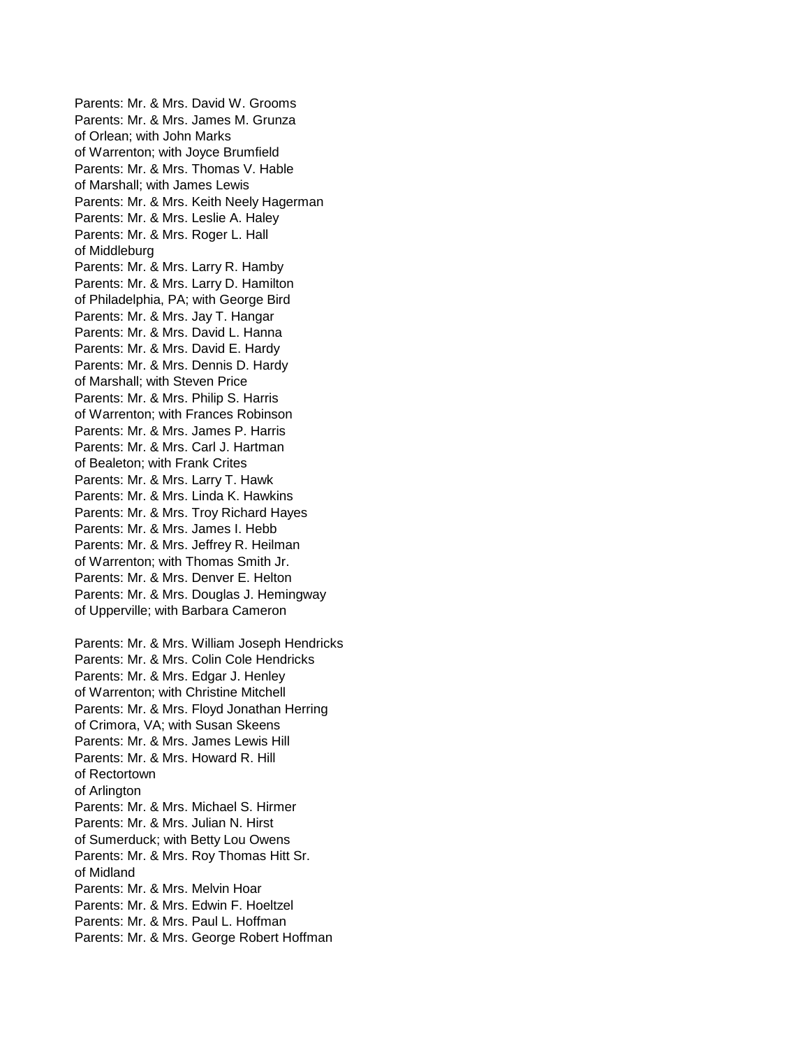Parents: Mr. & Mrs. David W. Grooms
Parents: Mr. & Mrs. James M. Grunza
of Orlean; with John Marks
of Warrenton; with Joyce Brumfield
Parents: Mr. & Mrs. Thomas V. Hable
of Marshall; with James Lewis
Parents: Mr. & Mrs. Keith Neely Hagerman
Parents: Mr. & Mrs. Leslie A. Haley
Parents: Mr. & Mrs. Roger L. Hall
of Middleburg
Parents: Mr. & Mrs. Larry R. Hamby
Parents: Mr. & Mrs. Larry D. Hamilton
of Philadelphia, PA; with George Bird
Parents: Mr. & Mrs. Jay T. Hangar
Parents: Mr. & Mrs. David L. Hanna
Parents: Mr. & Mrs. David E. Hardy
Parents: Mr. & Mrs. Dennis D. Hardy
of Marshall; with Steven Price
Parents: Mr. & Mrs. Philip S. Harris
of Warrenton; with Frances Robinson
Parents: Mr. & Mrs. James P. Harris
Parents: Mr. & Mrs. Carl J. Hartman
of Bealeton; with Frank Crites
Parents: Mr. & Mrs. Larry T. Hawk
Parents: Mr. & Mrs. Linda K. Hawkins
Parents: Mr. & Mrs. Troy Richard Hayes
Parents: Mr. & Mrs. James I. Hebb
Parents: Mr. & Mrs. Jeffrey R. Heilman
of Warrenton; with Thomas Smith Jr.
Parents: Mr. & Mrs. Denver E. Helton
Parents: Mr. & Mrs. Douglas J. Hemingway
of Upperville; with Barbara Cameron

Parents: Mr. & Mrs. William Joseph Hendricks
Parents: Mr. & Mrs. Colin Cole Hendricks
Parents: Mr. & Mrs. Edgar J. Henley
of Warrenton; with Christine Mitchell
Parents: Mr. & Mrs. Floyd Jonathan Herring
of Crimora, VA; with Susan Skeens
Parents: Mr. & Mrs. James Lewis Hill
Parents: Mr. & Mrs. Howard R. Hill
of Rectortown
of Arlington
Parents: Mr. & Mrs. Michael S. Hirmer
Parents: Mr. & Mrs. Julian N. Hirst
of Sumerduck; with Betty Lou Owens
Parents: Mr. & Mrs. Roy Thomas Hitt Sr.
of Midland
Parents: Mr. & Mrs. Melvin Hoar
Parents: Mr. & Mrs. Edwin F. Hoeltzel
Parents: Mr. & Mrs. Paul L. Hoffman
Parents: Mr. & Mrs. George Robert Hoffman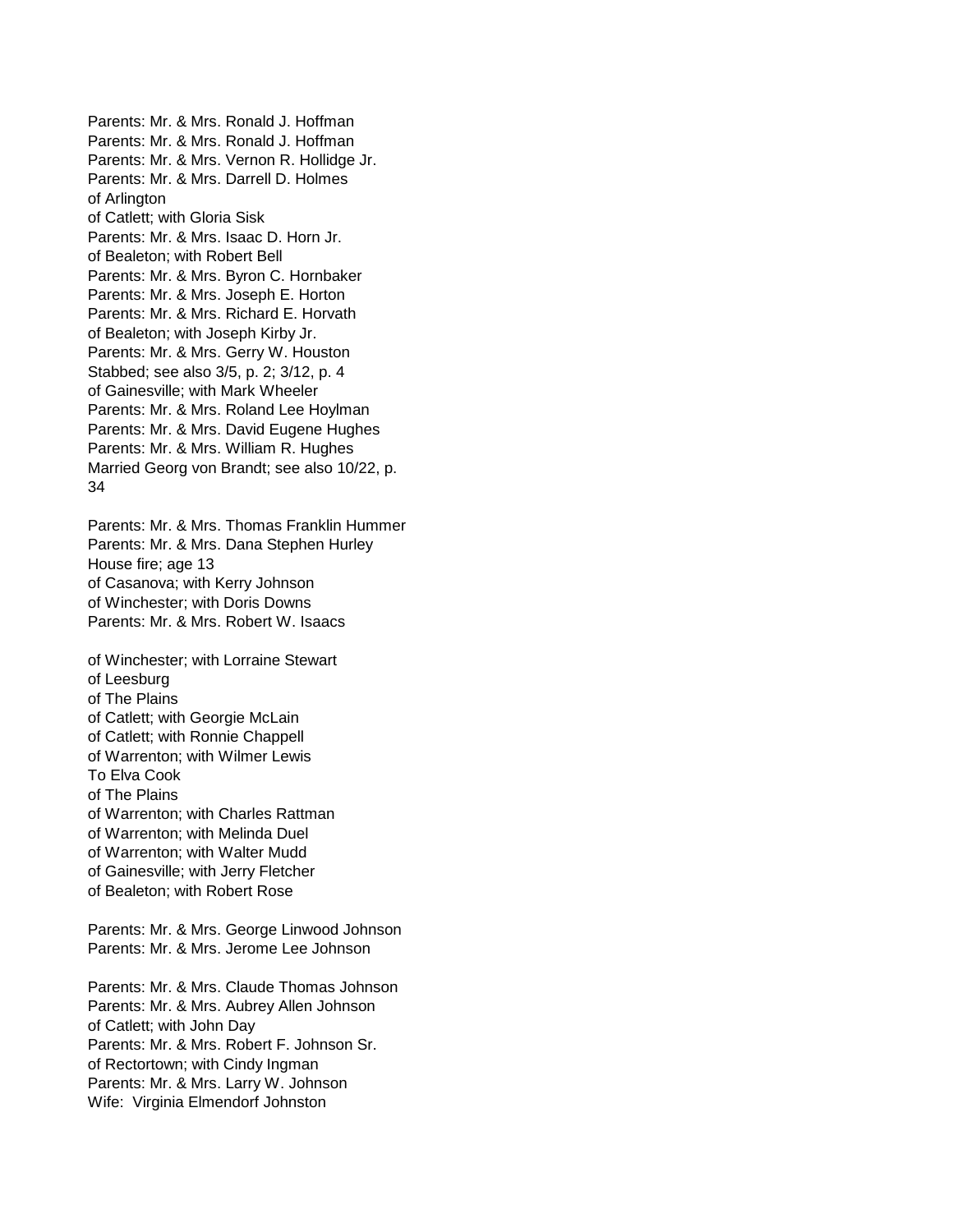Parents: Mr. & Mrs. Ronald J. Hoffman
Parents: Mr. & Mrs. Ronald J. Hoffman
Parents: Mr. & Mrs. Vernon R. Hollidge Jr.
Parents: Mr. & Mrs. Darrell D. Holmes
of Arlington
of Catlett; with Gloria Sisk
Parents: Mr. & Mrs. Isaac D. Horn Jr.
of Bealeton; with Robert Bell
Parents: Mr. & Mrs. Byron C. Hornbaker
Parents: Mr. & Mrs. Joseph E. Horton
Parents: Mr. & Mrs. Richard E. Horvath
of Bealeton; with Joseph Kirby Jr.
Parents: Mr. & Mrs. Gerry W. Houston
Stabbed; see also 3/5, p. 2; 3/12, p. 4
of Gainesville; with Mark Wheeler
Parents: Mr. & Mrs. Roland Lee Hoylman
Parents: Mr. & Mrs. David Eugene Hughes
Parents: Mr. & Mrs. William R. Hughes
Married Georg von Brandt; see also 10/22, p. 34

Parents: Mr. & Mrs. Thomas Franklin Hummer
Parents: Mr. & Mrs. Dana Stephen Hurley
House fire; age 13
of Casanova; with Kerry Johnson
of Winchester; with Doris Downs
Parents: Mr. & Mrs. Robert W. Isaacs

of Winchester; with Lorraine Stewart
of Leesburg
of The Plains
of Catlett; with Georgie McLain
of Catlett; with Ronnie Chappell
of Warrenton; with Wilmer Lewis
To Elva Cook
of The Plains
of Warrenton; with Charles Rattman
of Warrenton; with Melinda Duel
of Warrenton; with Walter Mudd
of Gainesville; with Jerry Fletcher
of Bealeton; with Robert Rose

Parents: Mr. & Mrs. George Linwood Johnson
Parents: Mr. & Mrs. Jerome Lee Johnson

Parents: Mr. & Mrs. Claude Thomas Johnson
Parents: Mr. & Mrs. Aubrey Allen Johnson
of Catlett; with John Day
Parents: Mr. & Mrs. Robert F. Johnson Sr.
of Rectortown; with Cindy Ingman
Parents: Mr. & Mrs. Larry W. Johnson
Wife: Virginia Elmendorf Johnston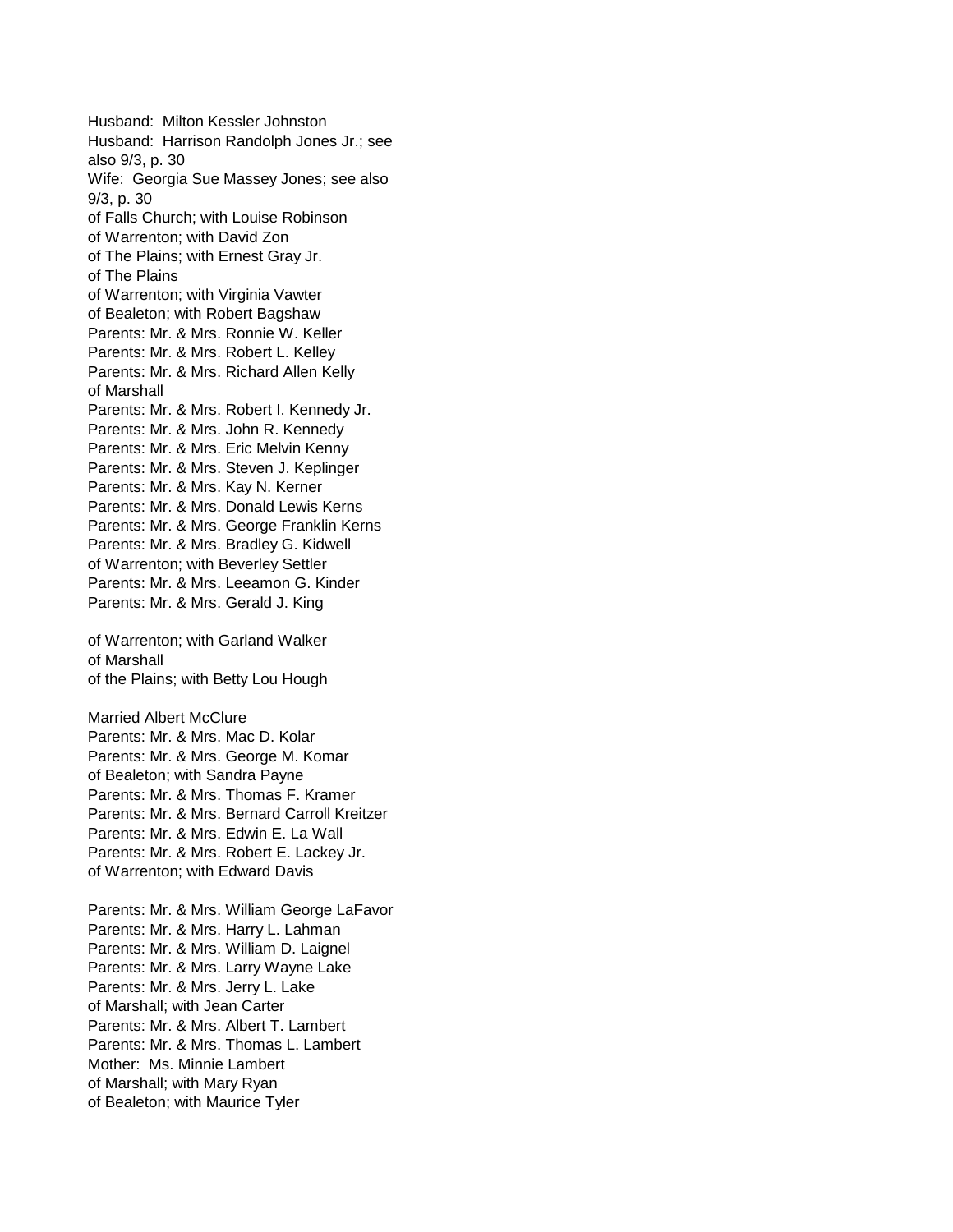Husband: Milton Kessler Johnston
Husband: Harrison Randolph Jones Jr.; see also 9/3, p. 30
Wife: Georgia Sue Massey Jones; see also 9/3, p. 30
of Falls Church; with Louise Robinson
of Warrenton; with David Zon
of The Plains; with Ernest Gray Jr.
of The Plains
of Warrenton; with Virginia Vawter
of Bealeton; with Robert Bagshaw
Parents: Mr. & Mrs. Ronnie W. Keller
Parents: Mr. & Mrs. Robert L. Kelley
Parents: Mr. & Mrs. Richard Allen Kelly
of Marshall
Parents: Mr. & Mrs. Robert I. Kennedy Jr.
Parents: Mr. & Mrs. John R. Kennedy
Parents: Mr. & Mrs. Eric Melvin Kenny
Parents: Mr. & Mrs. Steven J. Keplinger
Parents: Mr. & Mrs. Kay N. Kerner
Parents: Mr. & Mrs. Donald Lewis Kerns
Parents: Mr. & Mrs. George Franklin Kerns
Parents: Mr. & Mrs. Bradley G. Kidwell
of Warrenton; with Beverley Settler
Parents: Mr. & Mrs. Leeamon G. Kinder
Parents: Mr. & Mrs. Gerald J. King

of Warrenton; with Garland Walker
of Marshall
of the Plains; with Betty Lou Hough

Married Albert McClure
Parents: Mr. & Mrs. Mac D. Kolar
Parents: Mr. & Mrs. George M. Komar
of Bealeton; with Sandra Payne
Parents: Mr. & Mrs. Thomas F. Kramer
Parents: Mr. & Mrs. Bernard Carroll Kreitzer
Parents: Mr. & Mrs. Edwin E. La Wall
Parents: Mr. & Mrs. Robert E. Lackey Jr.
of Warrenton; with Edward Davis

Parents: Mr. & Mrs. William George LaFavor
Parents: Mr. & Mrs. Harry L. Lahman
Parents: Mr. & Mrs. William D. Laignel
Parents: Mr. & Mrs. Larry Wayne Lake
Parents: Mr. & Mrs. Jerry L. Lake
of Marshall; with Jean Carter
Parents: Mr. & Mrs. Albert T. Lambert
Parents: Mr. & Mrs. Thomas L. Lambert
Mother: Ms. Minnie Lambert
of Marshall; with Mary Ryan
of Bealeton; with Maurice Tyler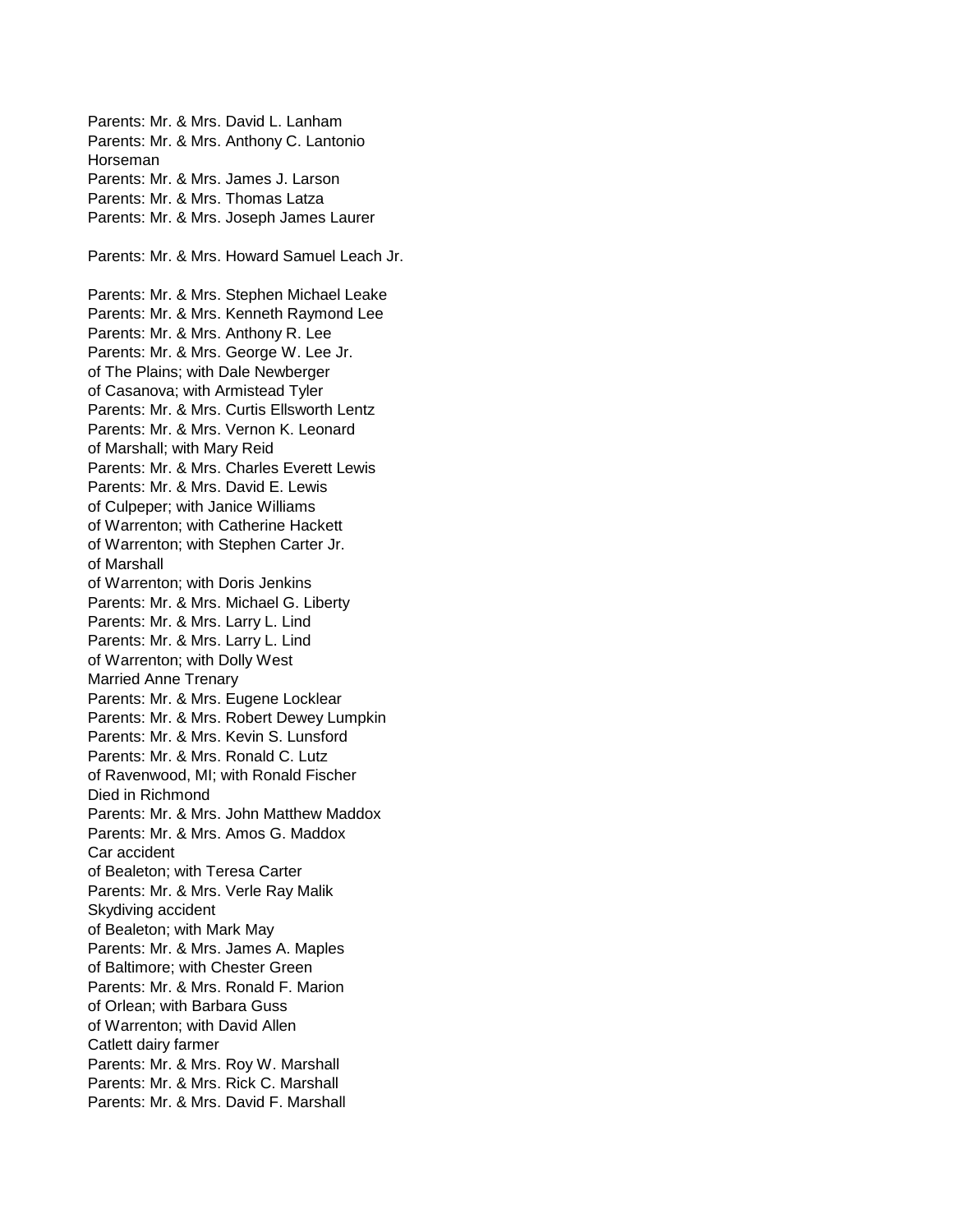Parents: Mr. & Mrs. David L. Lanham
Parents: Mr. & Mrs. Anthony C. Lantonio
Horseman
Parents: Mr. & Mrs. James J. Larson
Parents: Mr. & Mrs. Thomas Latza
Parents: Mr. & Mrs. Joseph James Laurer

Parents: Mr. & Mrs. Howard Samuel Leach Jr.

Parents: Mr. & Mrs. Stephen Michael Leake
Parents: Mr. & Mrs. Kenneth Raymond Lee
Parents: Mr. & Mrs. Anthony R. Lee
Parents: Mr. & Mrs. George W. Lee Jr.
of The Plains; with Dale Newberger
of Casanova; with Armistead Tyler
Parents: Mr. & Mrs. Curtis Ellsworth Lentz
Parents: Mr. & Mrs. Vernon K. Leonard
of Marshall; with Mary Reid
Parents: Mr. & Mrs. Charles Everett Lewis
Parents: Mr. & Mrs. David E. Lewis
of Culpeper; with Janice Williams
of Warrenton; with Catherine Hackett
of Warrenton; with Stephen Carter Jr.
of Marshall
of Warrenton; with Doris Jenkins
Parents: Mr. & Mrs. Michael G. Liberty
Parents: Mr. & Mrs. Larry L. Lind
Parents: Mr. & Mrs. Larry L. Lind
of Warrenton; with Dolly West
Married Anne Trenary
Parents: Mr. & Mrs. Eugene Locklear
Parents: Mr. & Mrs. Robert Dewey Lumpkin
Parents: Mr. & Mrs. Kevin S. Lunsford
Parents: Mr. & Mrs. Ronald C. Lutz
of Ravenwood, MI; with Ronald Fischer
Died in Richmond
Parents: Mr. & Mrs. John Matthew Maddox
Parents: Mr. & Mrs. Amos G. Maddox
Car accident
of Bealeton; with Teresa Carter
Parents: Mr. & Mrs. Verle Ray Malik
Skydiving accident
of Bealeton; with Mark May
Parents: Mr. & Mrs. James A. Maples
of Baltimore; with Chester Green
Parents: Mr. & Mrs. Ronald F. Marion
of Orlean; with Barbara Guss
of Warrenton; with David Allen
Catlett dairy farmer
Parents: Mr. & Mrs. Roy W. Marshall
Parents: Mr. & Mrs. Rick C. Marshall
Parents: Mr. & Mrs. David F. Marshall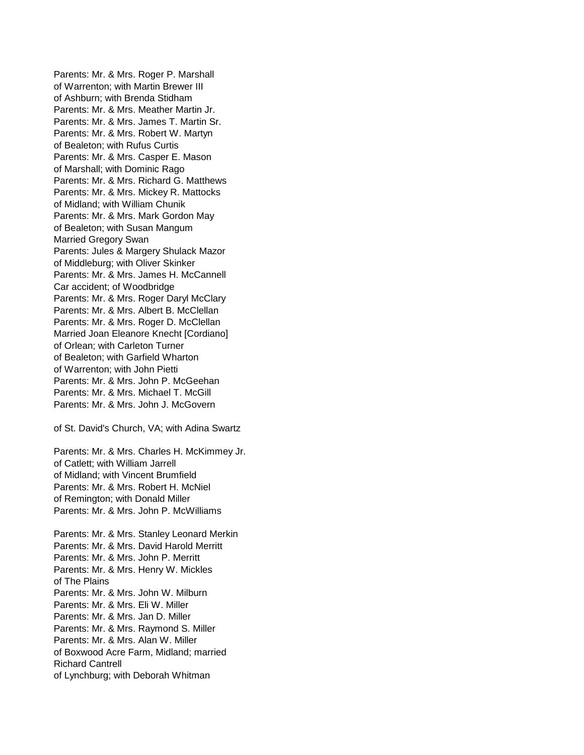Parents: Mr. & Mrs. Roger P. Marshall
of Warrenton; with Martin Brewer III
of Ashburn; with Brenda Stidham
Parents: Mr. & Mrs. Meather Martin Jr.
Parents: Mr. & Mrs. James T. Martin Sr.
Parents: Mr. & Mrs. Robert W. Martyn
of Bealeton; with Rufus Curtis
Parents: Mr. & Mrs. Casper E. Mason
of Marshall; with Dominic Rago
Parents: Mr. & Mrs. Richard G. Matthews
Parents: Mr. & Mrs. Mickey R. Mattocks
of Midland; with William Chunik
Parents: Mr. & Mrs. Mark Gordon May
of Bealeton; with Susan Mangum
Married Gregory Swan
Parents: Jules & Margery Shulack Mazor
of Middleburg; with Oliver Skinker
Parents: Mr. & Mrs. James H. McCannell
Car accident; of Woodbridge
Parents: Mr. & Mrs. Roger Daryl McClary
Parents: Mr. & Mrs. Albert B. McClellan
Parents: Mr. & Mrs. Roger D. McClellan
Married Joan Eleanore Knecht [Cordiano]
of Orlean; with Carleton Turner
of Bealeton; with Garfield Wharton
of Warrenton; with John Pietti
Parents: Mr. & Mrs. John P. McGeehan
Parents: Mr. & Mrs. Michael T. McGill
Parents: Mr. & Mrs. John J. McGovern

of St. David's Church, VA; with Adina Swartz

Parents: Mr. & Mrs. Charles H. McKimmey Jr.
of Catlett; with William Jarrell
of Midland; with Vincent Brumfield
Parents: Mr. & Mrs. Robert H. McNiel
of Remington; with Donald Miller
Parents: Mr. & Mrs. John P. McWilliams

Parents: Mr. & Mrs. Stanley Leonard Merkin
Parents: Mr. & Mrs. David Harold Merritt
Parents: Mr. & Mrs. John P. Merritt
Parents: Mr. & Mrs. Henry W. Mickles
of The Plains
Parents: Mr. & Mrs. John W. Milburn
Parents: Mr. & Mrs. Eli W. Miller
Parents: Mr. & Mrs. Jan D. Miller
Parents: Mr. & Mrs. Raymond S. Miller
Parents: Mr. & Mrs. Alan W. Miller
of Boxwood Acre Farm, Midland; married
Richard Cantrell
of Lynchburg; with Deborah Whitman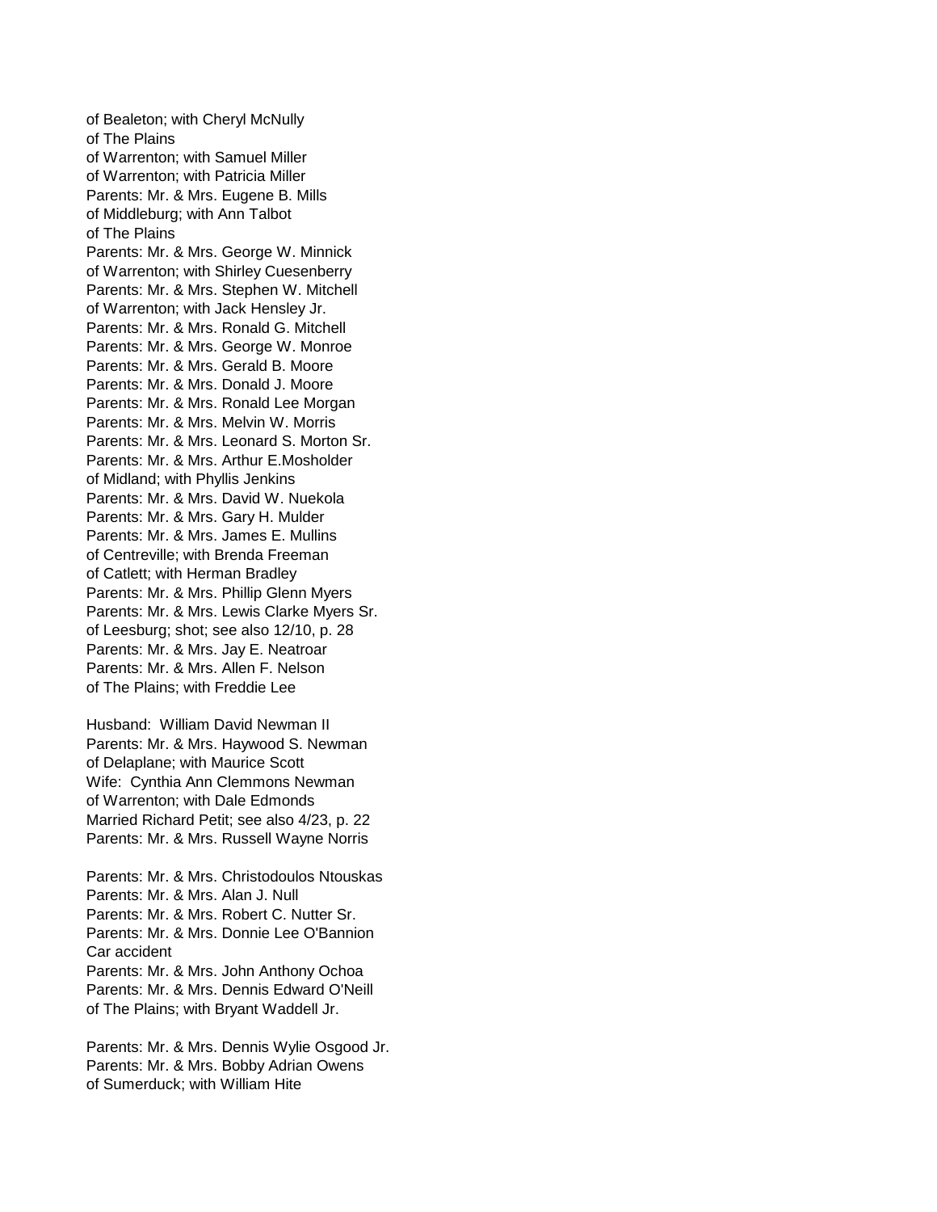of Bealeton; with Cheryl McNully
of The Plains
of Warrenton; with Samuel Miller
of Warrenton; with Patricia Miller
Parents: Mr. & Mrs. Eugene B. Mills
of Middleburg; with Ann Talbot
of The Plains
Parents: Mr. & Mrs. George W. Minnick
of Warrenton; with Shirley Cuesenberry
Parents: Mr. & Mrs. Stephen W. Mitchell
of Warrenton; with Jack Hensley Jr.
Parents: Mr. & Mrs. Ronald G. Mitchell
Parents: Mr. & Mrs. George W. Monroe
Parents: Mr. & Mrs. Gerald B. Moore
Parents: Mr. & Mrs. Donald J. Moore
Parents: Mr. & Mrs. Ronald Lee Morgan
Parents: Mr. & Mrs. Melvin W. Morris
Parents: Mr. & Mrs. Leonard S. Morton Sr.
Parents: Mr. & Mrs. Arthur E.Mosholder
of Midland; with Phyllis Jenkins
Parents: Mr. & Mrs. David W. Nuekola
Parents: Mr. & Mrs. Gary H. Mulder
Parents: Mr. & Mrs. James E. Mullins
of Centreville; with Brenda Freeman
of Catlett; with Herman Bradley
Parents: Mr. & Mrs. Phillip Glenn Myers
Parents: Mr. & Mrs. Lewis Clarke Myers Sr.
of Leesburg; shot; see also 12/10, p. 28
Parents: Mr. & Mrs. Jay E. Neatroar
Parents: Mr. & Mrs. Allen F. Nelson
of The Plains; with Freddie Lee

Husband: William David Newman II
Parents: Mr. & Mrs. Haywood S. Newman
of Delaplane; with Maurice Scott
Wife: Cynthia Ann Clemmons Newman
of Warrenton; with Dale Edmonds
Married Richard Petit; see also 4/23, p. 22
Parents: Mr. & Mrs. Russell Wayne Norris

Parents: Mr. & Mrs. Christodoulos Ntouskas
Parents: Mr. & Mrs. Alan J. Null
Parents: Mr. & Mrs. Robert C. Nutter Sr.
Parents: Mr. & Mrs. Donnie Lee O'Bannion
Car accident
Parents: Mr. & Mrs. John Anthony Ochoa
Parents: Mr. & Mrs. Dennis Edward O'Neill
of The Plains; with Bryant Waddell Jr.

Parents: Mr. & Mrs. Dennis Wylie Osgood Jr.
Parents: Mr. & Mrs. Bobby Adrian Owens
of Sumerduck; with William Hite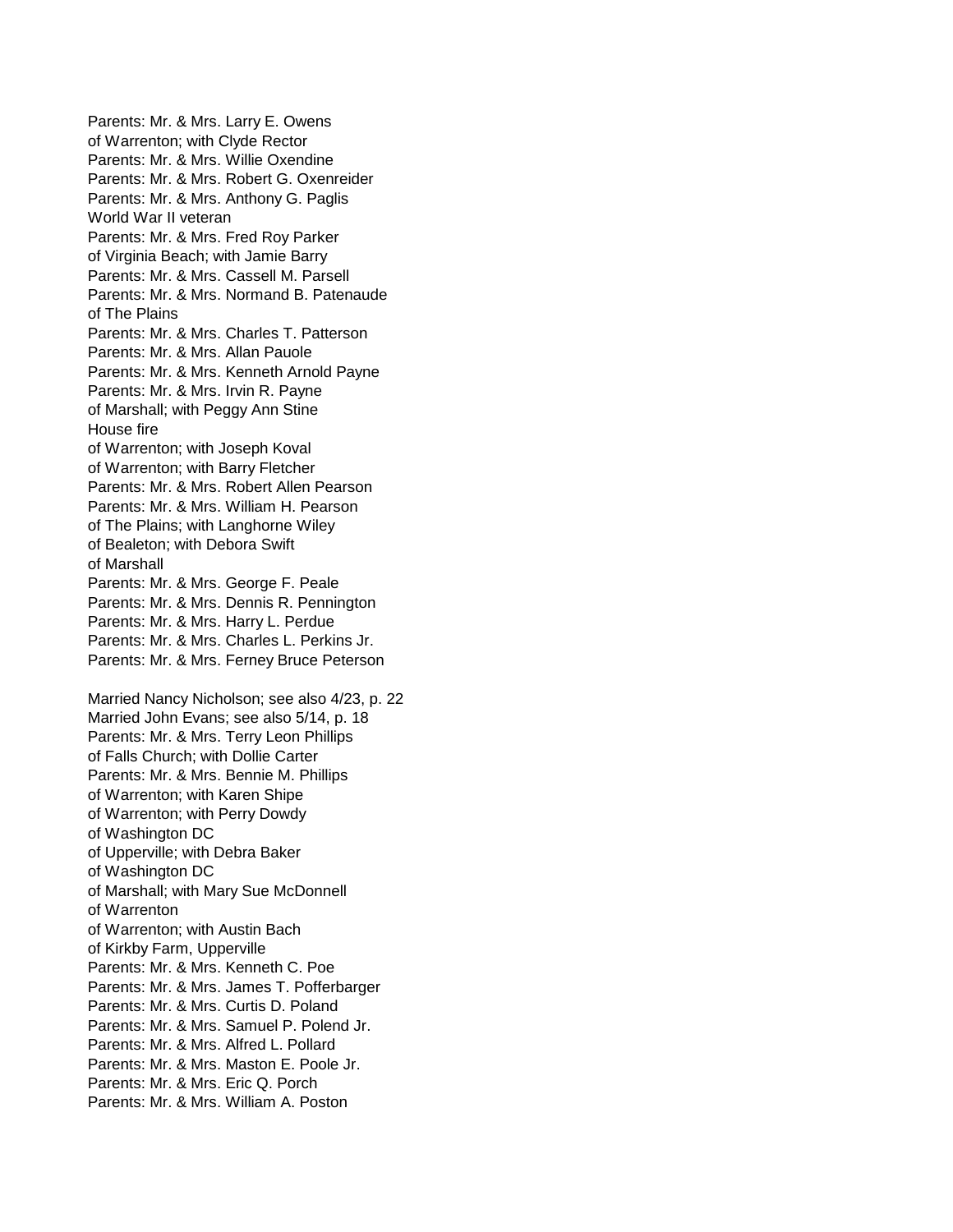Parents: Mr. & Mrs. Larry E. Owens
of Warrenton; with Clyde Rector
Parents: Mr. & Mrs. Willie Oxendine
Parents: Mr. & Mrs. Robert G. Oxenreider
Parents: Mr. & Mrs. Anthony G. Paglis
World War II veteran
Parents: Mr. & Mrs. Fred Roy Parker
of Virginia Beach; with Jamie Barry
Parents: Mr. & Mrs. Cassell M. Parsell
Parents: Mr. & Mrs. Normand B. Patenaude
of The Plains
Parents: Mr. & Mrs. Charles T. Patterson
Parents: Mr. & Mrs. Allan Pauole
Parents: Mr. & Mrs. Kenneth Arnold Payne
Parents: Mr. & Mrs. Irvin R. Payne
of Marshall; with Peggy Ann Stine
House fire
of Warrenton; with Joseph Koval
of Warrenton; with Barry Fletcher
Parents: Mr. & Mrs. Robert Allen Pearson
Parents: Mr. & Mrs. William H. Pearson
of The Plains; with Langhorne Wiley
of Bealeton; with Debora Swift
of Marshall
Parents: Mr. & Mrs. George F. Peale
Parents: Mr. & Mrs. Dennis R. Pennington
Parents: Mr. & Mrs. Harry L. Perdue
Parents: Mr. & Mrs. Charles L. Perkins Jr.
Parents: Mr. & Mrs. Ferney Bruce Peterson

Married Nancy Nicholson; see also 4/23, p. 22
Married John Evans; see also 5/14, p. 18
Parents: Mr. & Mrs. Terry Leon Phillips
of Falls Church; with Dollie Carter
Parents: Mr. & Mrs. Bennie M. Phillips
of Warrenton; with Karen Shipe
of Warrenton; with Perry Dowdy
of Washington DC
of Upperville; with Debra Baker
of Washington DC
of Marshall; with Mary Sue McDonnell
of Warrenton
of Warrenton; with Austin Bach
of Kirkby Farm, Upperville
Parents: Mr. & Mrs. Kenneth C. Poe
Parents: Mr. & Mrs. James T. Pofferbarger
Parents: Mr. & Mrs. Curtis D. Poland
Parents: Mr. & Mrs. Samuel P. Polend Jr.
Parents: Mr. & Mrs. Alfred L. Pollard
Parents: Mr. & Mrs. Maston E. Poole Jr.
Parents: Mr. & Mrs. Eric Q. Porch
Parents: Mr. & Mrs. William A. Poston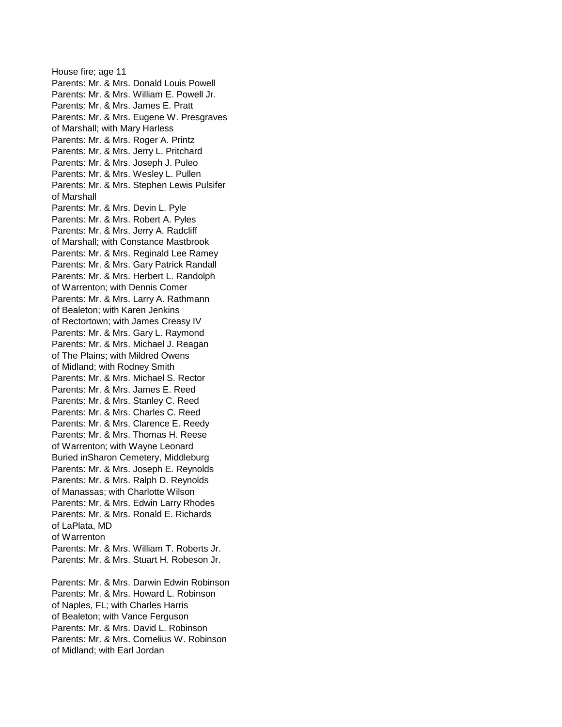House fire; age 11
Parents: Mr. & Mrs. Donald Louis Powell
Parents: Mr. & Mrs. William E. Powell Jr.
Parents: Mr. & Mrs. James E. Pratt
Parents: Mr. & Mrs. Eugene W. Presgraves
of Marshall; with Mary Harless
Parents: Mr. & Mrs. Roger A. Printz
Parents: Mr. & Mrs. Jerry L. Pritchard
Parents: Mr. & Mrs. Joseph J. Puleo
Parents: Mr. & Mrs. Wesley L. Pullen
Parents: Mr. & Mrs. Stephen Lewis Pulsifer
of Marshall
Parents: Mr. & Mrs. Devin L. Pyle
Parents: Mr. & Mrs. Robert A. Pyles
Parents: Mr. & Mrs. Jerry A. Radcliff
of Marshall; with Constance Mastbrook
Parents: Mr. & Mrs. Reginald Lee Ramey
Parents: Mr. & Mrs. Gary Patrick Randall
Parents: Mr. & Mrs. Herbert L. Randolph
of Warrenton; with Dennis Comer
Parents: Mr. & Mrs. Larry A. Rathmann
of Bealeton; with Karen Jenkins
of Rectortown; with James Creasy IV
Parents: Mr. & Mrs. Gary L. Raymond
Parents: Mr. & Mrs. Michael J. Reagan
of The Plains; with Mildred Owens
of Midland; with Rodney Smith
Parents: Mr. & Mrs. Michael S. Rector
Parents: Mr. & Mrs. James E. Reed
Parents: Mr. & Mrs. Stanley C. Reed
Parents: Mr. & Mrs. Charles C. Reed
Parents: Mr. & Mrs. Clarence E. Reedy
Parents: Mr. & Mrs. Thomas H. Reese
of Warrenton; with Wayne Leonard
Buried inSharon Cemetery, Middleburg
Parents: Mr. & Mrs. Joseph E. Reynolds
Parents: Mr. & Mrs. Ralph D. Reynolds
of Manassas; with Charlotte Wilson
Parents: Mr. & Mrs. Edwin Larry Rhodes
Parents: Mr. & Mrs. Ronald E. Richards
of LaPlata, MD
of Warrenton
Parents: Mr. & Mrs. William T. Roberts Jr.
Parents: Mr. & Mrs. Stuart H. Robeson Jr.

Parents: Mr. & Mrs. Darwin Edwin Robinson
Parents: Mr. & Mrs. Howard L. Robinson
of Naples, FL; with Charles Harris
of Bealeton; with Vance Ferguson
Parents: Mr. & Mrs. David L. Robinson
Parents: Mr. & Mrs. Cornelius W. Robinson
of Midland; with Earl Jordan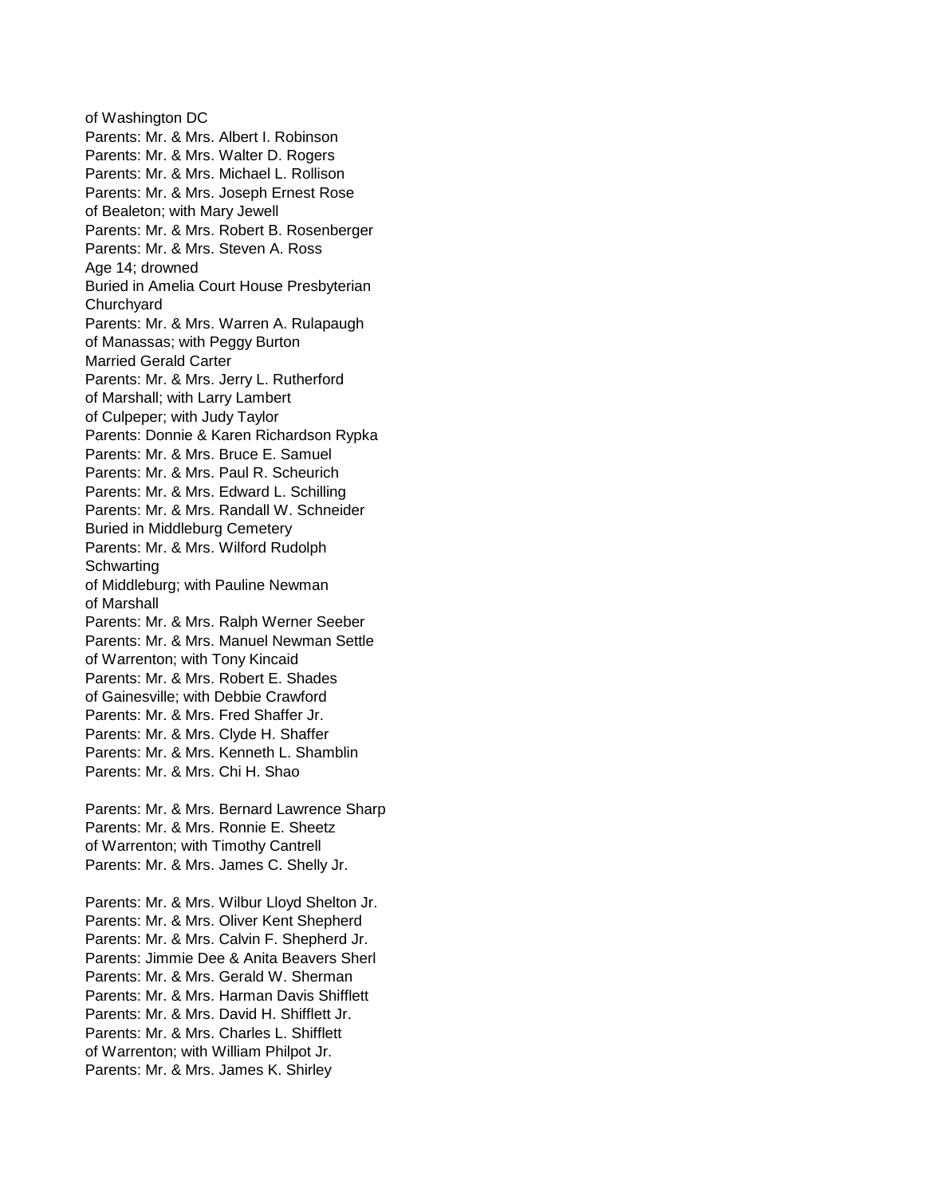of Washington DC
Parents: Mr. & Mrs. Albert I. Robinson
Parents: Mr. & Mrs. Walter D. Rogers
Parents: Mr. & Mrs. Michael L. Rollison
Parents: Mr. & Mrs. Joseph Ernest Rose
of Bealeton; with Mary Jewell
Parents: Mr. & Mrs. Robert B. Rosenberger
Parents: Mr. & Mrs. Steven A. Ross
Age 14; drowned
Buried in Amelia Court House Presbyterian Churchyard
Parents: Mr. & Mrs. Warren A. Rulapaugh
of Manassas; with Peggy Burton
Married Gerald Carter
Parents: Mr. & Mrs. Jerry L. Rutherford
of Marshall; with Larry Lambert
of Culpeper; with Judy Taylor
Parents: Donnie & Karen Richardson Rypka
Parents: Mr. & Mrs. Bruce E. Samuel
Parents: Mr. & Mrs. Paul R. Scheurich
Parents: Mr. & Mrs. Edward L. Schilling
Parents: Mr. & Mrs. Randall W. Schneider
Buried in Middleburg Cemetery
Parents: Mr. & Mrs. Wilford Rudolph Schwarting
of Middleburg; with Pauline Newman
of Marshall
Parents: Mr. & Mrs. Ralph Werner Seeber
Parents: Mr. & Mrs. Manuel Newman Settle
of Warrenton; with Tony Kincaid
Parents: Mr. & Mrs. Robert E. Shades
of Gainesville; with Debbie Crawford
Parents: Mr. & Mrs. Fred Shaffer Jr.
Parents: Mr. & Mrs. Clyde H. Shaffer
Parents: Mr. & Mrs. Kenneth L. Shamblin
Parents: Mr. & Mrs. Chi H. Shao

Parents: Mr. & Mrs. Bernard Lawrence Sharp
Parents: Mr. & Mrs. Ronnie E. Sheetz
of Warrenton; with Timothy Cantrell
Parents: Mr. & Mrs. James C. Shelly Jr.

Parents: Mr. & Mrs. Wilbur Lloyd Shelton Jr.
Parents: Mr. & Mrs. Oliver Kent Shepherd
Parents: Mr. & Mrs. Calvin F. Shepherd Jr.
Parents: Jimmie Dee & Anita Beavers Sherl
Parents: Mr. & Mrs. Gerald W. Sherman
Parents: Mr. & Mrs. Harman Davis Shifflett
Parents: Mr. & Mrs. David H. Shifflett Jr.
Parents: Mr. & Mrs. Charles L. Shifflett
of Warrenton; with William Philpot Jr.
Parents: Mr. & Mrs. James K. Shirley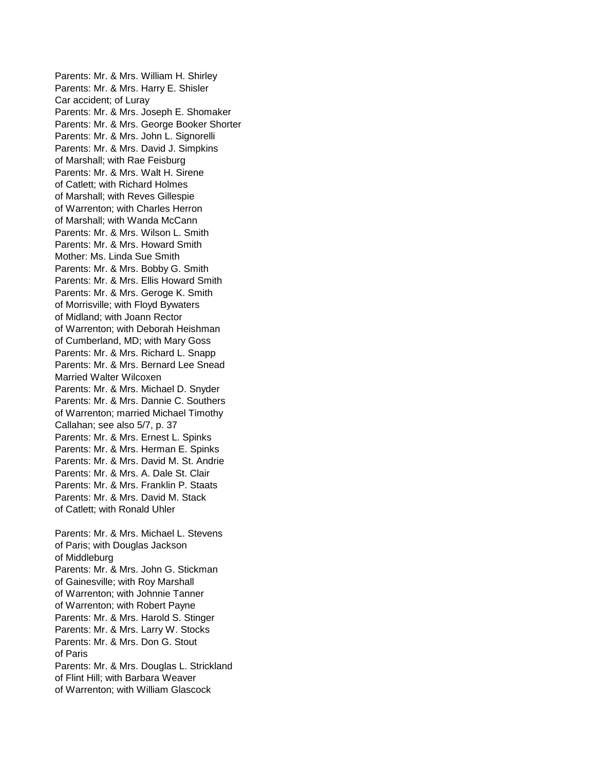Parents: Mr. & Mrs. William H. Shirley
Parents: Mr. & Mrs. Harry E. Shisler
Car accident; of Luray
Parents: Mr. & Mrs. Joseph E. Shomaker
Parents: Mr. & Mrs. George Booker Shorter
Parents: Mr. & Mrs. John L. Signorelli
Parents: Mr. & Mrs. David J. Simpkins
of Marshall; with Rae Feisburg
Parents: Mr. & Mrs. Walt H. Sirene
of Catlett; with Richard Holmes
of Marshall; with Reves Gillespie
of Warrenton; with Charles Herron
of Marshall; with Wanda McCann
Parents: Mr. & Mrs. Wilson L. Smith
Parents: Mr. & Mrs. Howard Smith
Mother: Ms. Linda Sue Smith
Parents: Mr. & Mrs. Bobby G. Smith
Parents: Mr. & Mrs. Ellis Howard Smith
Parents: Mr. & Mrs. Geroge K. Smith
of Morrisville; with Floyd Bywaters
of Midland; with Joann Rector
of Warrenton; with Deborah Heishman
of Cumberland, MD; with Mary Goss
Parents: Mr. & Mrs. Richard L. Snapp
Parents: Mr. & Mrs. Bernard Lee Snead
Married Walter Wilcoxen
Parents: Mr. & Mrs. Michael D. Snyder
Parents: Mr. & Mrs. Dannie C. Southers
of Warrenton; married Michael Timothy
Callahan; see also 5/7, p. 37
Parents: Mr. & Mrs. Ernest L. Spinks
Parents: Mr. & Mrs. Herman E. Spinks
Parents: Mr. & Mrs. David M. St. Andrie
Parents: Mr. & Mrs. A. Dale St. Clair
Parents: Mr. & Mrs. Franklin P. Staats
Parents: Mr. & Mrs. David M. Stack
of Catlett; with Ronald Uhler

Parents: Mr. & Mrs. Michael L. Stevens
of Paris; with Douglas Jackson
of Middleburg
Parents: Mr. & Mrs. John G. Stickman
of Gainesville; with Roy Marshall
of Warrenton; with Johnnie Tanner
of Warrenton; with Robert Payne
Parents: Mr. & Mrs. Harold S. Stinger
Parents: Mr. & Mrs. Larry W. Stocks
Parents: Mr. & Mrs. Don G. Stout
of Paris
Parents: Mr. & Mrs. Douglas L. Strickland
of Flint Hill; with Barbara Weaver
of Warrenton; with William Glascock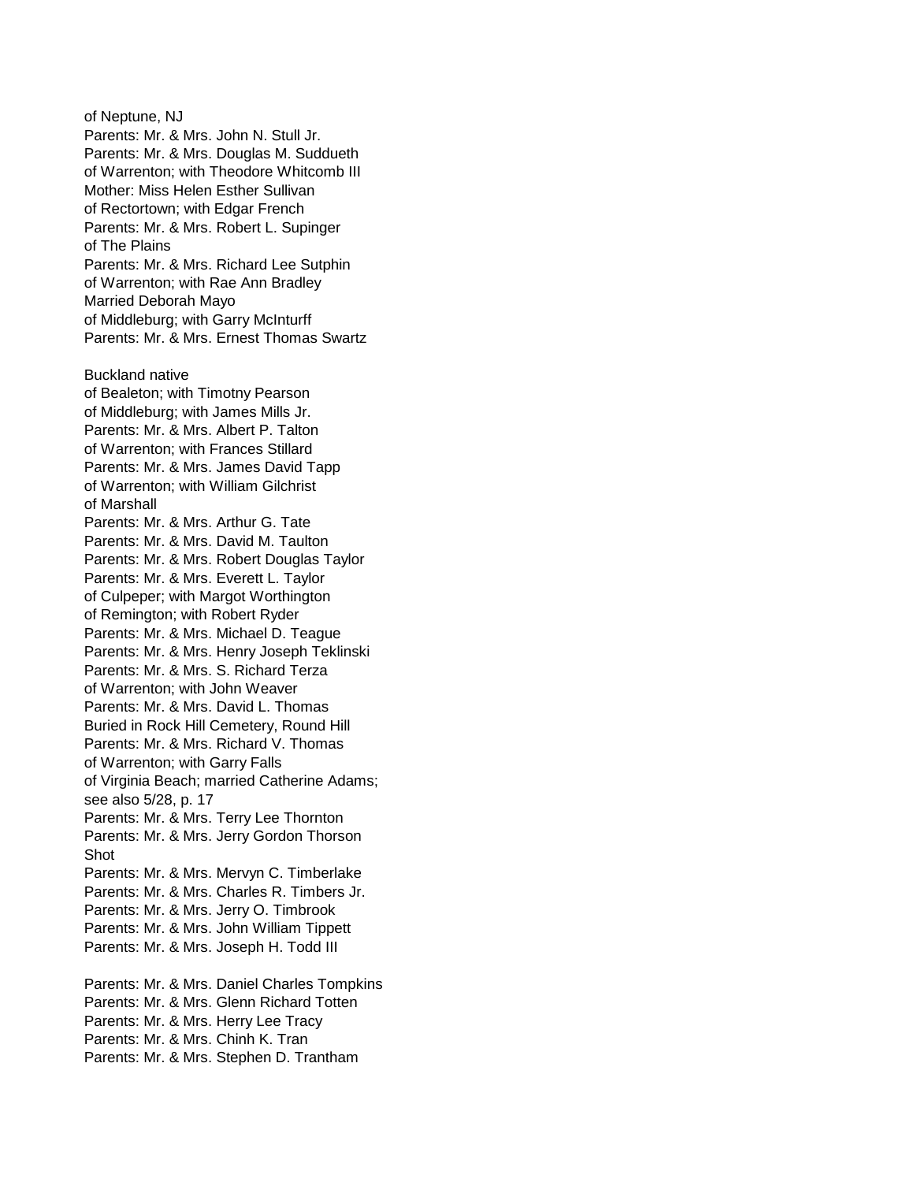of Neptune, NJ
Parents: Mr. & Mrs. John N. Stull Jr.
Parents: Mr. & Mrs. Douglas M. Suddueth
of Warrenton; with Theodore Whitcomb III
Mother: Miss Helen Esther Sullivan
of Rectortown; with Edgar French
Parents: Mr. & Mrs. Robert L. Supinger
of The Plains
Parents: Mr. & Mrs. Richard Lee Sutphin
of Warrenton; with Rae Ann Bradley
Married Deborah Mayo
of Middleburg; with Garry McInturff
Parents: Mr. & Mrs. Ernest Thomas Swartz

Buckland native
of Bealeton; with Timotny Pearson
of Middleburg; with James Mills Jr.
Parents: Mr. & Mrs. Albert P. Talton
of Warrenton; with Frances Stillard
Parents: Mr. & Mrs. James David Tapp
of Warrenton; with William Gilchrist
of Marshall
Parents: Mr. & Mrs. Arthur G. Tate
Parents: Mr. & Mrs. David M. Taulton
Parents: Mr. & Mrs. Robert Douglas Taylor
Parents: Mr. & Mrs. Everett L. Taylor
of Culpeper; with Margot Worthington
of Remington; with Robert Ryder
Parents: Mr. & Mrs. Michael D. Teague
Parents: Mr. & Mrs. Henry Joseph Teklinski
Parents: Mr. & Mrs. S. Richard Terza
of Warrenton; with John Weaver
Parents: Mr. & Mrs. David L. Thomas
Buried in Rock Hill Cemetery, Round Hill
Parents: Mr. & Mrs. Richard V. Thomas
of Warrenton; with Garry Falls
of Virginia Beach; married Catherine Adams;
see also 5/28, p. 17
Parents: Mr. & Mrs. Terry Lee Thornton
Parents: Mr. & Mrs. Jerry Gordon Thorson
Shot
Parents: Mr. & Mrs. Mervyn C. Timberlake
Parents: Mr. & Mrs. Charles R. Timbers Jr.
Parents: Mr. & Mrs. Jerry O. Timbrook
Parents: Mr. & Mrs. John William Tippett
Parents: Mr. & Mrs. Joseph H. Todd III

Parents: Mr. & Mrs. Daniel Charles Tompkins
Parents: Mr. & Mrs. Glenn Richard Totten
Parents: Mr. & Mrs. Herry Lee Tracy
Parents: Mr. & Mrs. Chinh K. Tran
Parents: Mr. & Mrs. Stephen D. Trantham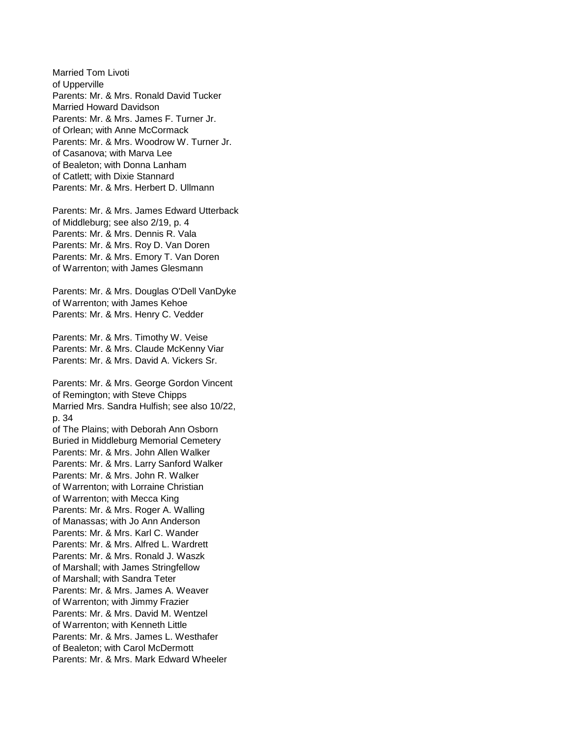Married Tom Livoti
of Upperville
Parents: Mr. & Mrs. Ronald David Tucker
Married Howard Davidson
Parents: Mr. & Mrs. James F. Turner Jr.
of Orlean; with Anne McCormack
Parents: Mr. & Mrs. Woodrow W. Turner Jr.
of Casanova; with Marva Lee
of Bealeton; with Donna Lanham
of Catlett; with Dixie Stannard
Parents: Mr. & Mrs. Herbert D. Ullmann

Parents: Mr. & Mrs. James Edward Utterback
of Middleburg; see also 2/19, p. 4
Parents: Mr. & Mrs. Dennis R. Vala
Parents: Mr. & Mrs. Roy D. Van Doren
Parents: Mr. & Mrs. Emory T. Van Doren
of Warrenton; with James Glesmann

Parents: Mr. & Mrs. Douglas O'Dell VanDyke
of Warrenton; with James Kehoe
Parents: Mr. & Mrs. Henry C. Vedder

Parents: Mr. & Mrs. Timothy W. Veise
Parents: Mr. & Mrs. Claude McKenny Viar
Parents: Mr. & Mrs. David A. Vickers Sr.

Parents: Mr. & Mrs. George Gordon Vincent
of Remington; with Steve Chipps
Married Mrs. Sandra Hulfish; see also 10/22, p. 34
of The Plains; with Deborah Ann Osborn
Buried in Middleburg Memorial Cemetery
Parents: Mr. & Mrs. John Allen Walker
Parents: Mr. & Mrs. Larry Sanford Walker
Parents: Mr. & Mrs. John R. Walker
of Warrenton; with Lorraine Christian
of Warrenton; with Mecca King
Parents: Mr. & Mrs. Roger A. Walling
of Manassas; with Jo Ann Anderson
Parents: Mr. & Mrs. Karl C. Wander
Parents: Mr. & Mrs. Alfred L. Wardrett
Parents: Mr. & Mrs. Ronald J. Waszk
of Marshall; with James Stringfellow
of Marshall; with Sandra Teter
Parents: Mr. & Mrs. James A. Weaver
of Warrenton; with Jimmy Frazier
Parents: Mr. & Mrs. David M. Wentzel
of Warrenton; with Kenneth Little
Parents: Mr. & Mrs. James L. Westhafer
of Bealeton; with Carol McDermott
Parents: Mr. & Mrs. Mark Edward Wheeler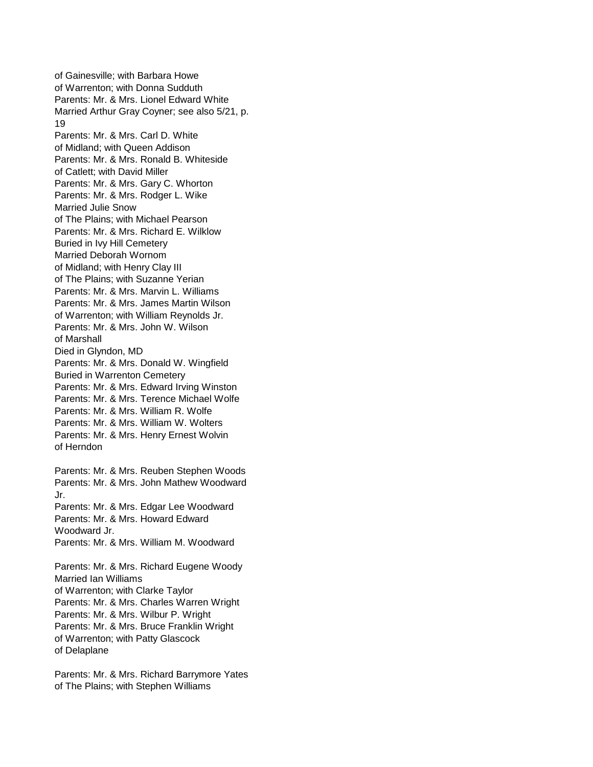of Gainesville; with Barbara Howe
of Warrenton; with Donna Sudduth
Parents: Mr. & Mrs. Lionel Edward White
Married Arthur Gray Coyner; see also 5/21, p. 19
Parents: Mr. & Mrs. Carl D. White
of Midland; with Queen Addison
Parents: Mr. & Mrs. Ronald B. Whiteside
of Catlett; with David Miller
Parents: Mr. & Mrs. Gary C. Whorton
Parents: Mr. & Mrs. Rodger L. Wike
Married Julie Snow
of The Plains; with Michael Pearson
Parents: Mr. & Mrs. Richard E. Wilklow
Buried in Ivy Hill Cemetery
Married Deborah Wornom
of Midland; with Henry Clay III
of The Plains; with Suzanne Yerian
Parents: Mr. & Mrs. Marvin L. Williams
Parents: Mr. & Mrs. James Martin Wilson
of Warrenton; with William Reynolds Jr.
Parents: Mr. & Mrs. John W. Wilson
of Marshall
Died in Glyndon, MD
Parents: Mr. & Mrs. Donald W. Wingfield
Buried in Warrenton Cemetery
Parents: Mr. & Mrs. Edward Irving Winston
Parents: Mr. & Mrs. Terence Michael Wolfe
Parents: Mr. & Mrs. William R. Wolfe
Parents: Mr. & Mrs. William W. Wolters
Parents: Mr. & Mrs. Henry Ernest Wolvin
of Herndon

Parents: Mr. & Mrs. Reuben Stephen Woods
Parents: Mr. & Mrs. John Mathew Woodward Jr.
Parents: Mr. & Mrs. Edgar Lee Woodward
Parents: Mr. & Mrs. Howard Edward Woodward Jr.
Parents: Mr. & Mrs. William M. Woodward

Parents: Mr. & Mrs. Richard Eugene Woody
Married Ian Williams
of Warrenton; with Clarke Taylor
Parents: Mr. & Mrs. Charles Warren Wright
Parents: Mr. & Mrs. Wilbur P. Wright
Parents: Mr. & Mrs. Bruce Franklin Wright
of Warrenton; with Patty Glascock
of Delaplane

Parents: Mr. & Mrs. Richard Barrymore Yates
of The Plains; with Stephen Williams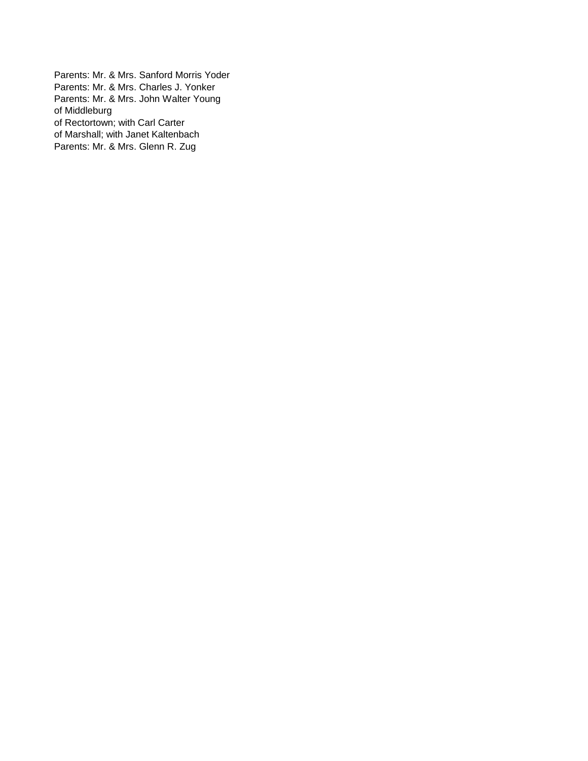Parents: Mr. & Mrs. Sanford Morris Yoder
Parents: Mr. & Mrs. Charles J. Yonker
Parents: Mr. & Mrs. John Walter Young
of Middleburg
of Rectortown; with Carl Carter
of Marshall; with Janet Kaltenbach
Parents: Mr. & Mrs. Glenn R. Zug